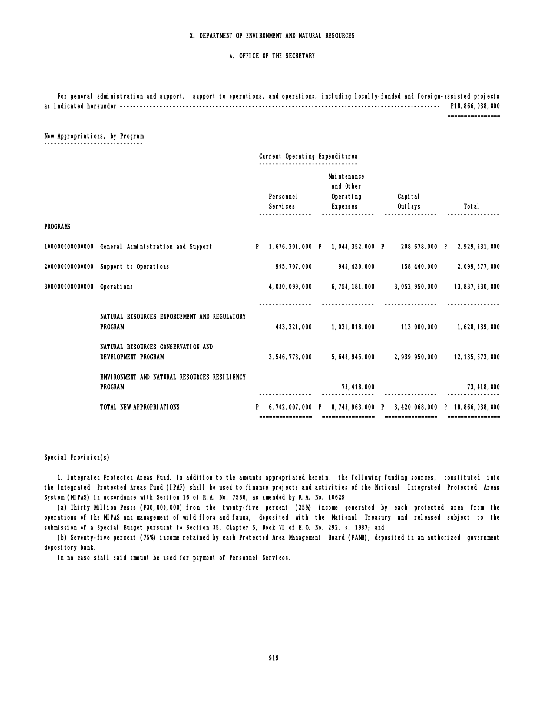# X. DEPARTMENT OF ENVIRONMENT AND NATURAL RESOURCES

## A. OFFICE OF THE SECRETARY

For general administration and support, support to operations, and operations, including locally-funded and foreign-assisted projects as indicated hereunder ---------------------------------------------------------------------------------------------------- P18,866,038,000

### New Appropriations, by Program

| | | Current Operating Expenditures | | | |
|---|---|---|---|---|---|
| | | Personnel Services | Maintenance and Other Operating Expenses | Capital Outlays | Total |
| **PROGRAMS** | | | | | |
| 100000000000000 | General Administration and Support | P 1,676,201,000 | P 1,044,352,000 | P 208,678,000 | P 2,929,231,000 |
| 200000000000000 | Support to Operations | 995,707,000 | 945,430,000 | 158,440,000 | 2,099,577,000 |
| 300000000000000 | Operations | 4,030,099,000 | 6,754,181,000 | 3,052,950,000 | 13,837,230,000 |
| | NATURAL RESOURCES ENFORCEMENT AND REGULATORY PROGRAM | 483,321,000 | 1,031,818,000 | 113,000,000 | 1,628,139,000 |
| | NATURAL RESOURCES CONSERVATION AND DEVELOPMENT PROGRAM | 3,546,778,000 | 5,648,945,000 | 2,939,950,000 | 12,135,673,000 |
| | ENVIRONMENT AND NATURAL RESOURCES RESILIENCY PROGRAM | | 73,418,000 | | 73,418,000 |
| | TOTAL NEW APPROPRIATIONS | P 6,702,007,000 | P 8,743,963,000 | P 3,420,068,000 | P 18,866,038,000 |

### Special Provision(s)

1. Integrated Protected Areas Fund. In addition to the amounts appropriated herein, the following funding sources, constituted into the Integrated Protected Areas Fund (IPAF) shall be used to finance projects and activities of the National Integrated Protected Areas System (NIPAS) in accordance with Section 16 of R.A. No. 7586, as amended by R.A. No. 10629:

(a) Thirty Million Pesos (P30,000,000) from the twenty-five percent (25%) income generated by each protected area from the operations of the NIPAS and management of wild flora and fauna, deposited with the National Treasury and released subject to the submission of a Special Budget pursuant to Section 35, Chapter 5, Book VI of E.O. No. 292, s. 1987; and

(b) Seventy-five percent (75%) income retained by each Protected Area Management Board (PAMB), deposited in an authorized government depository bank.

In no case shall said amount be used for payment of Personnel Services.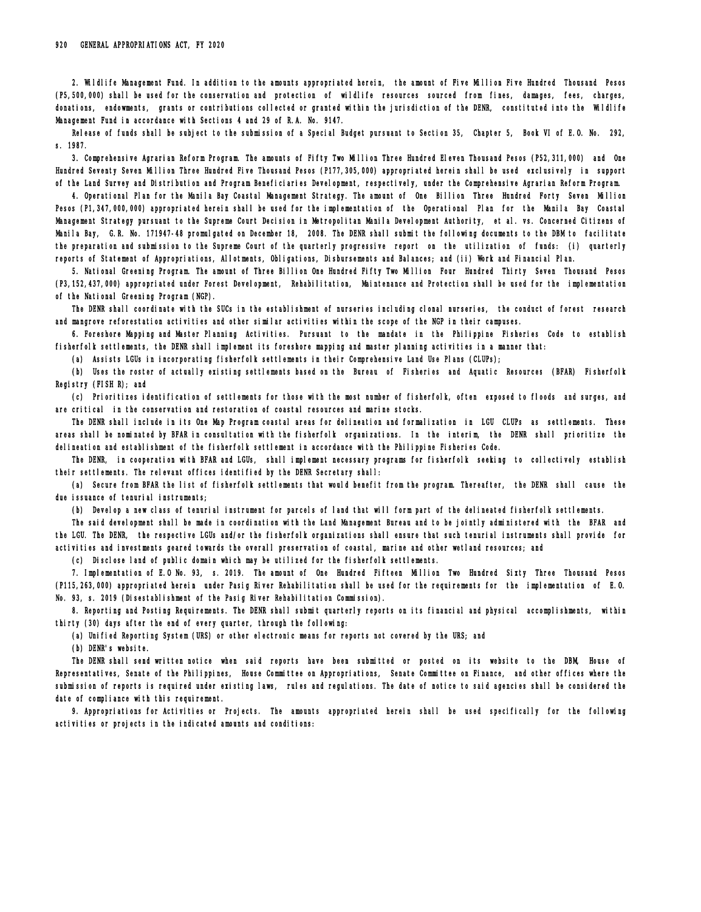2. **Wildlife Management Fund.** In addition to the amounts appropriated herein, the amount of Five Million Five Hundred Thousand Pesos (P5,500,000) shall be used for the conservation and protection of wildlife resources sourced from fines, damages, fees, charges, donations, endowments, grants or contributions collected or granted within the jurisdiction of the DENR, constituted into the Wildlife Management Fund in accordance with Sections 4 and 29 of R.A. No. 9147.

Release of funds shall be subject to the submission of a Special Budget pursuant to Section 35, Chapter 5, Book VI of E.O. No. 292, s. 1987.

3. **Comprehensive Agrarian Reform Program.** The amounts of Fifty Two Million Three Hundred Eleven Thousand Pesos (P52,311,000) and One Hundred Seventy Seven Million Three Hundred Five Thousand Pesos (P177,305,000) appropriated herein shall be used exclusively in support of the Land Survey and Distribution and Program Beneficiaries Development, respectively, under the Comprehensive Agrarian Reform Program.

4. **Operational Plan for the Manila Bay Coastal Management Strategy.** The amount of One Billion Three Hundred Forty Seven Million Pesos (P1,347,000,000) appropriated herein shall be used for the implementation of the Operational Plan for the Manila Bay Coastal Management Strategy pursuant to the Supreme Court Decision in Metropolitan Manila Development Authority, et al. vs. Concerned Citizens of Manila Bay, G.R. No. 171947-48 promulgated on December 18, 2008. The DENR shall submit the following documents to the DBM to facilitate the preparation and submission to the Supreme Court of the quarterly progressive report on the utilization of funds: (i) quarterly reports of Statement of Appropriations, Allotments, Obligations, Disbursements and Balances; and (ii) Work and Financial Plan.

5. **National Greening Program.** The amount of Three Billion One Hundred Fifty Two Million Four Hundred Thirty Seven Thousand Pesos (P3,152,437,000) appropriated under Forest Development, Rehabilitation, Maintenance and Protection shall be used for the implementation of the National Greening Program (NGP).

The DENR shall coordinate with the SUCs in the establishment of nurseries including clonal nurseries, the conduct of forest research and mangrove reforestation activities and other similar activities within the scope of the NGP in their campuses.

6. **Foreshore Mapping and Master Planning Activities.** Pursuant to the mandate in the Philippine Fisheries Code to establish fisherfolk settlements, the DENR shall implement its foreshore mapping and master planning activities in a manner that:

(a) Assists LGUs in incorporating fisherfolk settlements in their Comprehensive Land Use Plans (CLUPs);

(b) Uses the roster of actually existing settlements based on the Bureau of Fisheries and Aquatic Resources (BFAR) Fisherfolk Registry (FISH R); and

(c) Prioritizes identification of settlements for those with the most number of fisherfolk, often exposed to floods and surges, and are critical in the conservation and restoration of coastal resources and marine stocks.

The DENR shall include in its One Map Program coastal areas for delineation and formalization in LGU CLUPs as settlements. These areas shall be nominated by BFAR in consultation with the fisherfolk organizations. In the interim, the DENR shall prioritize the delineation and establishment of the fisherfolk settlement in accordance with the Philippine Fisheries Code.

The DENR, in cooperation with BFAR and LGUs, shall implement necessary programs for fisherfolk seeking to collectively establish their settlements. The relevant offices identified by the DENR Secretary shall:

(a) Secure from BFAR the list of fisherfolk settlements that would benefit from the program. Thereafter, the DENR shall cause the due issuance of tenurial instruments;

(b) Develop a new class of tenurial instrument for parcels of land that will form part of the delineated fisherfolk settlements.

The said development shall be made in coordination with the Land Management Bureau and to be jointly administered with the BFAR and the LGU. The DENR, the respective LGUs and/or the fisherfolk organizations shall ensure that such tenurial instruments shall provide for activities and investments geared towards the overall preservation of coastal, marine and other wetland resources; and

(c) Disclose land of public domain which may be utilized for the fisherfolk settlements.

7. **Implementation of E.O No. 93, s. 2019.** The amount of One Hundred Fifteen Million Two Hundred Sixty Three Thousand Pesos (P115,263,000) appropriated herein under Pasig River Rehabilitation shall be used for the requirements for the implementation of E.O. No. 93, s. 2019 (Disestablishment of the Pasig River Rehabilitation Commission).

8. **Reporting and Posting Requirements.** The DENR shall submit quarterly reports on its financial and physical accomplishments, within thirty (30) days after the end of every quarter, through the following:

(a) Unified Reporting System (URS) or other electronic means for reports not covered by the URS; and

(b) DENR's website.

The DENR shall send written notice when said reports have been submitted or posted on its website to the DBM, House of Representatives, Senate of the Philippines, House Committee on Appropriations, Senate Committee on Finance, and other offices where the submission of reports is required under existing laws, rules and regulations. The date of notice to said agencies shall be considered the date of compliance with this requirement.

9. **Appropriations for Activities or Projects.** The amounts appropriated herein shall be used specifically for the following activities or projects in the indicated amounts and conditions: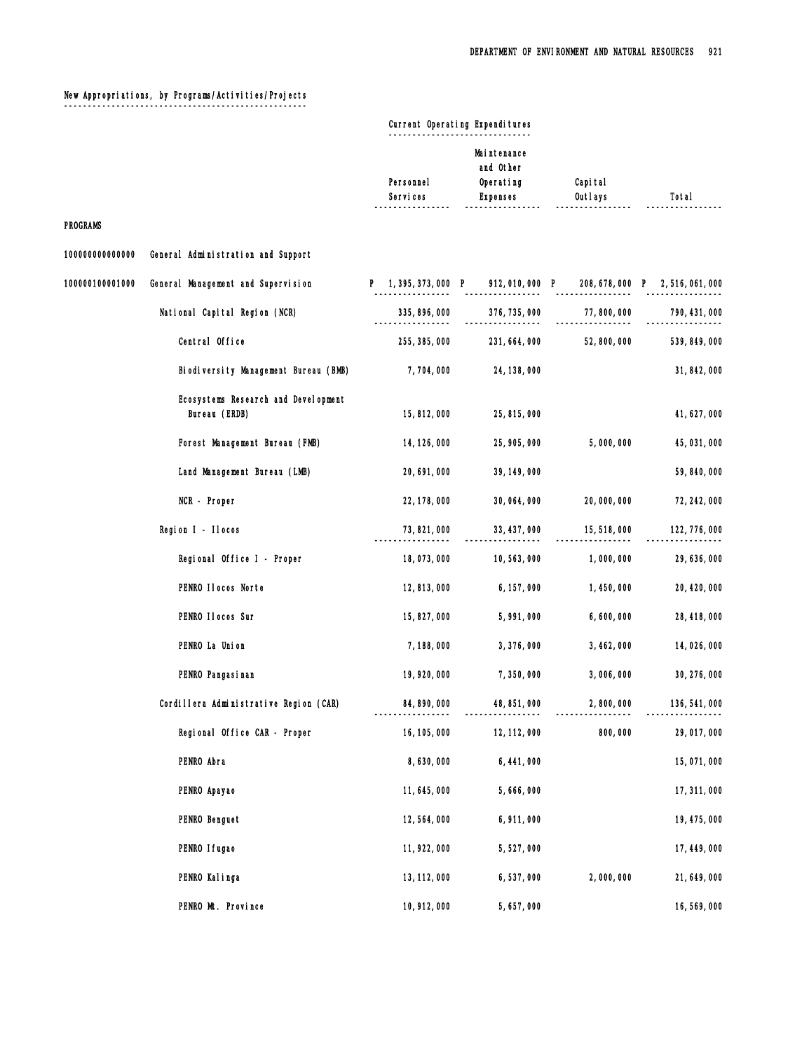New Appropriations, by Programs/Activities/Projects

| | | Current Operating Expenditures | | | |
|---|---|---|---|---|---|
| | | Personnel Services | Maintenance and Other Operating Expenses | Capital Outlays | Total |
| PROGRAMS | | | | | |
| 100000000000000 | General Administration and Support | | | | |
| 100000100001000 | General Management and Supervision | P 1,395,373,000 | P 912,010,000 | P 208,678,000 | P 2,516,061,000 |
| | National Capital Region (NCR) | 335,896,000 | 376,735,000 | 77,800,000 | 790,431,000 |
| | Central Office | 255,385,000 | 231,664,000 | 52,800,000 | 539,849,000 |
| | Biodiversity Management Bureau (BMB) | 7,704,000 | 24,138,000 | | 31,842,000 |
| | Ecosystems Research and Development Bureau (ERDB) | 15,812,000 | 25,815,000 | | 41,627,000 |
| | Forest Management Bureau (FMB) | 14,126,000 | 25,905,000 | 5,000,000 | 45,031,000 |
| | Land Management Bureau (LMB) | 20,691,000 | 39,149,000 | | 59,840,000 |
| | NCR - Proper | 22,178,000 | 30,064,000 | 20,000,000 | 72,242,000 |
| | Region I - Ilocos | 73,821,000 | 33,437,000 | 15,518,000 | 122,776,000 |
| | Regional Office I - Proper | 18,073,000 | 10,563,000 | 1,000,000 | 29,636,000 |
| | PENRO Ilocos Norte | 12,813,000 | 6,157,000 | 1,450,000 | 20,420,000 |
| | PENRO Ilocos Sur | 15,827,000 | 5,991,000 | 6,600,000 | 28,418,000 |
| | PENRO La Union | 7,188,000 | 3,376,000 | 3,462,000 | 14,026,000 |
| | PENRO Pangasinan | 19,920,000 | 7,350,000 | 3,006,000 | 30,276,000 |
| | Cordillera Administrative Region (CAR) | 84,890,000 | 48,851,000 | 2,800,000 | 136,541,000 |
| | Regional Office CAR - Proper | 16,105,000 | 12,112,000 | 800,000 | 29,017,000 |
| | PENRO Abra | 8,630,000 | 6,441,000 | | 15,071,000 |
| | PENRO Apayao | 11,645,000 | 5,666,000 | | 17,311,000 |
| | PENRO Benguet | 12,564,000 | 6,911,000 | | 19,475,000 |
| | PENRO Ifugao | 11,922,000 | 5,527,000 | | 17,449,000 |
| | PENRO Kalinga | 13,112,000 | 6,537,000 | 2,000,000 | 21,649,000 |
| | PENRO Mt. Province | 10,912,000 | 5,657,000 | | 16,569,000 |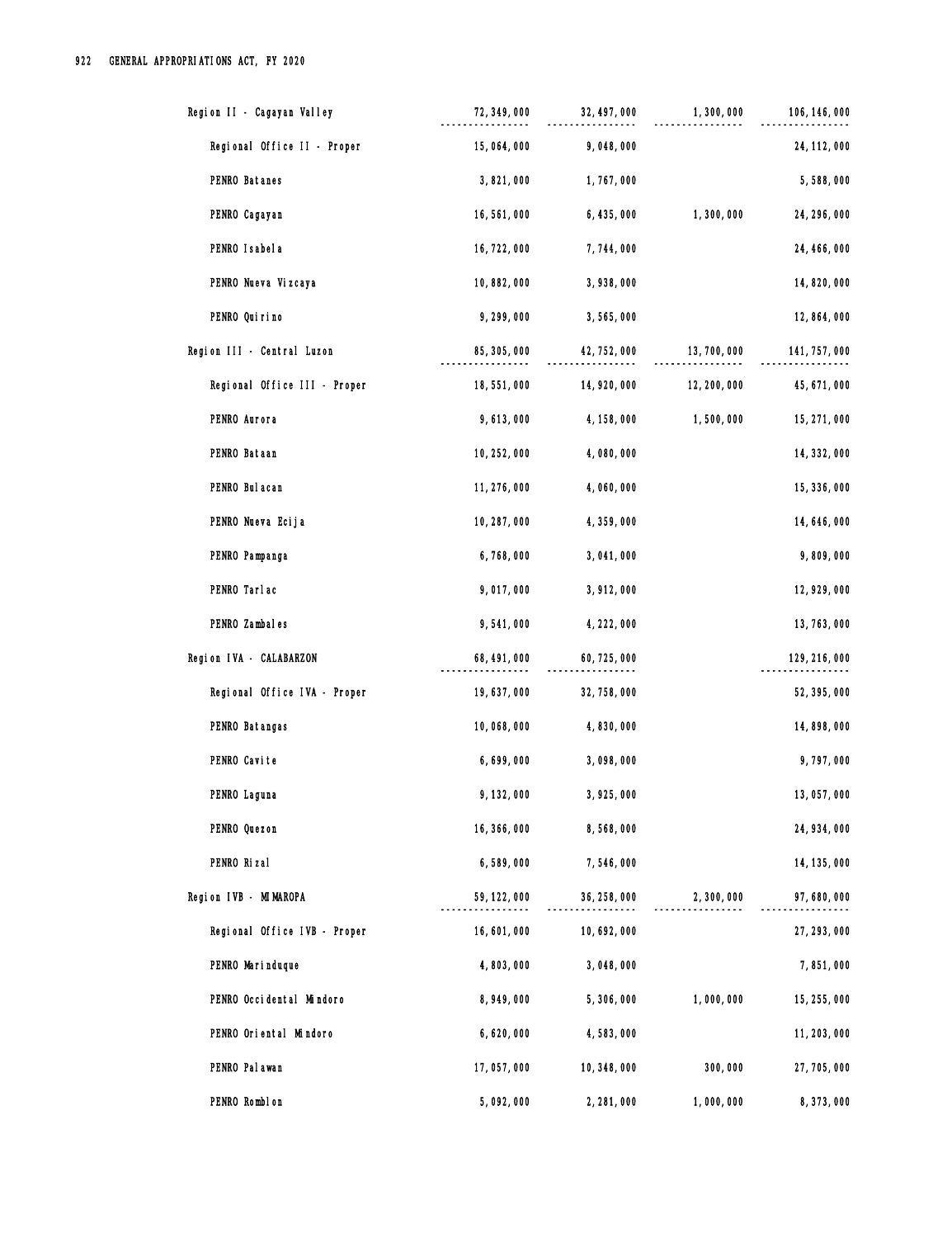| | | | | |
|---|---|---|---|---|
| Region II - Cagayan Valley | 72,349,000 | 32,497,000 | 1,300,000 | 106,146,000 |
| Regional Office II - Proper | 15,064,000 | 9,048,000 | | 24,112,000 |
| PENRO Batanes | 3,821,000 | 1,767,000 | | 5,588,000 |
| PENRO Cagayan | 16,561,000 | 6,435,000 | 1,300,000 | 24,296,000 |
| PENRO Isabela | 16,722,000 | 7,744,000 | | 24,466,000 |
| PENRO Nueva Vizcaya | 10,882,000 | 3,938,000 | | 14,820,000 |
| PENRO Quirino | 9,299,000 | 3,565,000 | | 12,864,000 |
| Region III - Central Luzon | 85,305,000 | 42,752,000 | 13,700,000 | 141,757,000 |
| Regional Office III - Proper | 18,551,000 | 14,920,000 | 12,200,000 | 45,671,000 |
| PENRO Aurora | 9,613,000 | 4,158,000 | 1,500,000 | 15,271,000 |
| PENRO Bataan | 10,252,000 | 4,080,000 | | 14,332,000 |
| PENRO Bulacan | 11,276,000 | 4,060,000 | | 15,336,000 |
| PENRO Nueva Ecija | 10,287,000 | 4,359,000 | | 14,646,000 |
| PENRO Pampanga | 6,768,000 | 3,041,000 | | 9,809,000 |
| PENRO Tarlac | 9,017,000 | 3,912,000 | | 12,929,000 |
| PENRO Zambales | 9,541,000 | 4,222,000 | | 13,763,000 |
| Region IVA - CALABARZON | 68,491,000 | 60,725,000 | | 129,216,000 |
| Regional Office IVA - Proper | 19,637,000 | 32,758,000 | | 52,395,000 |
| PENRO Batangas | 10,068,000 | 4,830,000 | | 14,898,000 |
| PENRO Cavite | 6,699,000 | 3,098,000 | | 9,797,000 |
| PENRO Laguna | 9,132,000 | 3,925,000 | | 13,057,000 |
| PENRO Quezon | 16,366,000 | 8,568,000 | | 24,934,000 |
| PENRO Rizal | 6,589,000 | 7,546,000 | | 14,135,000 |
| Region IVB - MIMAROPA | 59,122,000 | 36,258,000 | 2,300,000 | 97,680,000 |
| Regional Office IVB - Proper | 16,601,000 | 10,692,000 | | 27,293,000 |
| PENRO Marinduque | 4,803,000 | 3,048,000 | | 7,851,000 |
| PENRO Occidental Mindoro | 8,949,000 | 5,306,000 | 1,000,000 | 15,255,000 |
| PENRO Oriental Mindoro | 6,620,000 | 4,583,000 | | 11,203,000 |
| PENRO Palawan | 17,057,000 | 10,348,000 | 300,000 | 27,705,000 |
| PENRO Romblon | 5,092,000 | 2,281,000 | 1,000,000 | 8,373,000 |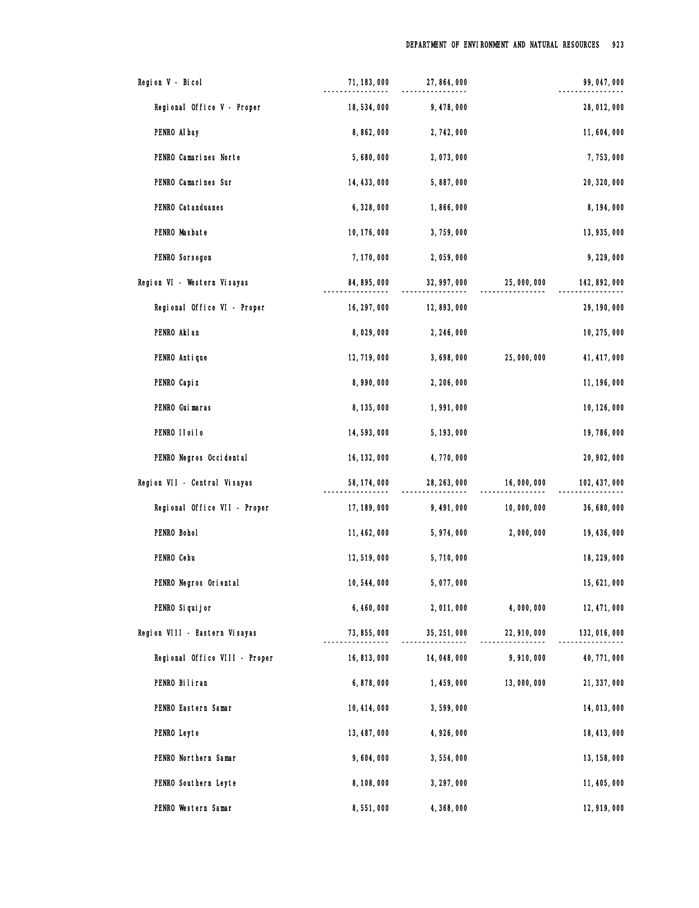| | | | | |
|---|---|---|---|---|
| Region V - Bicol | 71,183,000 | 27,864,000 | | 99,047,000 |
| Regional Office V - Proper | 18,534,000 | 9,478,000 | | 28,012,000 |
| PENRO Albay | 8,862,000 | 2,742,000 | | 11,604,000 |
| PENRO Camarines Norte | 5,680,000 | 2,073,000 | | 7,753,000 |
| PENRO Camarines Sur | 14,433,000 | 5,887,000 | | 20,320,000 |
| PENRO Catanduanes | 6,328,000 | 1,866,000 | | 8,194,000 |
| PENRO Masbate | 10,176,000 | 3,759,000 | | 13,935,000 |
| PENRO Sorsogon | 7,170,000 | 2,059,000 | | 9,229,000 |
| Region VI - Western Visayas | 84,895,000 | 32,997,000 | 25,000,000 | 142,892,000 |
| Regional Office VI - Proper | 16,297,000 | 12,893,000 | | 29,190,000 |
| PENRO Aklan | 8,029,000 | 2,246,000 | | 10,275,000 |
| PENRO Antique | 12,719,000 | 3,698,000 | 25,000,000 | 41,417,000 |
| PENRO Capiz | 8,990,000 | 2,206,000 | | 11,196,000 |
| PENRO Guimaras | 8,135,000 | 1,991,000 | | 10,126,000 |
| PENRO Iloilo | 14,593,000 | 5,193,000 | | 19,786,000 |
| PENRO Negros Occidental | 16,132,000 | 4,770,000 | | 20,902,000 |
| Region VII - Central Visayas | 58,174,000 | 28,263,000 | 16,000,000 | 102,437,000 |
| Regional Office VII - Proper | 17,189,000 | 9,491,000 | 10,000,000 | 36,680,000 |
| PENRO Bohol | 11,462,000 | 5,974,000 | 2,000,000 | 19,436,000 |
| PENRO Cebu | 12,519,000 | 5,710,000 | | 18,229,000 |
| PENRO Negros Oriental | 10,544,000 | 5,077,000 | | 15,621,000 |
| PENRO Siquijor | 6,460,000 | 2,011,000 | 4,000,000 | 12,471,000 |
| Region VIII - Eastern Visayas | 73,855,000 | 35,251,000 | 22,910,000 | 132,016,000 |
| Regional Office VIII - Proper | 16,813,000 | 14,048,000 | 9,910,000 | 40,771,000 |
| PENRO Biliran | 6,878,000 | 1,459,000 | 13,000,000 | 21,337,000 |
| PENRO Eastern Samar | 10,414,000 | 3,599,000 | | 14,013,000 |
| PENRO Leyte | 13,487,000 | 4,926,000 | | 18,413,000 |
| PENRO Northern Samar | 9,604,000 | 3,554,000 | | 13,158,000 |
| PENRO Southern Leyte | 8,108,000 | 3,297,000 | | 11,405,000 |
| PENRO Western Samar | 8,551,000 | 4,368,000 | | 12,919,000 |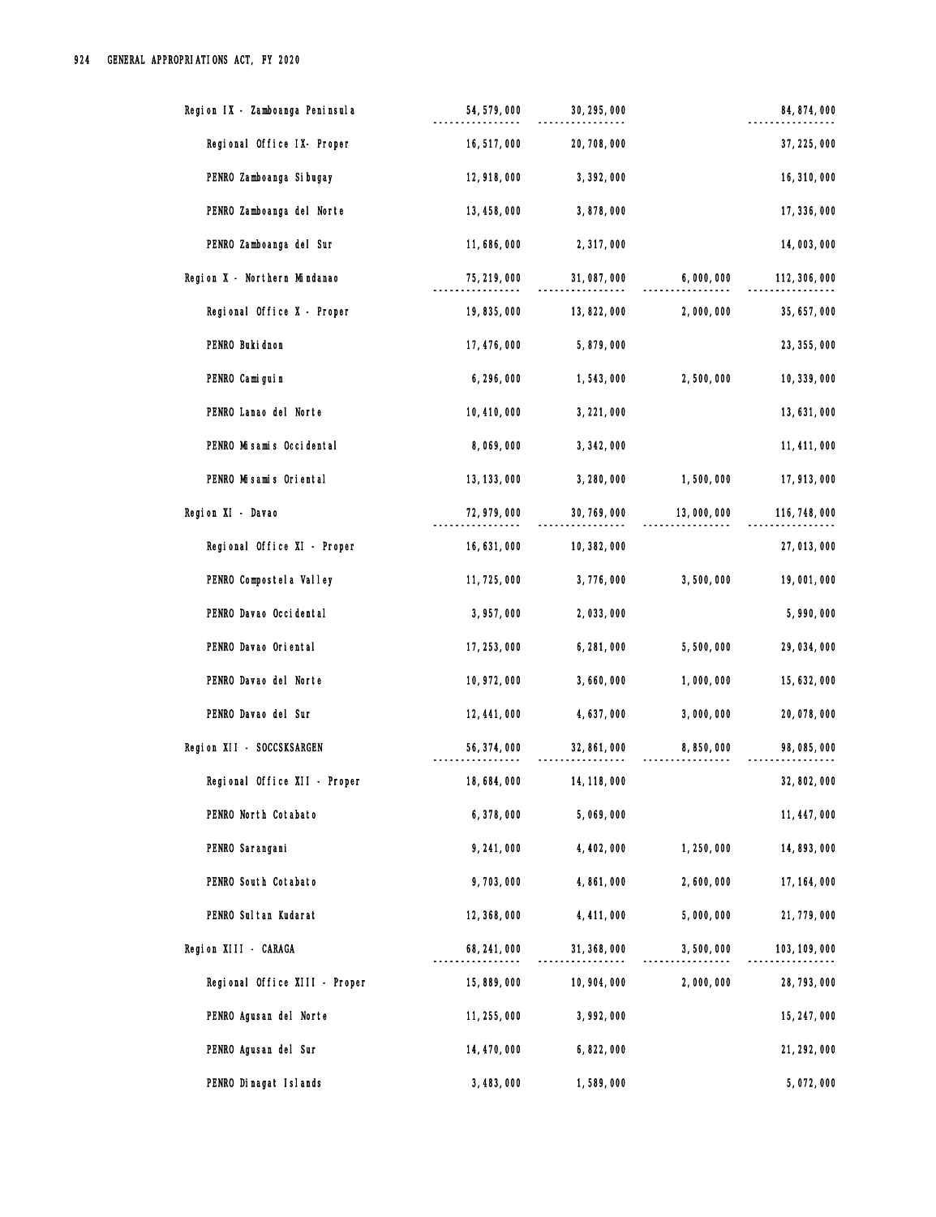| | | | | |
|---|---|---|---|---|
| Region IX - Zamboanga Peninsula | 54,579,000 | 30,295,000 | | 84,874,000 |
| Regional Office IX- Proper | 16,517,000 | 20,708,000 | | 37,225,000 |
| PENRO Zamboanga Sibugay | 12,918,000 | 3,392,000 | | 16,310,000 |
| PENRO Zamboanga del Norte | 13,458,000 | 3,878,000 | | 17,336,000 |
| PENRO Zamboanga del Sur | 11,686,000 | 2,317,000 | | 14,003,000 |
| Region X - Northern Mindanao | 75,219,000 | 31,087,000 | 6,000,000 | 112,306,000 |
| Regional Office X - Proper | 19,835,000 | 13,822,000 | 2,000,000 | 35,657,000 |
| PENRO Bukidnon | 17,476,000 | 5,879,000 | | 23,355,000 |
| PENRO Camiguin | 6,296,000 | 1,543,000 | 2,500,000 | 10,339,000 |
| PENRO Lanao del Norte | 10,410,000 | 3,221,000 | | 13,631,000 |
| PENRO Misamis Occidental | 8,069,000 | 3,342,000 | | 11,411,000 |
| PENRO Misamis Oriental | 13,133,000 | 3,280,000 | 1,500,000 | 17,913,000 |
| Region XI - Davao | 72,979,000 | 30,769,000 | 13,000,000 | 116,748,000 |
| Regional Office XI - Proper | 16,631,000 | 10,382,000 | | 27,013,000 |
| PENRO Compostela Valley | 11,725,000 | 3,776,000 | 3,500,000 | 19,001,000 |
| PENRO Davao Occidental | 3,957,000 | 2,033,000 | | 5,990,000 |
| PENRO Davao Oriental | 17,253,000 | 6,281,000 | 5,500,000 | 29,034,000 |
| PENRO Davao del Norte | 10,972,000 | 3,660,000 | 1,000,000 | 15,632,000 |
| PENRO Davao del Sur | 12,441,000 | 4,637,000 | 3,000,000 | 20,078,000 |
| Region XII - SOCCSKSARGEN | 56,374,000 | 32,861,000 | 8,850,000 | 98,085,000 |
| Regional Office XII - Proper | 18,684,000 | 14,118,000 | | 32,802,000 |
| PENRO North Cotabato | 6,378,000 | 5,069,000 | | 11,447,000 |
| PENRO Sarangani | 9,241,000 | 4,402,000 | 1,250,000 | 14,893,000 |
| PENRO South Cotabato | 9,703,000 | 4,861,000 | 2,600,000 | 17,164,000 |
| PENRO Sultan Kudarat | 12,368,000 | 4,411,000 | 5,000,000 | 21,779,000 |
| Region XIII - CARAGA | 68,241,000 | 31,368,000 | 3,500,000 | 103,109,000 |
| Regional Office XIII - Proper | 15,889,000 | 10,904,000 | 2,000,000 | 28,793,000 |
| PENRO Agusan del Norte | 11,255,000 | 3,992,000 | | 15,247,000 |
| PENRO Agusan del Sur | 14,470,000 | 6,822,000 | | 21,292,000 |
| PENRO Dinagat Islands | 3,483,000 | 1,589,000 | | 5,072,000 |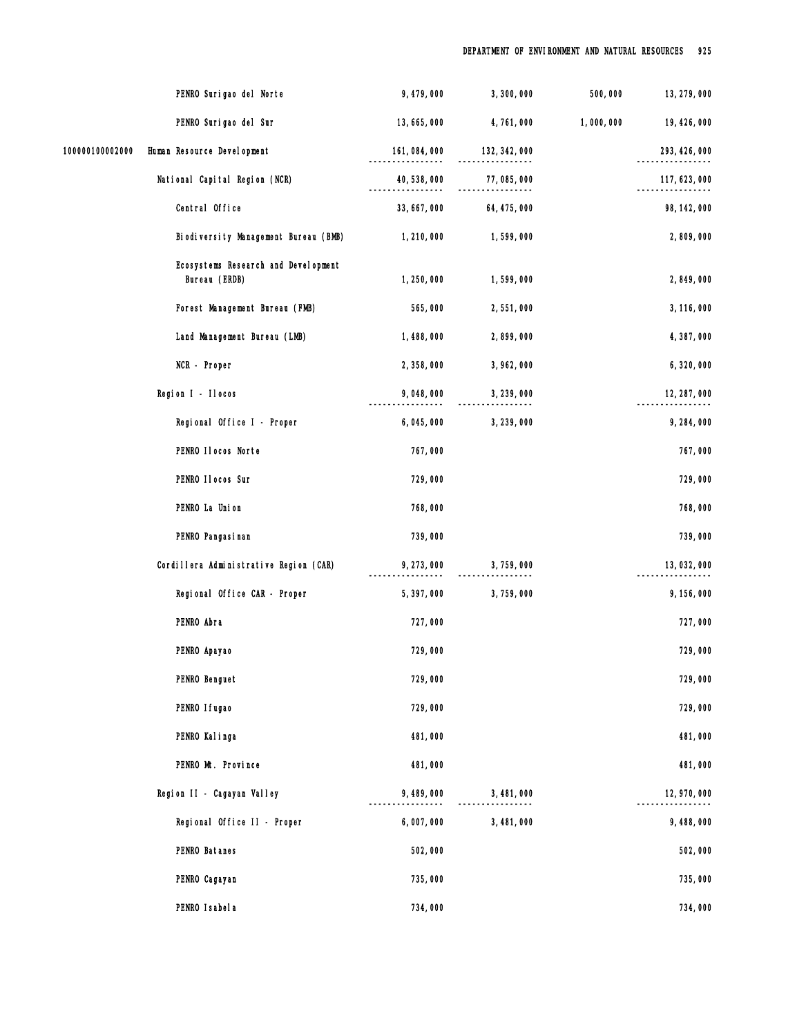| | | | | | |
|---|---|---|---|---|---|
| | PENRO Surigao del Norte | 9,479,000 | 3,300,000 | 500,000 | 13,279,000 |
| | PENRO Surigao del Sur | 13,665,000 | 4,761,000 | 1,000,000 | 19,426,000 |
| 100000100002000 | Human Resource Development | 161,084,000 | 132,342,000 | | 293,426,000 |
| | National Capital Region (NCR) | 40,538,000 | 77,085,000 | | 117,623,000 |
| | Central Office | 33,667,000 | 64,475,000 | | 98,142,000 |
| | Biodiversity Management Bureau (BMB) | 1,210,000 | 1,599,000 | | 2,809,000 |
| | Ecosystems Research and Development Bureau (ERDB) | 1,250,000 | 1,599,000 | | 2,849,000 |
| | Forest Management Bureau (FMB) | 565,000 | 2,551,000 | | 3,116,000 |
| | Land Management Bureau (LMB) | 1,488,000 | 2,899,000 | | 4,387,000 |
| | NCR - Proper | 2,358,000 | 3,962,000 | | 6,320,000 |
| | Region I - Ilocos | 9,048,000 | 3,239,000 | | 12,287,000 |
| | Regional Office I - Proper | 6,045,000 | 3,239,000 | | 9,284,000 |
| | PENRO Ilocos Norte | 767,000 | | | 767,000 |
| | PENRO Ilocos Sur | 729,000 | | | 729,000 |
| | PENRO La Union | 768,000 | | | 768,000 |
| | PENRO Pangasinan | 739,000 | | | 739,000 |
| | Cordillera Administrative Region (CAR) | 9,273,000 | 3,759,000 | | 13,032,000 |
| | Regional Office CAR - Proper | 5,397,000 | 3,759,000 | | 9,156,000 |
| | PENRO Abra | 727,000 | | | 727,000 |
| | PENRO Apayao | 729,000 | | | 729,000 |
| | PENRO Benguet | 729,000 | | | 729,000 |
| | PENRO Ifugao | 729,000 | | | 729,000 |
| | PENRO Kalinga | 481,000 | | | 481,000 |
| | PENRO Mt. Province | 481,000 | | | 481,000 |
| | Region II - Cagayan Valley | 9,489,000 | 3,481,000 | | 12,970,000 |
| | Regional Office II - Proper | 6,007,000 | 3,481,000 | | 9,488,000 |
| | PENRO Batanes | 502,000 | | | 502,000 |
| | PENRO Cagayan | 735,000 | | | 735,000 |
| | PENRO Isabela | 734,000 | | | 734,000 |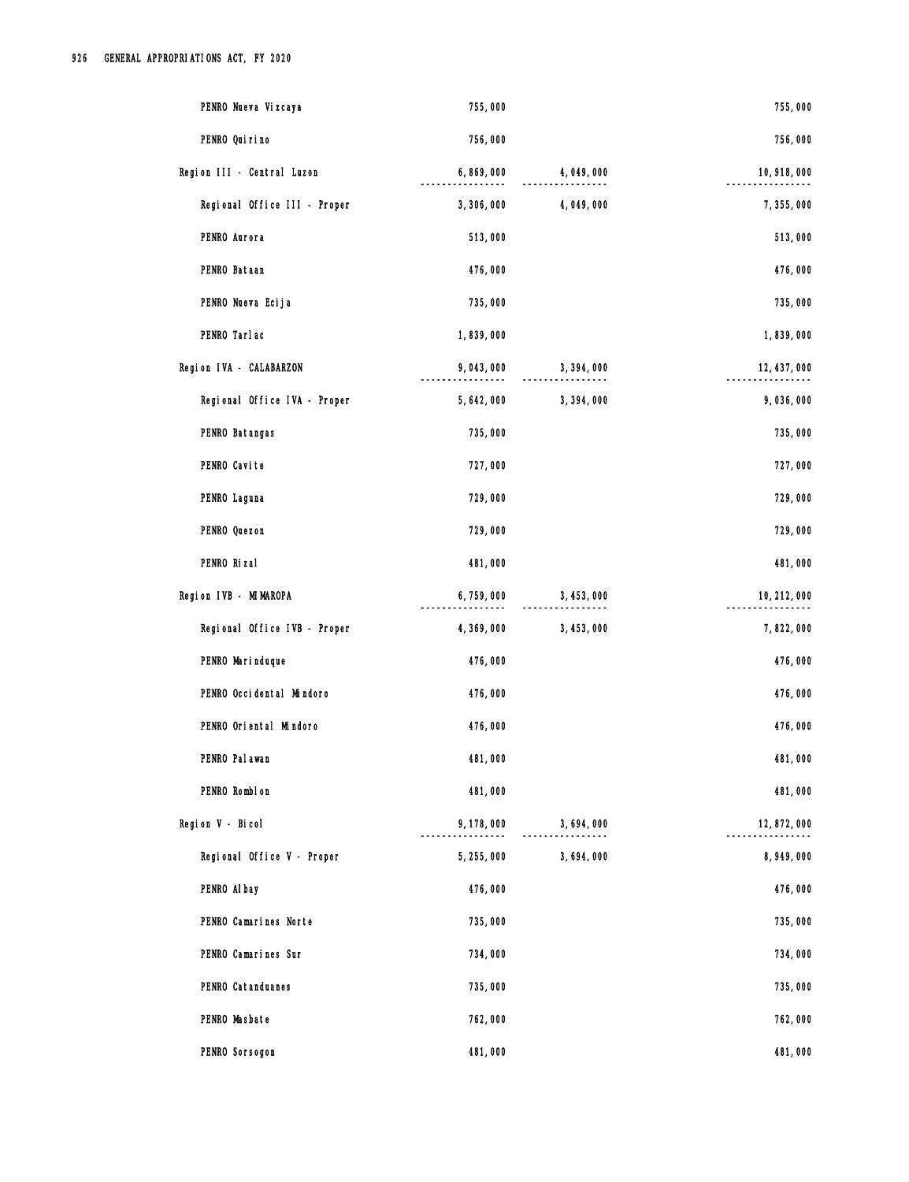| | | | |
|---|---|---|---|
| PENRO Nueva Vizcaya | 755,000 | | 755,000 |
| PENRO Quirino | 756,000 | | 756,000 |
| Region III - Central Luzon | 6,869,000 | 4,049,000 | 10,918,000 |
| Regional Office III - Proper | 3,306,000 | 4,049,000 | 7,355,000 |
| PENRO Aurora | 513,000 | | 513,000 |
| PENRO Bataan | 476,000 | | 476,000 |
| PENRO Nueva Ecija | 735,000 | | 735,000 |
| PENRO Tarlac | 1,839,000 | | 1,839,000 |
| Region IVA - CALABARZON | 9,043,000 | 3,394,000 | 12,437,000 |
| Regional Office IVA - Proper | 5,642,000 | 3,394,000 | 9,036,000 |
| PENRO Batangas | 735,000 | | 735,000 |
| PENRO Cavite | 727,000 | | 727,000 |
| PENRO Laguna | 729,000 | | 729,000 |
| PENRO Quezon | 729,000 | | 729,000 |
| PENRO Rizal | 481,000 | | 481,000 |
| Region IVB - MIMAROPA | 6,759,000 | 3,453,000 | 10,212,000 |
| Regional Office IVB - Proper | 4,369,000 | 3,453,000 | 7,822,000 |
| PENRO Marinduque | 476,000 | | 476,000 |
| PENRO Occidental Mindoro | 476,000 | | 476,000 |
| PENRO Oriental Mindoro | 476,000 | | 476,000 |
| PENRO Palawan | 481,000 | | 481,000 |
| PENRO Romblon | 481,000 | | 481,000 |
| Region V - Bicol | 9,178,000 | 3,694,000 | 12,872,000 |
| Regional Office V - Proper | 5,255,000 | 3,694,000 | 8,949,000 |
| PENRO Albay | 476,000 | | 476,000 |
| PENRO Camarines Norte | 735,000 | | 735,000 |
| PENRO Camarines Sur | 734,000 | | 734,000 |
| PENRO Catanduanes | 735,000 | | 735,000 |
| PENRO Masbate | 762,000 | | 762,000 |
| PENRO Sorsogon | 481,000 | | 481,000 |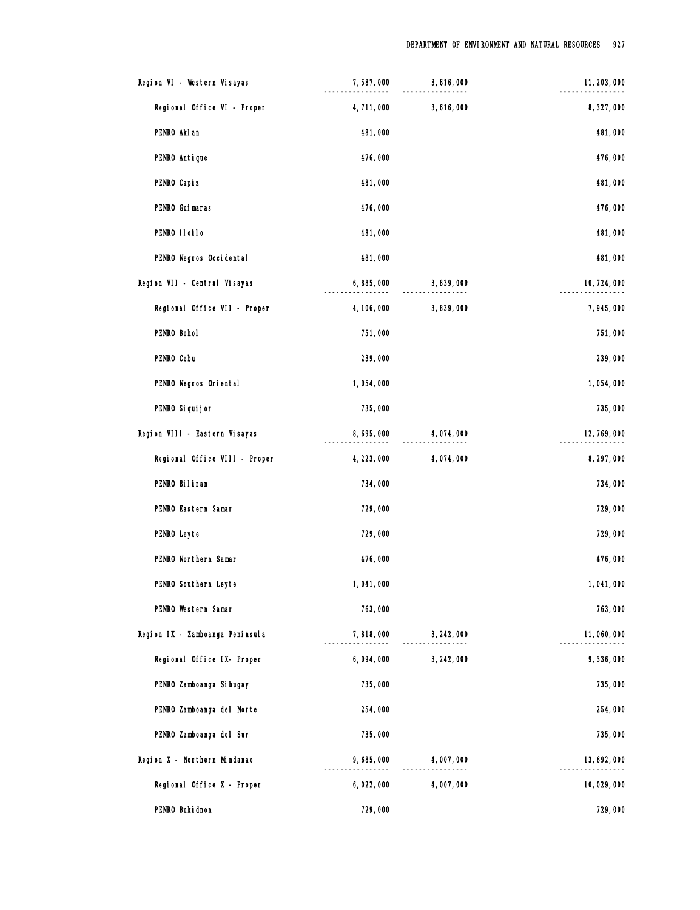| | | | |
|---|---|---|---|
| Region VI - Western Visayas | 7,587,000 | 3,616,000 | 11,203,000 |
| Regional Office VI - Proper | 4,711,000 | 3,616,000 | 8,327,000 |
| PENRO Aklan | 481,000 | | 481,000 |
| PENRO Antique | 476,000 | | 476,000 |
| PENRO Capiz | 481,000 | | 481,000 |
| PENRO Guimaras | 476,000 | | 476,000 |
| PENRO Iloilo | 481,000 | | 481,000 |
| PENRO Negros Occidental | 481,000 | | 481,000 |
| Region VII - Central Visayas | 6,885,000 | 3,839,000 | 10,724,000 |
| Regional Office VII - Proper | 4,106,000 | 3,839,000 | 7,945,000 |
| PENRO Bohol | 751,000 | | 751,000 |
| PENRO Cebu | 239,000 | | 239,000 |
| PENRO Negros Oriental | 1,054,000 | | 1,054,000 |
| PENRO Siquijor | 735,000 | | 735,000 |
| Region VIII - Eastern Visayas | 8,695,000 | 4,074,000 | 12,769,000 |
| Regional Office VIII - Proper | 4,223,000 | 4,074,000 | 8,297,000 |
| PENRO Biliran | 734,000 | | 734,000 |
| PENRO Eastern Samar | 729,000 | | 729,000 |
| PENRO Leyte | 729,000 | | 729,000 |
| PENRO Northern Samar | 476,000 | | 476,000 |
| PENRO Southern Leyte | 1,041,000 | | 1,041,000 |
| PENRO Western Samar | 763,000 | | 763,000 |
| Region IX - Zamboanga Peninsula | 7,818,000 | 3,242,000 | 11,060,000 |
| Regional Office IX- Proper | 6,094,000 | 3,242,000 | 9,336,000 |
| PENRO Zamboanga Sibugay | 735,000 | | 735,000 |
| PENRO Zamboanga del Norte | 254,000 | | 254,000 |
| PENRO Zamboanga del Sur | 735,000 | | 735,000 |
| Region X - Northern Mindanao | 9,685,000 | 4,007,000 | 13,692,000 |
| Regional Office X - Proper | 6,022,000 | 4,007,000 | 10,029,000 |
| PENRO Bukidnon | 729,000 | | 729,000 |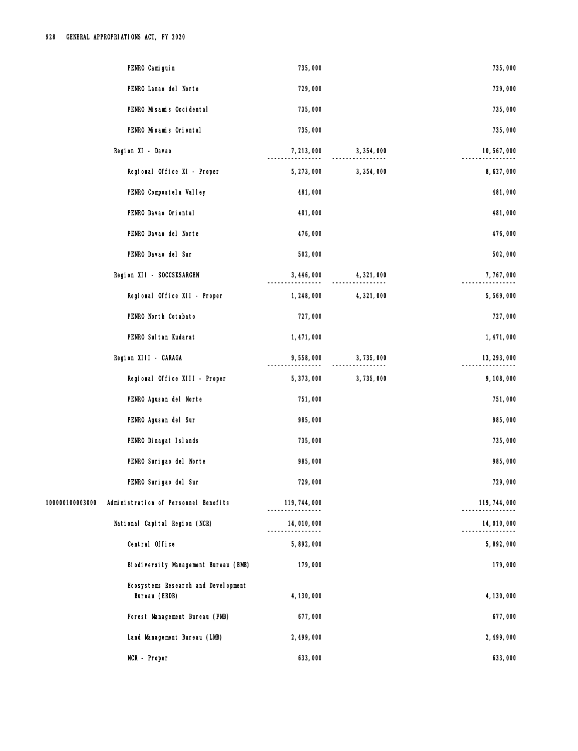| Code | Particulars | Amount 1 | Amount 2 | Amount 3 | Total |
|---|---|---|---|---|---|
| | PENRO Camiguin | 735,000 | | | 735,000 |
| | PENRO Lanao del Norte | 729,000 | | | 729,000 |
| | PENRO Misamis Occidental | 735,000 | | | 735,000 |
| | PENRO Misamis Oriental | 735,000 | | | 735,000 |
| | Region XI - Davao | 7,213,000 | 3,354,000 | | 10,567,000 |
| | Regional Office XI - Proper | 5,273,000 | 3,354,000 | | 8,627,000 |
| | PENRO Compostela Valley | 481,000 | | | 481,000 |
| | PENRO Davao Oriental | 481,000 | | | 481,000 |
| | PENRO Davao del Norte | 476,000 | | | 476,000 |
| | PENRO Davao del Sur | 502,000 | | | 502,000 |
| | Region XII - SOCCSKSARGEN | 3,446,000 | 4,321,000 | | 7,767,000 |
| | Regional Office XII - Proper | 1,248,000 | 4,321,000 | | 5,569,000 |
| | PENRO North Cotabato | 727,000 | | | 727,000 |
| | PENRO Sultan Kudarat | 1,471,000 | | | 1,471,000 |
| | Region XIII - CARAGA | 9,558,000 | 3,735,000 | | 13,293,000 |
| | Regional Office XIII - Proper | 5,373,000 | 3,735,000 | | 9,108,000 |
| | PENRO Agusan del Norte | 751,000 | | | 751,000 |
| | PENRO Agusan del Sur | 985,000 | | | 985,000 |
| | PENRO Dinagat Islands | 735,000 | | | 735,000 |
| | PENRO Surigao del Norte | 985,000 | | | 985,000 |
| | PENRO Surigao del Sur | 729,000 | | | 729,000 |
| 100000100003000 | Administration of Personnel Benefits | 119,744,000 | | | 119,744,000 |
| | National Capital Region (NCR) | 14,010,000 | | | 14,010,000 |
| | Central Office | 5,892,000 | | | 5,892,000 |
| | Biodiversity Management Bureau (BMB) | 179,000 | | | 179,000 |
| | Ecosystems Research and Development Bureau (ERDB) | 4,130,000 | | | 4,130,000 |
| | Forest Management Bureau (FMB) | 677,000 | | | 677,000 |
| | Land Management Bureau (LMB) | 2,499,000 | | | 2,499,000 |
| | NCR - Proper | 633,000 | | | 633,000 |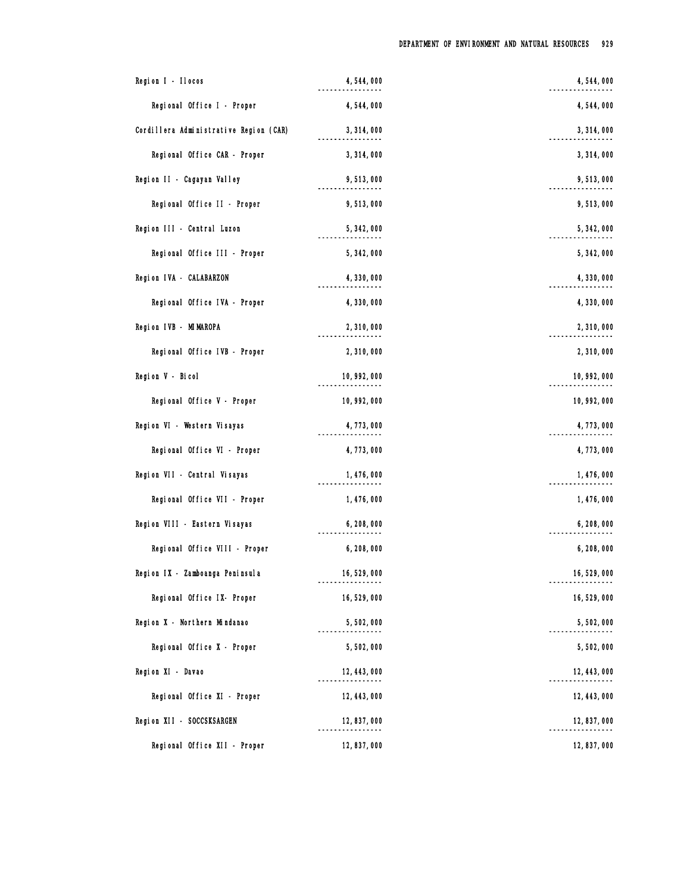| | | |
|---|---|---|
| Region I - Ilocos | 4,544,000 | 4,544,000 |
| Regional Office I - Proper | 4,544,000 | 4,544,000 |
| Cordillera Administrative Region (CAR) | 3,314,000 | 3,314,000 |
| Regional Office CAR - Proper | 3,314,000 | 3,314,000 |
| Region II - Cagayan Valley | 9,513,000 | 9,513,000 |
| Regional Office II - Proper | 9,513,000 | 9,513,000 |
| Region III - Central Luzon | 5,342,000 | 5,342,000 |
| Regional Office III - Proper | 5,342,000 | 5,342,000 |
| Region IVA - CALABARZON | 4,330,000 | 4,330,000 |
| Regional Office IVA - Proper | 4,330,000 | 4,330,000 |
| Region IVB - MIMAROPA | 2,310,000 | 2,310,000 |
| Regional Office IVB - Proper | 2,310,000 | 2,310,000 |
| Region V - Bicol | 10,992,000 | 10,992,000 |
| Regional Office V - Proper | 10,992,000 | 10,992,000 |
| Region VI - Western Visayas | 4,773,000 | 4,773,000 |
| Regional Office VI - Proper | 4,773,000 | 4,773,000 |
| Region VII - Central Visayas | 1,476,000 | 1,476,000 |
| Regional Office VII - Proper | 1,476,000 | 1,476,000 |
| Region VIII - Eastern Visayas | 6,208,000 | 6,208,000 |
| Regional Office VIII - Proper | 6,208,000 | 6,208,000 |
| Region IX - Zamboanga Peninsula | 16,529,000 | 16,529,000 |
| Regional Office IX- Proper | 16,529,000 | 16,529,000 |
| Region X - Northern Mindanao | 5,502,000 | 5,502,000 |
| Regional Office X - Proper | 5,502,000 | 5,502,000 |
| Region XI - Davao | 12,443,000 | 12,443,000 |
| Regional Office XI - Proper | 12,443,000 | 12,443,000 |
| Region XII - SOCCSKSARGEN | 12,837,000 | 12,837,000 |
| Regional Office XII - Proper | 12,837,000 | 12,837,000 |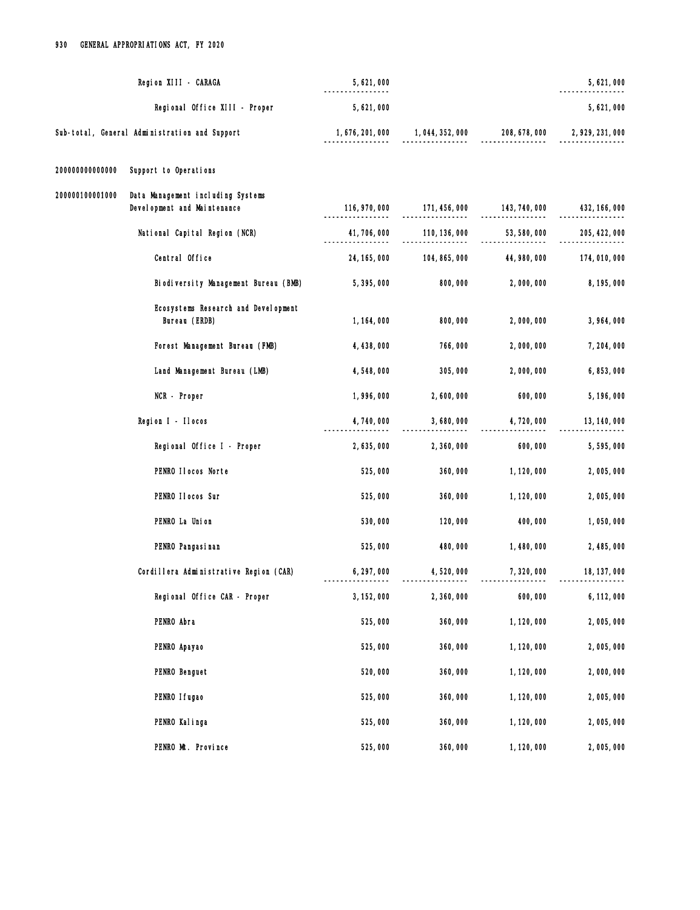| | | | | | |
|---|---|---|---|---|---|
| | Region XIII - CARAGA | 5,621,000 | | | 5,621,000 |
| | Regional Office XIII - Proper | 5,621,000 | | | 5,621,000 |
| | Sub-total, General Administration and Support | 1,676,201,000 | 1,044,352,000 | 208,678,000 | 2,929,231,000 |
| 200000000000000 | Support to Operations | | | | |
| 200000100001000 | Data Management including Systems Development and Maintenance | 116,970,000 | 171,456,000 | 143,740,000 | 432,166,000 |
| | National Capital Region (NCR) | 41,706,000 | 110,136,000 | 53,580,000 | 205,422,000 |
| | Central Office | 24,165,000 | 104,865,000 | 44,980,000 | 174,010,000 |
| | Biodiversity Management Bureau (BMB) | 5,395,000 | 800,000 | 2,000,000 | 8,195,000 |
| | Ecosystems Research and Development Bureau (ERDB) | 1,164,000 | 800,000 | 2,000,000 | 3,964,000 |
| | Forest Management Bureau (FMB) | 4,438,000 | 766,000 | 2,000,000 | 7,204,000 |
| | Land Management Bureau (LMB) | 4,548,000 | 305,000 | 2,000,000 | 6,853,000 |
| | NCR - Proper | 1,996,000 | 2,600,000 | 600,000 | 5,196,000 |
| | Region I - Ilocos | 4,740,000 | 3,680,000 | 4,720,000 | 13,140,000 |
| | Regional Office I - Proper | 2,635,000 | 2,360,000 | 600,000 | 5,595,000 |
| | PENRO Ilocos Norte | 525,000 | 360,000 | 1,120,000 | 2,005,000 |
| | PENRO Ilocos Sur | 525,000 | 360,000 | 1,120,000 | 2,005,000 |
| | PENRO La Union | 530,000 | 120,000 | 400,000 | 1,050,000 |
| | PENRO Pangasinan | 525,000 | 480,000 | 1,480,000 | 2,485,000 |
| | Cordillera Administrative Region (CAR) | 6,297,000 | 4,520,000 | 7,320,000 | 18,137,000 |
| | Regional Office CAR - Proper | 3,152,000 | 2,360,000 | 600,000 | 6,112,000 |
| | PENRO Abra | 525,000 | 360,000 | 1,120,000 | 2,005,000 |
| | PENRO Apayao | 525,000 | 360,000 | 1,120,000 | 2,005,000 |
| | PENRO Benguet | 520,000 | 360,000 | 1,120,000 | 2,000,000 |
| | PENRO Ifugao | 525,000 | 360,000 | 1,120,000 | 2,005,000 |
| | PENRO Kalinga | 525,000 | 360,000 | 1,120,000 | 2,005,000 |
| | PENRO Mt. Province | 525,000 | 360,000 | 1,120,000 | 2,005,000 |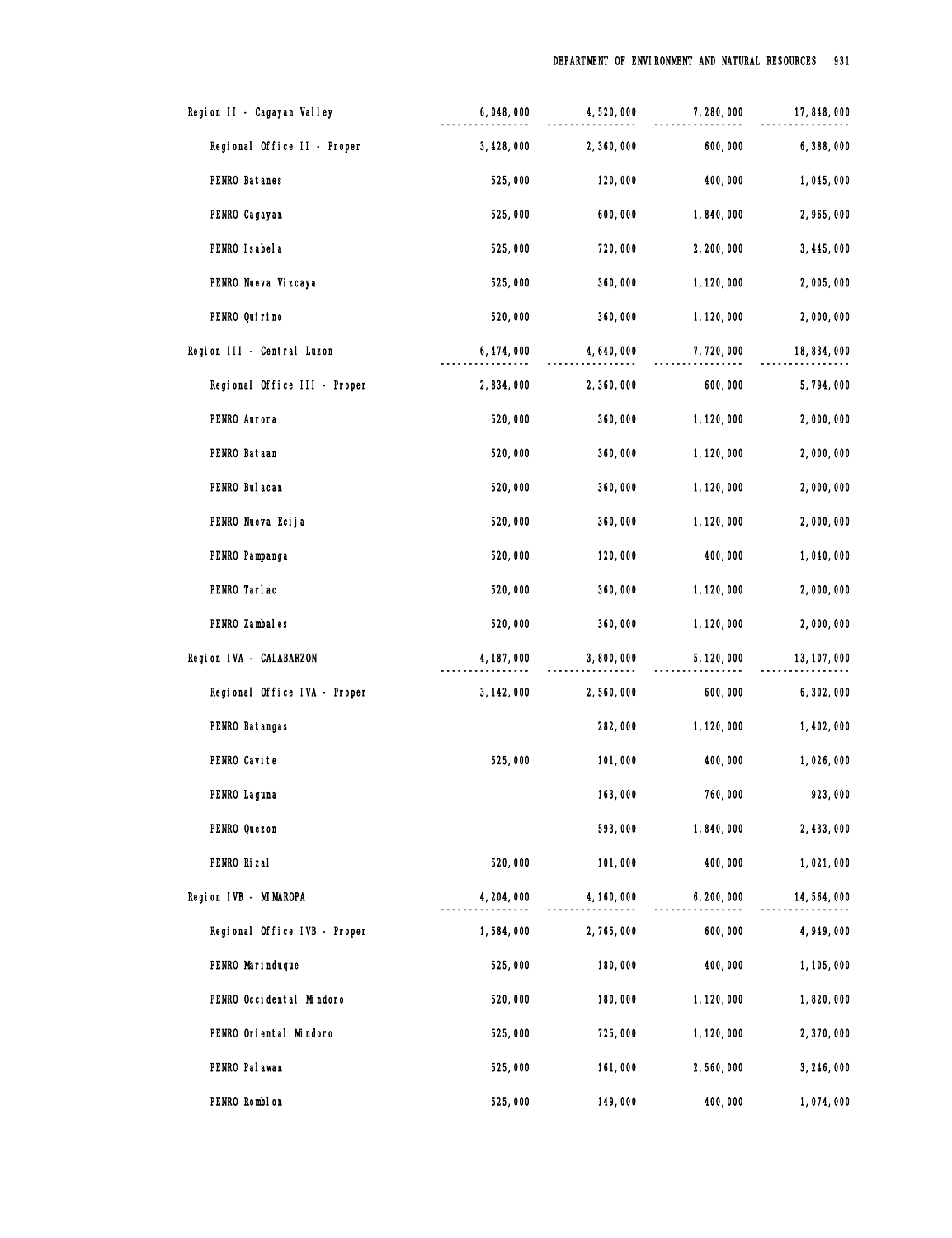| | | | | |
|---|---|---|---|---|
| Region II - Cagayan Valley | 6,048,000 | 4,520,000 | 7,280,000 | 17,848,000 |
| Regional Office II - Proper | 3,428,000 | 2,360,000 | 600,000 | 6,388,000 |
| PENRO Batanes | 525,000 | 120,000 | 400,000 | 1,045,000 |
| PENRO Cagayan | 525,000 | 600,000 | 1,840,000 | 2,965,000 |
| PENRO Isabela | 525,000 | 720,000 | 2,200,000 | 3,445,000 |
| PENRO Nueva Vizcaya | 525,000 | 360,000 | 1,120,000 | 2,005,000 |
| PENRO Quirino | 520,000 | 360,000 | 1,120,000 | 2,000,000 |
| Region III - Central Luzon | 6,474,000 | 4,640,000 | 7,720,000 | 18,834,000 |
| Regional Office III - Proper | 2,834,000 | 2,360,000 | 600,000 | 5,794,000 |
| PENRO Aurora | 520,000 | 360,000 | 1,120,000 | 2,000,000 |
| PENRO Bataan | 520,000 | 360,000 | 1,120,000 | 2,000,000 |
| PENRO Bulacan | 520,000 | 360,000 | 1,120,000 | 2,000,000 |
| PENRO Nueva Ecija | 520,000 | 360,000 | 1,120,000 | 2,000,000 |
| PENRO Pampanga | 520,000 | 120,000 | 400,000 | 1,040,000 |
| PENRO Tarlac | 520,000 | 360,000 | 1,120,000 | 2,000,000 |
| PENRO Zambales | 520,000 | 360,000 | 1,120,000 | 2,000,000 |
| Region IVA - CALABARZON | 4,187,000 | 3,800,000 | 5,120,000 | 13,107,000 |
| Regional Office IVA - Proper | 3,142,000 | 2,560,000 | 600,000 | 6,302,000 |
| PENRO Batangas | | 282,000 | 1,120,000 | 1,402,000 |
| PENRO Cavite | 525,000 | 101,000 | 400,000 | 1,026,000 |
| PENRO Laguna | | 163,000 | 760,000 | 923,000 |
| PENRO Quezon | | 593,000 | 1,840,000 | 2,433,000 |
| PENRO Rizal | 520,000 | 101,000 | 400,000 | 1,021,000 |
| Region IVB - MIMAROPA | 4,204,000 | 4,160,000 | 6,200,000 | 14,564,000 |
| Regional Office IVB - Proper | 1,584,000 | 2,765,000 | 600,000 | 4,949,000 |
| PENRO Marinduque | 525,000 | 180,000 | 400,000 | 1,105,000 |
| PENRO Occidental Mindoro | 520,000 | 180,000 | 1,120,000 | 1,820,000 |
| PENRO Oriental Mindoro | 525,000 | 725,000 | 1,120,000 | 2,370,000 |
| PENRO Palawan | 525,000 | 161,000 | 2,560,000 | 3,246,000 |
| PENRO Romblon | 525,000 | 149,000 | 400,000 | 1,074,000 |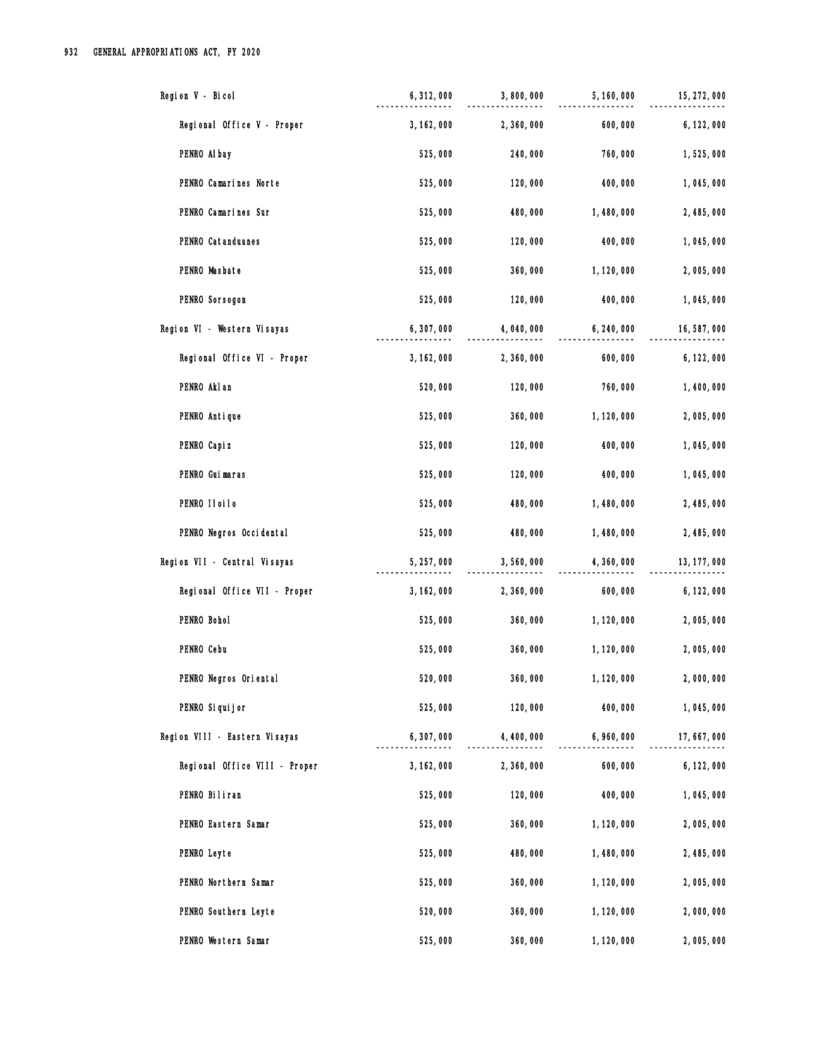| | | | | |
|---|---|---|---|---|
| Region V - Bicol | 6,312,000 | 3,800,000 | 5,160,000 | 15,272,000 |
| Regional Office V - Proper | 3,162,000 | 2,360,000 | 600,000 | 6,122,000 |
| PENRO Albay | 525,000 | 240,000 | 760,000 | 1,525,000 |
| PENRO Camarines Norte | 525,000 | 120,000 | 400,000 | 1,045,000 |
| PENRO Camarines Sur | 525,000 | 480,000 | 1,480,000 | 2,485,000 |
| PENRO Catanduanes | 525,000 | 120,000 | 400,000 | 1,045,000 |
| PENRO Masbate | 525,000 | 360,000 | 1,120,000 | 2,005,000 |
| PENRO Sorsogon | 525,000 | 120,000 | 400,000 | 1,045,000 |
| Region VI - Western Visayas | 6,307,000 | 4,040,000 | 6,240,000 | 16,587,000 |
| Regional Office VI - Proper | 3,162,000 | 2,360,000 | 600,000 | 6,122,000 |
| PENRO Aklan | 520,000 | 120,000 | 760,000 | 1,400,000 |
| PENRO Antique | 525,000 | 360,000 | 1,120,000 | 2,005,000 |
| PENRO Capiz | 525,000 | 120,000 | 400,000 | 1,045,000 |
| PENRO Guimaras | 525,000 | 120,000 | 400,000 | 1,045,000 |
| PENRO Iloilo | 525,000 | 480,000 | 1,480,000 | 2,485,000 |
| PENRO Negros Occidental | 525,000 | 480,000 | 1,480,000 | 2,485,000 |
| Region VII - Central Visayas | 5,257,000 | 3,560,000 | 4,360,000 | 13,177,000 |
| Regional Office VII - Proper | 3,162,000 | 2,360,000 | 600,000 | 6,122,000 |
| PENRO Bohol | 525,000 | 360,000 | 1,120,000 | 2,005,000 |
| PENRO Cebu | 525,000 | 360,000 | 1,120,000 | 2,005,000 |
| PENRO Negros Oriental | 520,000 | 360,000 | 1,120,000 | 2,000,000 |
| PENRO Siquijor | 525,000 | 120,000 | 400,000 | 1,045,000 |
| Region VIII - Eastern Visayas | 6,307,000 | 4,400,000 | 6,960,000 | 17,667,000 |
| Regional Office VIII - Proper | 3,162,000 | 2,360,000 | 600,000 | 6,122,000 |
| PENRO Biliran | 525,000 | 120,000 | 400,000 | 1,045,000 |
| PENRO Eastern Samar | 525,000 | 360,000 | 1,120,000 | 2,005,000 |
| PENRO Leyte | 525,000 | 480,000 | 1,480,000 | 2,485,000 |
| PENRO Northern Samar | 525,000 | 360,000 | 1,120,000 | 2,005,000 |
| PENRO Southern Leyte | 520,000 | 360,000 | 1,120,000 | 2,000,000 |
| PENRO Western Samar | 525,000 | 360,000 | 1,120,000 | 2,005,000 |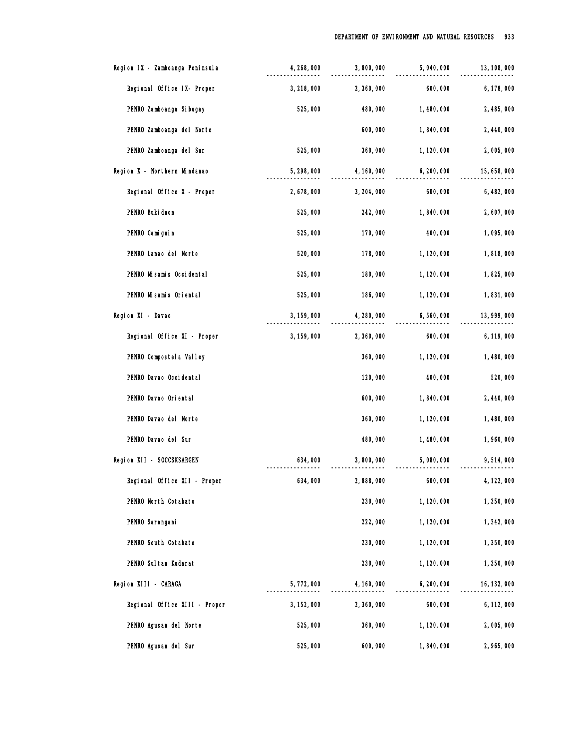| | | | | |
|---|---|---|---|---|
| Region IX - Zamboanga Peninsula | 4,268,000 | 3,800,000 | 5,040,000 | 13,108,000 |
| Regional Office IX- Proper | 3,218,000 | 2,360,000 | 600,000 | 6,178,000 |
| PENRO Zamboanga Sibugay | 525,000 | 480,000 | 1,480,000 | 2,485,000 |
| PENRO Zamboanga del Norte | | 600,000 | 1,840,000 | 2,440,000 |
| PENRO Zamboanga del Sur | 525,000 | 360,000 | 1,120,000 | 2,005,000 |
| Region X - Northern Mindanao | 5,298,000 | 4,160,000 | 6,200,000 | 15,658,000 |
| Regional Office X - Proper | 2,678,000 | 3,204,000 | 600,000 | 6,482,000 |
| PENRO Bukidnon | 525,000 | 242,000 | 1,840,000 | 2,607,000 |
| PENRO Camiguin | 525,000 | 170,000 | 400,000 | 1,095,000 |
| PENRO Lanao del Norte | 520,000 | 178,000 | 1,120,000 | 1,818,000 |
| PENRO Misamis Occidental | 525,000 | 180,000 | 1,120,000 | 1,825,000 |
| PENRO Misamis Oriental | 525,000 | 186,000 | 1,120,000 | 1,831,000 |
| Region XI - Davao | 3,159,000 | 4,280,000 | 6,560,000 | 13,999,000 |
| Regional Office XI - Proper | 3,159,000 | 2,360,000 | 600,000 | 6,119,000 |
| PENRO Compostela Valley | | 360,000 | 1,120,000 | 1,480,000 |
| PENRO Davao Occidental | | 120,000 | 400,000 | 520,000 |
| PENRO Davao Oriental | | 600,000 | 1,840,000 | 2,440,000 |
| PENRO Davao del Norte | | 360,000 | 1,120,000 | 1,480,000 |
| PENRO Davao del Sur | | 480,000 | 1,480,000 | 1,960,000 |
| Region XII - SOCCSKSARGEN | 634,000 | 3,800,000 | 5,080,000 | 9,514,000 |
| Regional Office XII - Proper | 634,000 | 2,888,000 | 600,000 | 4,122,000 |
| PENRO North Cotabato | | 230,000 | 1,120,000 | 1,350,000 |
| PENRO Sarangani | | 222,000 | 1,120,000 | 1,342,000 |
| PENRO South Cotabato | | 230,000 | 1,120,000 | 1,350,000 |
| PENRO Sultan Kudarat | | 230,000 | 1,120,000 | 1,350,000 |
| Region XIII - CARAGA | 5,772,000 | 4,160,000 | 6,200,000 | 16,132,000 |
| Regional Office XIII - Proper | 3,152,000 | 2,360,000 | 600,000 | 6,112,000 |
| PENRO Agusan del Norte | 525,000 | 360,000 | 1,120,000 | 2,005,000 |
| PENRO Agusan del Sur | 525,000 | 600,000 | 1,840,000 | 2,965,000 |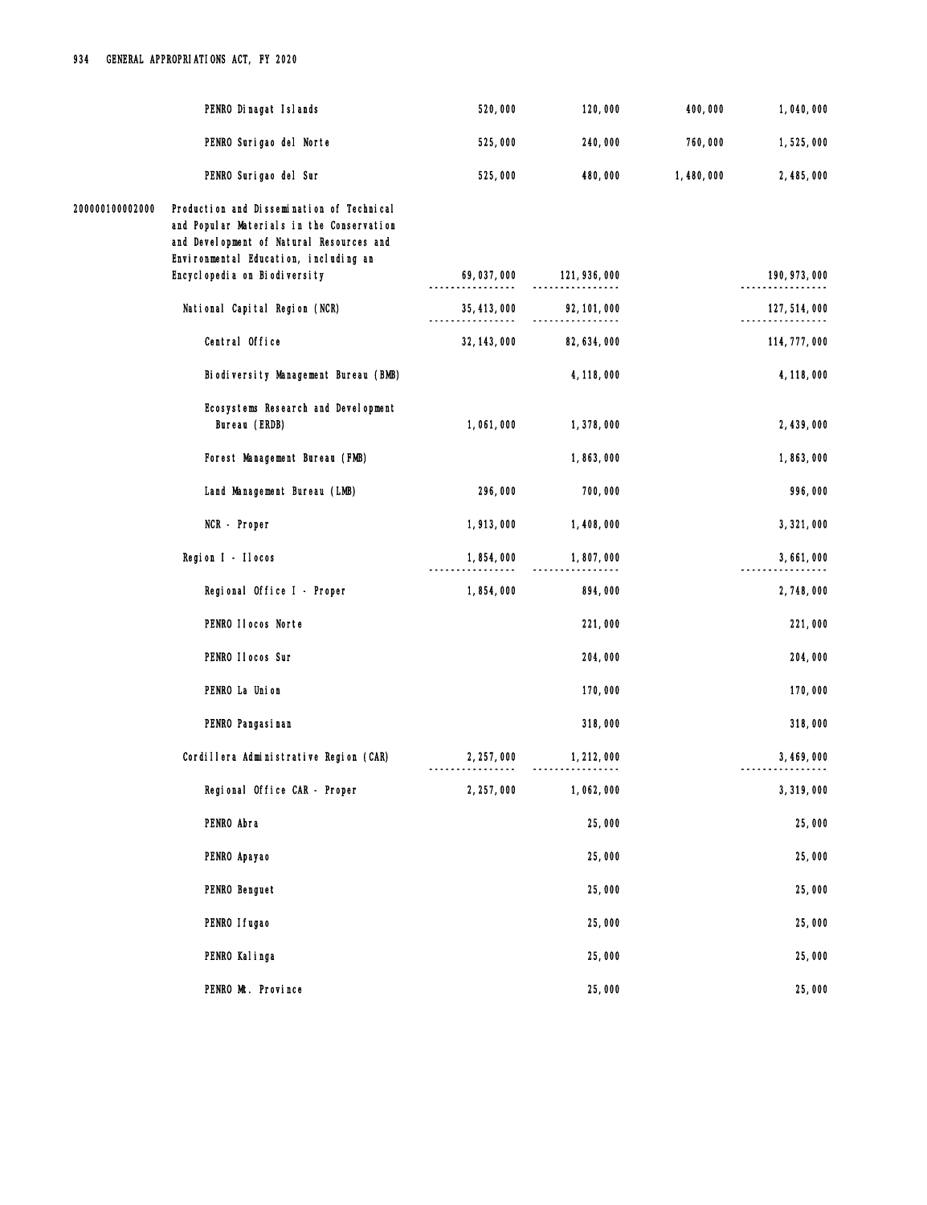| | | | | | |
|---|---|---|---|---|---|
| | PENRO Dinagat Islands | 520,000 | 120,000 | 400,000 | 1,040,000 |
| | PENRO Surigao del Norte | 525,000 | 240,000 | 760,000 | 1,525,000 |
| | PENRO Surigao del Sur | 525,000 | 480,000 | 1,480,000 | 2,485,000 |
| 200000100002000 | Production and Dissemination of Technical and Popular Materials in the Conservation and Development of Natural Resources and Environmental Education, including an Encyclopedia on Biodiversity | 69,037,000 | 121,936,000 | | 190,973,000 |
| | National Capital Region (NCR) | 35,413,000 | 92,101,000 | | 127,514,000 |
| | Central Office | 32,143,000 | 82,634,000 | | 114,777,000 |
| | Biodiversity Management Bureau (BMB) | | 4,118,000 | | 4,118,000 |
| | Ecosystems Research and Development Bureau (ERDB) | 1,061,000 | 1,378,000 | | 2,439,000 |
| | Forest Management Bureau (FMB) | | 1,863,000 | | 1,863,000 |
| | Land Management Bureau (LMB) | 296,000 | 700,000 | | 996,000 |
| | NCR - Proper | 1,913,000 | 1,408,000 | | 3,321,000 |
| | Region I - Ilocos | 1,854,000 | 1,807,000 | | 3,661,000 |
| | Regional Office I - Proper | 1,854,000 | 894,000 | | 2,748,000 |
| | PENRO Ilocos Norte | | 221,000 | | 221,000 |
| | PENRO Ilocos Sur | | 204,000 | | 204,000 |
| | PENRO La Union | | 170,000 | | 170,000 |
| | PENRO Pangasinan | | 318,000 | | 318,000 |
| | Cordillera Administrative Region (CAR) | 2,257,000 | 1,212,000 | | 3,469,000 |
| | Regional Office CAR - Proper | 2,257,000 | 1,062,000 | | 3,319,000 |
| | PENRO Abra | | 25,000 | | 25,000 |
| | PENRO Apayao | | 25,000 | | 25,000 |
| | PENRO Benguet | | 25,000 | | 25,000 |
| | PENRO Ifugao | | 25,000 | | 25,000 |
| | PENRO Kalinga | | 25,000 | | 25,000 |
| | PENRO Mt. Province | | 25,000 | | 25,000 |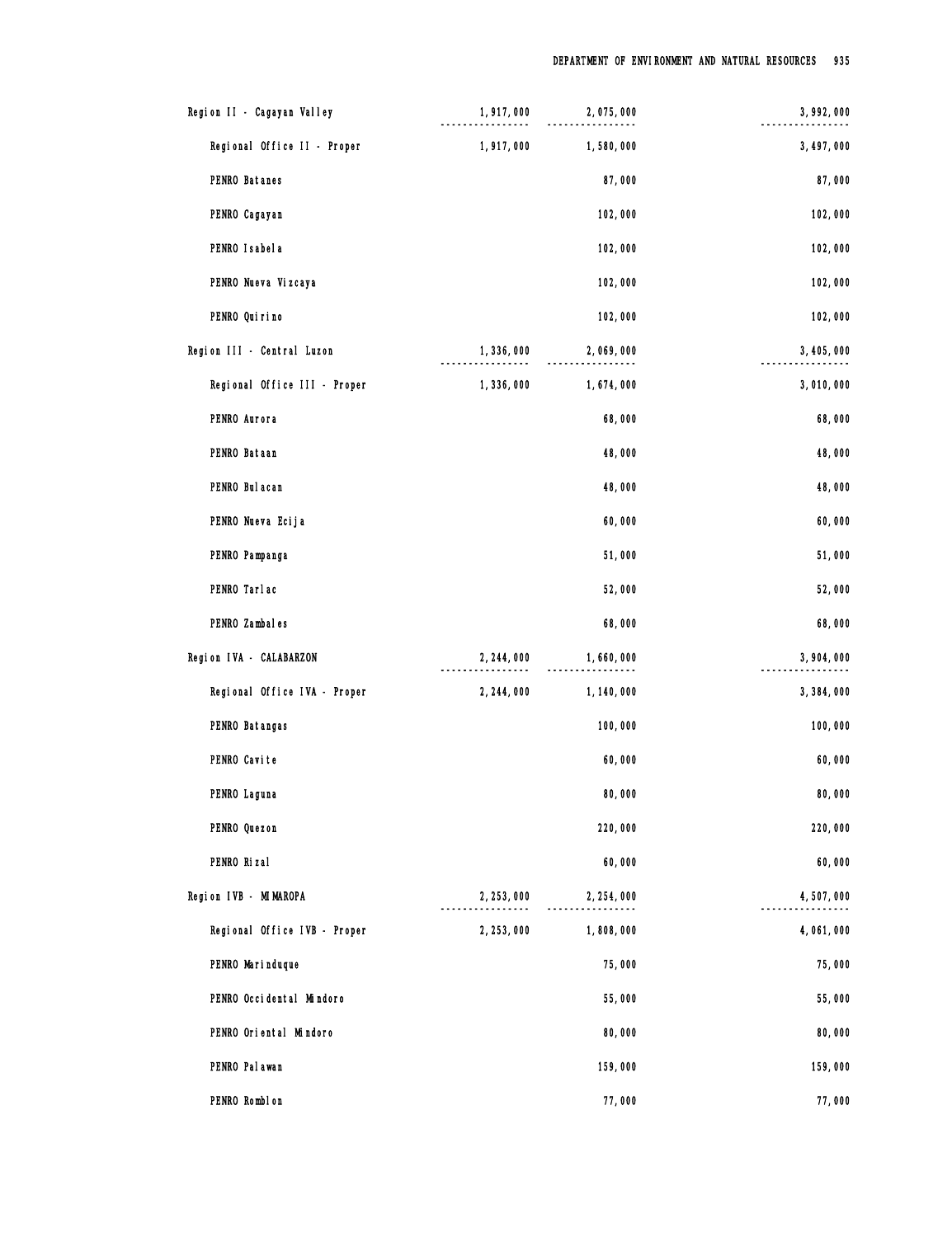| | | | |
|---|---|---|---|
| Region II - Cagayan Valley | 1,917,000 | 2,075,000 | 3,992,000 |
| Regional Office II - Proper | 1,917,000 | 1,580,000 | 3,497,000 |
| PENRO Batanes | | 87,000 | 87,000 |
| PENRO Cagayan | | 102,000 | 102,000 |
| PENRO Isabela | | 102,000 | 102,000 |
| PENRO Nueva Vizcaya | | 102,000 | 102,000 |
| PENRO Quirino | | 102,000 | 102,000 |
| Region III - Central Luzon | 1,336,000 | 2,069,000 | 3,405,000 |
| Regional Office III - Proper | 1,336,000 | 1,674,000 | 3,010,000 |
| PENRO Aurora | | 68,000 | 68,000 |
| PENRO Bataan | | 48,000 | 48,000 |
| PENRO Bulacan | | 48,000 | 48,000 |
| PENRO Nueva Ecija | | 60,000 | 60,000 |
| PENRO Pampanga | | 51,000 | 51,000 |
| PENRO Tarlac | | 52,000 | 52,000 |
| PENRO Zambales | | 68,000 | 68,000 |
| Region IVA - CALABARZON | 2,244,000 | 1,660,000 | 3,904,000 |
| Regional Office IVA - Proper | 2,244,000 | 1,140,000 | 3,384,000 |
| PENRO Batangas | | 100,000 | 100,000 |
| PENRO Cavite | | 60,000 | 60,000 |
| PENRO Laguna | | 80,000 | 80,000 |
| PENRO Quezon | | 220,000 | 220,000 |
| PENRO Rizal | | 60,000 | 60,000 |
| Region IVB - MIMAROPA | 2,253,000 | 2,254,000 | 4,507,000 |
| Regional Office IVB - Proper | 2,253,000 | 1,808,000 | 4,061,000 |
| PENRO Marinduque | | 75,000 | 75,000 |
| PENRO Occidental Mindoro | | 55,000 | 55,000 |
| PENRO Oriental Mindoro | | 80,000 | 80,000 |
| PENRO Palawan | | 159,000 | 159,000 |
| PENRO Romblon | | 77,000 | 77,000 |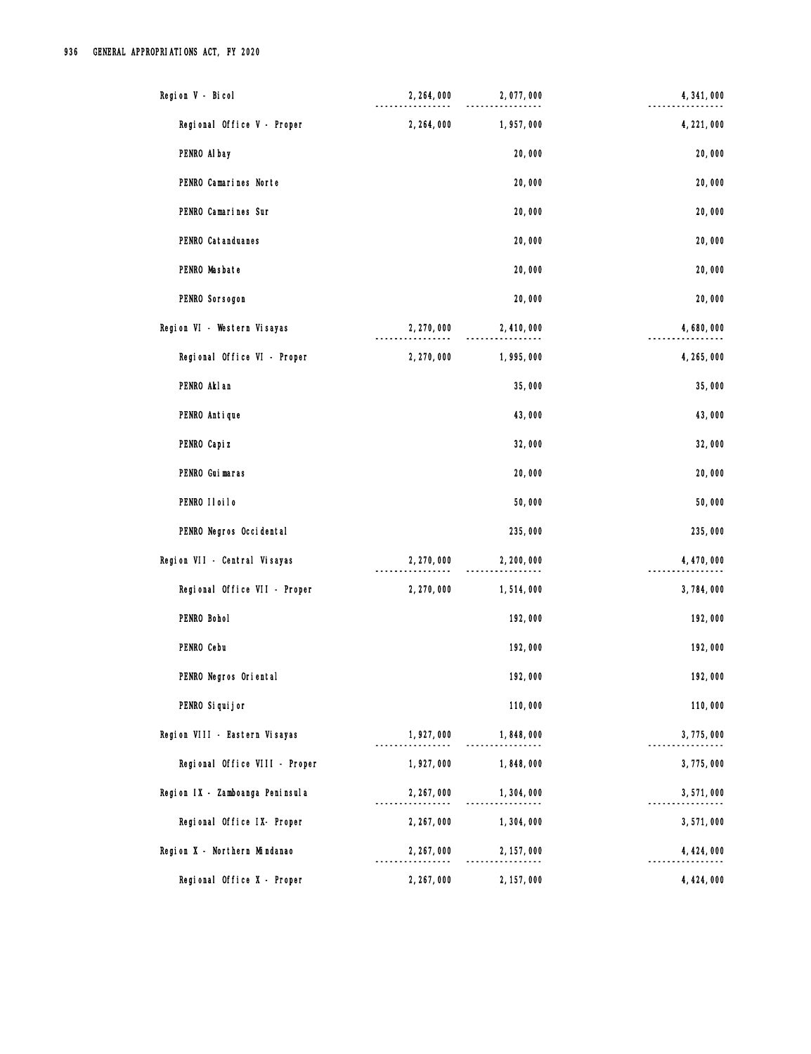| | | | |
|---|---|---|---|
| Region V - Bicol | 2,264,000 | 2,077,000 | 4,341,000 |
| Regional Office V - Proper | 2,264,000 | 1,957,000 | 4,221,000 |
| PENRO Albay | | 20,000 | 20,000 |
| PENRO Camarines Norte | | 20,000 | 20,000 |
| PENRO Camarines Sur | | 20,000 | 20,000 |
| PENRO Catanduanes | | 20,000 | 20,000 |
| PENRO Masbate | | 20,000 | 20,000 |
| PENRO Sorsogon | | 20,000 | 20,000 |
| Region VI - Western Visayas | 2,270,000 | 2,410,000 | 4,680,000 |
| Regional Office VI - Proper | 2,270,000 | 1,995,000 | 4,265,000 |
| PENRO Aklan | | 35,000 | 35,000 |
| PENRO Antique | | 43,000 | 43,000 |
| PENRO Capiz | | 32,000 | 32,000 |
| PENRO Guimaras | | 20,000 | 20,000 |
| PENRO Iloilo | | 50,000 | 50,000 |
| PENRO Negros Occidental | | 235,000 | 235,000 |
| Region VII - Central Visayas | 2,270,000 | 2,200,000 | 4,470,000 |
| Regional Office VII - Proper | 2,270,000 | 1,514,000 | 3,784,000 |
| PENRO Bohol | | 192,000 | 192,000 |
| PENRO Cebu | | 192,000 | 192,000 |
| PENRO Negros Oriental | | 192,000 | 192,000 |
| PENRO Siquijor | | 110,000 | 110,000 |
| Region VIII - Eastern Visayas | 1,927,000 | 1,848,000 | 3,775,000 |
| Regional Office VIII - Proper | 1,927,000 | 1,848,000 | 3,775,000 |
| Region IX - Zamboanga Peninsula | 2,267,000 | 1,304,000 | 3,571,000 |
| Regional Office IX- Proper | 2,267,000 | 1,304,000 | 3,571,000 |
| Region X - Northern Mindanao | 2,267,000 | 2,157,000 | 4,424,000 |
| Regional Office X - Proper | 2,267,000 | 2,157,000 | 4,424,000 |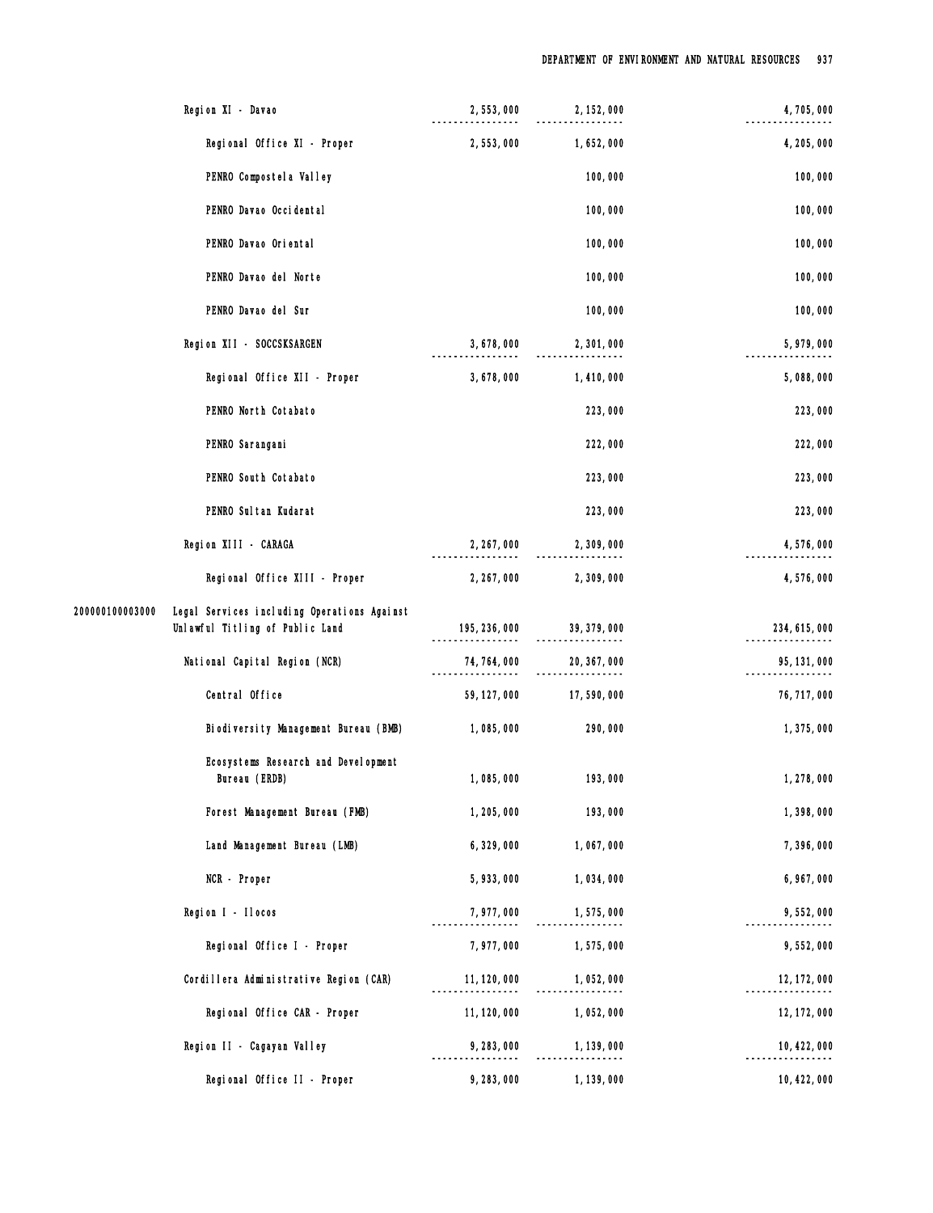| | | | | |
|---|---|---|---|---|
| | Region XI - Davao | 2,553,000 | 2,152,000 | 4,705,000 |
| | Regional Office XI - Proper | 2,553,000 | 1,652,000 | 4,205,000 |
| | PENRO Compostela Valley | | 100,000 | 100,000 |
| | PENRO Davao Occidental | | 100,000 | 100,000 |
| | PENRO Davao Oriental | | 100,000 | 100,000 |
| | PENRO Davao del Norte | | 100,000 | 100,000 |
| | PENRO Davao del Sur | | 100,000 | 100,000 |
| | Region XII - SOCCSKSARGEN | 3,678,000 | 2,301,000 | 5,979,000 |
| | Regional Office XII - Proper | 3,678,000 | 1,410,000 | 5,088,000 |
| | PENRO North Cotabato | | 223,000 | 223,000 |
| | PENRO Sarangani | | 222,000 | 222,000 |
| | PENRO South Cotabato | | 223,000 | 223,000 |
| | PENRO Sultan Kudarat | | 223,000 | 223,000 |
| | Region XIII - CARAGA | 2,267,000 | 2,309,000 | 4,576,000 |
| | Regional Office XIII - Proper | 2,267,000 | 2,309,000 | 4,576,000 |
| 200000100003000 | Legal Services including Operations Against Unlawful Titling of Public Land | 195,236,000 | 39,379,000 | 234,615,000 |
| | National Capital Region (NCR) | 74,764,000 | 20,367,000 | 95,131,000 |
| | Central Office | 59,127,000 | 17,590,000 | 76,717,000 |
| | Biodiversity Management Bureau (BMB) | 1,085,000 | 290,000 | 1,375,000 |
| | Ecosystems Research and Development Bureau (ERDB) | 1,085,000 | 193,000 | 1,278,000 |
| | Forest Management Bureau (FMB) | 1,205,000 | 193,000 | 1,398,000 |
| | Land Management Bureau (LMB) | 6,329,000 | 1,067,000 | 7,396,000 |
| | NCR - Proper | 5,933,000 | 1,034,000 | 6,967,000 |
| | Region I - Ilocos | 7,977,000 | 1,575,000 | 9,552,000 |
| | Regional Office I - Proper | 7,977,000 | 1,575,000 | 9,552,000 |
| | Cordillera Administrative Region (CAR) | 11,120,000 | 1,052,000 | 12,172,000 |
| | Regional Office CAR - Proper | 11,120,000 | 1,052,000 | 12,172,000 |
| | Region II - Cagayan Valley | 9,283,000 | 1,139,000 | 10,422,000 |
| | Regional Office II - Proper | 9,283,000 | 1,139,000 | 10,422,000 |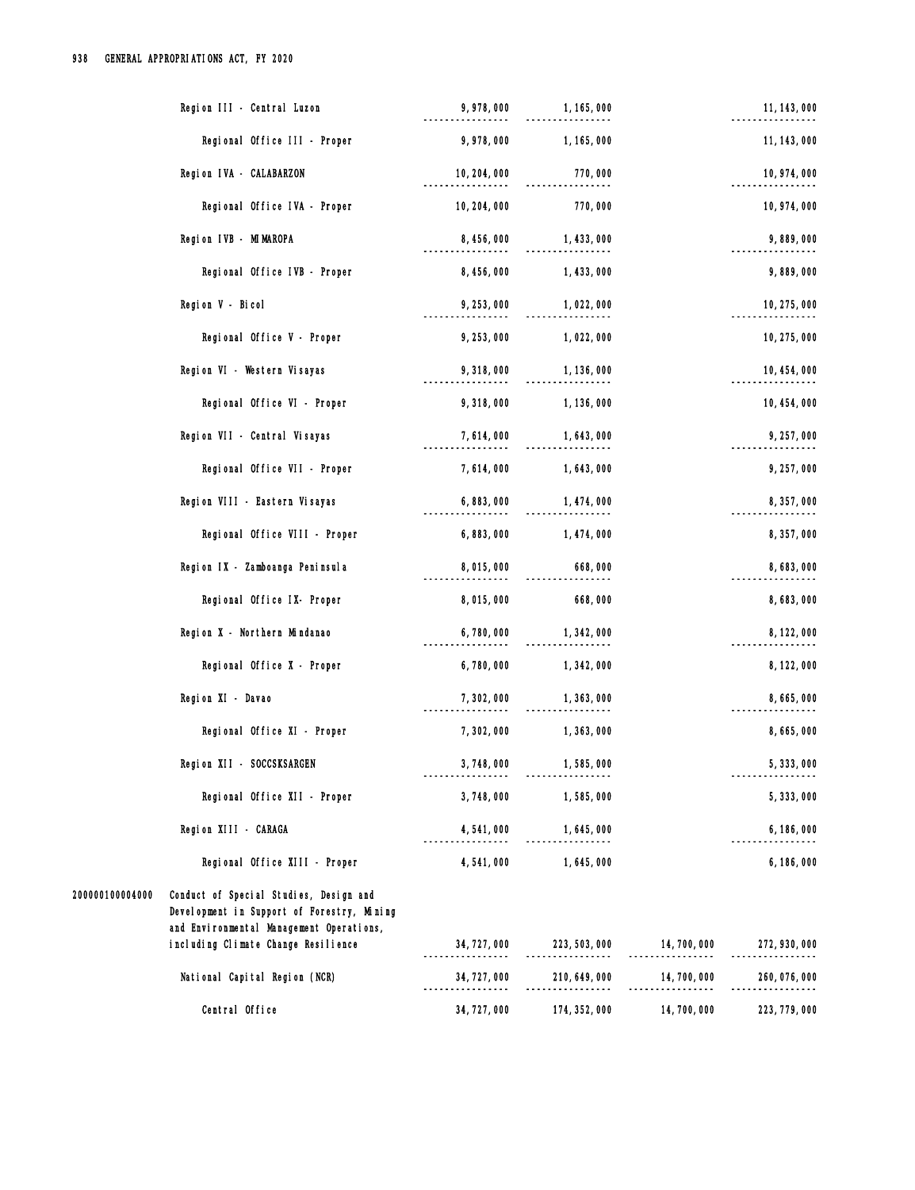| | | | | | |
|---|---|---|---|---|---|
| | Region III - Central Luzon | 9,978,000 | 1,165,000 | | 11,143,000 |
| | Regional Office III - Proper | 9,978,000 | 1,165,000 | | 11,143,000 |
| | Region IVA - CALABARZON | 10,204,000 | 770,000 | | 10,974,000 |
| | Regional Office IVA - Proper | 10,204,000 | 770,000 | | 10,974,000 |
| | Region IVB - MIMAROPA | 8,456,000 | 1,433,000 | | 9,889,000 |
| | Regional Office IVB - Proper | 8,456,000 | 1,433,000 | | 9,889,000 |
| | Region V - Bicol | 9,253,000 | 1,022,000 | | 10,275,000 |
| | Regional Office V - Proper | 9,253,000 | 1,022,000 | | 10,275,000 |
| | Region VI - Western Visayas | 9,318,000 | 1,136,000 | | 10,454,000 |
| | Regional Office VI - Proper | 9,318,000 | 1,136,000 | | 10,454,000 |
| | Region VII - Central Visayas | 7,614,000 | 1,643,000 | | 9,257,000 |
| | Regional Office VII - Proper | 7,614,000 | 1,643,000 | | 9,257,000 |
| | Region VIII - Eastern Visayas | 6,883,000 | 1,474,000 | | 8,357,000 |
| | Regional Office VIII - Proper | 6,883,000 | 1,474,000 | | 8,357,000 |
| | Region IX - Zamboanga Peninsula | 8,015,000 | 668,000 | | 8,683,000 |
| | Regional Office IX- Proper | 8,015,000 | 668,000 | | 8,683,000 |
| | Region X - Northern Mindanao | 6,780,000 | 1,342,000 | | 8,122,000 |
| | Regional Office X - Proper | 6,780,000 | 1,342,000 | | 8,122,000 |
| | Region XI - Davao | 7,302,000 | 1,363,000 | | 8,665,000 |
| | Regional Office XI - Proper | 7,302,000 | 1,363,000 | | 8,665,000 |
| | Region XII - SOCCSKSARGEN | 3,748,000 | 1,585,000 | | 5,333,000 |
| | Regional Office XII - Proper | 3,748,000 | 1,585,000 | | 5,333,000 |
| | Region XIII - CARAGA | 4,541,000 | 1,645,000 | | 6,186,000 |
| | Regional Office XIII - Proper | 4,541,000 | 1,645,000 | | 6,186,000 |
| 200000100004000 | Conduct of Special Studies, Design and Development in Support of Forestry, Mining and Environmental Management Operations, including Climate Change Resilience | 34,727,000 | 223,503,000 | 14,700,000 | 272,930,000 |
| | National Capital Region (NCR) | 34,727,000 | 210,649,000 | 14,700,000 | 260,076,000 |
| | Central Office | 34,727,000 | 174,352,000 | 14,700,000 | 223,779,000 |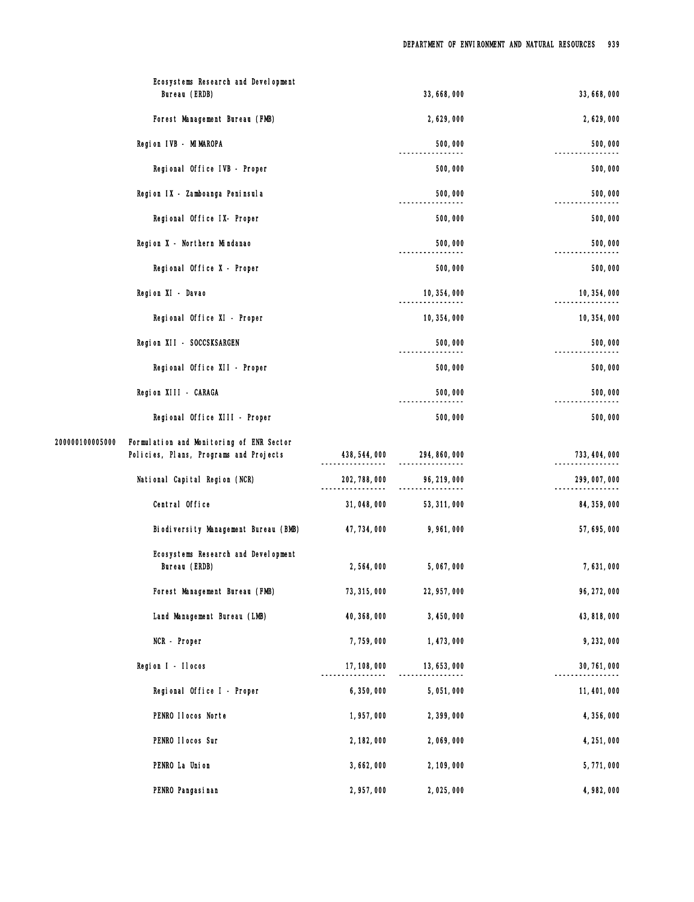| | | | | |
|---|---|---|---|---|
| | Ecosystems Research and Development Bureau (ERDB) | | 33,668,000 | 33,668,000 |
| | Forest Management Bureau (FMB) | | 2,629,000 | 2,629,000 |
| | Region IVB - MIMAROPA | | 500,000 | 500,000 |
| | Regional Office IVB - Proper | | 500,000 | 500,000 |
| | Region IX - Zamboanga Peninsula | | 500,000 | 500,000 |
| | Regional Office IX- Proper | | 500,000 | 500,000 |
| | Region X - Northern Mindanao | | 500,000 | 500,000 |
| | Regional Office X - Proper | | 500,000 | 500,000 |
| | Region XI - Davao | | 10,354,000 | 10,354,000 |
| | Regional Office XI - Proper | | 10,354,000 | 10,354,000 |
| | Region XII - SOCCSKSARGEN | | 500,000 | 500,000 |
| | Regional Office XII - Proper | | 500,000 | 500,000 |
| | Region XIII - CARAGA | | 500,000 | 500,000 |
| | Regional Office XIII - Proper | | 500,000 | 500,000 |
| 200000100005000 | Formulation and Monitoring of ENR Sector Policies, Plans, Programs and Projects | 438,544,000 | 294,860,000 | 733,404,000 |
| | National Capital Region (NCR) | 202,788,000 | 96,219,000 | 299,007,000 |
| | Central Office | 31,048,000 | 53,311,000 | 84,359,000 |
| | Biodiversity Management Bureau (BMB) | 47,734,000 | 9,961,000 | 57,695,000 |
| | Ecosystems Research and Development Bureau (ERDB) | 2,564,000 | 5,067,000 | 7,631,000 |
| | Forest Management Bureau (FMB) | 73,315,000 | 22,957,000 | 96,272,000 |
| | Land Management Bureau (LMB) | 40,368,000 | 3,450,000 | 43,818,000 |
| | NCR - Proper | 7,759,000 | 1,473,000 | 9,232,000 |
| | Region I - Ilocos | 17,108,000 | 13,653,000 | 30,761,000 |
| | Regional Office I - Proper | 6,350,000 | 5,051,000 | 11,401,000 |
| | PENRO Ilocos Norte | 1,957,000 | 2,399,000 | 4,356,000 |
| | PENRO Ilocos Sur | 2,182,000 | 2,069,000 | 4,251,000 |
| | PENRO La Union | 3,662,000 | 2,109,000 | 5,771,000 |
| | PENRO Pangasinan | 2,957,000 | 2,025,000 | 4,982,000 |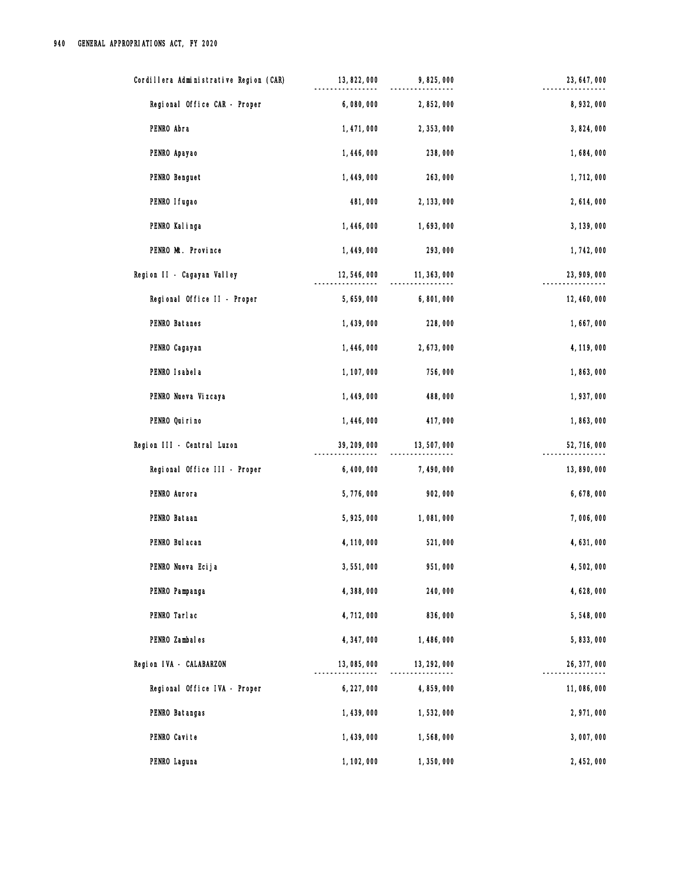| | | | |
|---|---|---|---|
| Cordillera Administrative Region (CAR) | 13,822,000 | 9,825,000 | 23,647,000 |
| Regional Office CAR - Proper | 6,080,000 | 2,852,000 | 8,932,000 |
| PENRO Abra | 1,471,000 | 2,353,000 | 3,824,000 |
| PENRO Apayao | 1,446,000 | 238,000 | 1,684,000 |
| PENRO Benguet | 1,449,000 | 263,000 | 1,712,000 |
| PENRO Ifugao | 481,000 | 2,133,000 | 2,614,000 |
| PENRO Kalinga | 1,446,000 | 1,693,000 | 3,139,000 |
| PENRO Mt. Province | 1,449,000 | 293,000 | 1,742,000 |
| Region II - Cagayan Valley | 12,546,000 | 11,363,000 | 23,909,000 |
| Regional Office II - Proper | 5,659,000 | 6,801,000 | 12,460,000 |
| PENRO Batanes | 1,439,000 | 228,000 | 1,667,000 |
| PENRO Cagayan | 1,446,000 | 2,673,000 | 4,119,000 |
| PENRO Isabela | 1,107,000 | 756,000 | 1,863,000 |
| PENRO Nueva Vizcaya | 1,449,000 | 488,000 | 1,937,000 |
| PENRO Quirino | 1,446,000 | 417,000 | 1,863,000 |
| Region III - Central Luzon | 39,209,000 | 13,507,000 | 52,716,000 |
| Regional Office III - Proper | 6,400,000 | 7,490,000 | 13,890,000 |
| PENRO Aurora | 5,776,000 | 902,000 | 6,678,000 |
| PENRO Bataan | 5,925,000 | 1,081,000 | 7,006,000 |
| PENRO Bulacan | 4,110,000 | 521,000 | 4,631,000 |
| PENRO Nueva Ecija | 3,551,000 | 951,000 | 4,502,000 |
| PENRO Pampanga | 4,388,000 | 240,000 | 4,628,000 |
| PENRO Tarlac | 4,712,000 | 836,000 | 5,548,000 |
| PENRO Zambales | 4,347,000 | 1,486,000 | 5,833,000 |
| Region IVA - CALABARZON | 13,085,000 | 13,292,000 | 26,377,000 |
| Regional Office IVA - Proper | 6,227,000 | 4,859,000 | 11,086,000 |
| PENRO Batangas | 1,439,000 | 1,532,000 | 2,971,000 |
| PENRO Cavite | 1,439,000 | 1,568,000 | 3,007,000 |
| PENRO Laguna | 1,102,000 | 1,350,000 | 2,452,000 |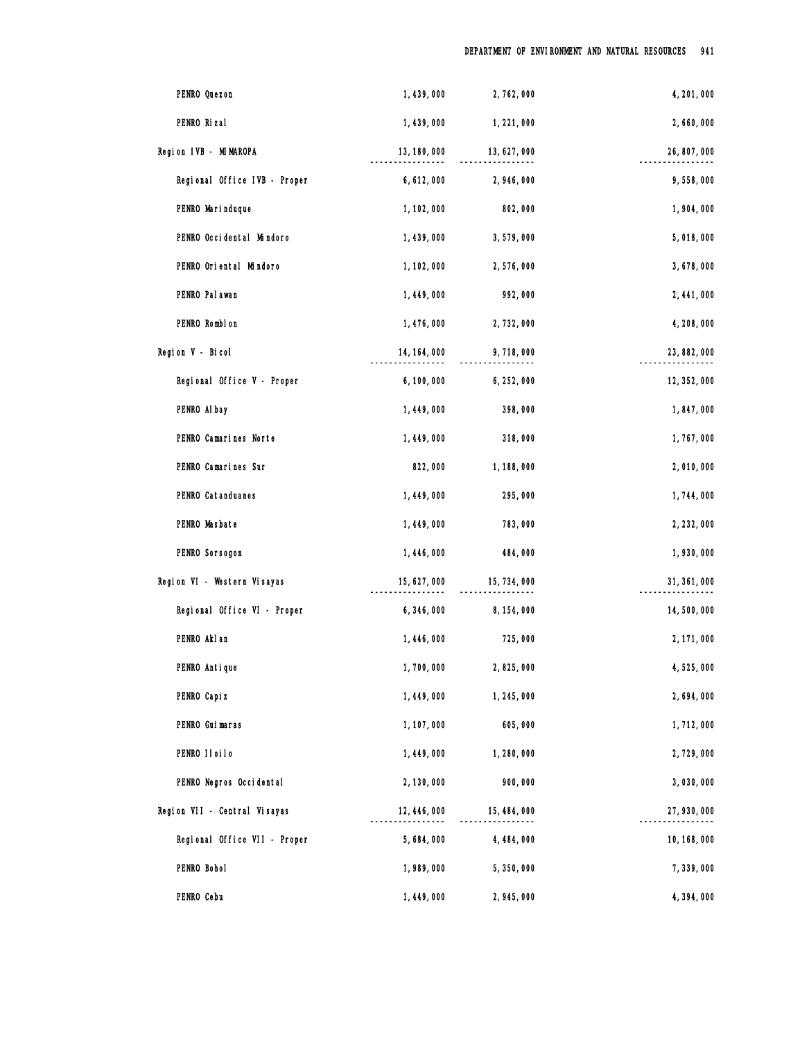| | | | |
|---|---|---|---|
| PENRO Quezon | 1,439,000 | 2,762,000 | 4,201,000 |
| PENRO Rizal | 1,439,000 | 1,221,000 | 2,660,000 |
| Region IVB - MIMAROPA | 13,180,000 | 13,627,000 | 26,807,000 |
| Regional Office IVB - Proper | 6,612,000 | 2,946,000 | 9,558,000 |
| PENRO Marinduque | 1,102,000 | 802,000 | 1,904,000 |
| PENRO Occidental Mindoro | 1,439,000 | 3,579,000 | 5,018,000 |
| PENRO Oriental Mindoro | 1,102,000 | 2,576,000 | 3,678,000 |
| PENRO Palawan | 1,449,000 | 992,000 | 2,441,000 |
| PENRO Romblon | 1,476,000 | 2,732,000 | 4,208,000 |
| Region V - Bicol | 14,164,000 | 9,718,000 | 23,882,000 |
| Regional Office V - Proper | 6,100,000 | 6,252,000 | 12,352,000 |
| PENRO Albay | 1,449,000 | 398,000 | 1,847,000 |
| PENRO Camarines Norte | 1,449,000 | 318,000 | 1,767,000 |
| PENRO Camarines Sur | 822,000 | 1,188,000 | 2,010,000 |
| PENRO Catanduanes | 1,449,000 | 295,000 | 1,744,000 |
| PENRO Masbate | 1,449,000 | 783,000 | 2,232,000 |
| PENRO Sorsogon | 1,446,000 | 484,000 | 1,930,000 |
| Region VI - Western Visayas | 15,627,000 | 15,734,000 | 31,361,000 |
| Regional Office VI - Proper | 6,346,000 | 8,154,000 | 14,500,000 |
| PENRO Aklan | 1,446,000 | 725,000 | 2,171,000 |
| PENRO Antique | 1,700,000 | 2,825,000 | 4,525,000 |
| PENRO Capiz | 1,449,000 | 1,245,000 | 2,694,000 |
| PENRO Guimaras | 1,107,000 | 605,000 | 1,712,000 |
| PENRO Iloilo | 1,449,000 | 1,280,000 | 2,729,000 |
| PENRO Negros Occidental | 2,130,000 | 900,000 | 3,030,000 |
| Region VII - Central Visayas | 12,446,000 | 15,484,000 | 27,930,000 |
| Regional Office VII - Proper | 5,684,000 | 4,484,000 | 10,168,000 |
| PENRO Bohol | 1,989,000 | 5,350,000 | 7,339,000 |
| PENRO Cebu | 1,449,000 | 2,945,000 | 4,394,000 |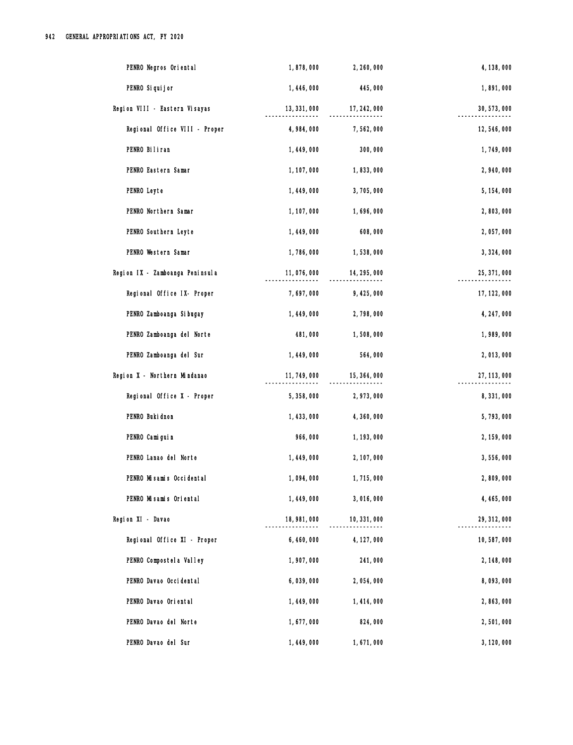| | | | |
|---|---|---|---|
| PENRO Negros Oriental | 1,878,000 | 2,260,000 | 4,138,000 |
| PENRO Siquijor | 1,446,000 | 445,000 | 1,891,000 |
| Region VIII - Eastern Visayas | 13,331,000 | 17,242,000 | 30,573,000 |
| Regional Office VIII - Proper | 4,984,000 | 7,562,000 | 12,546,000 |
| PENRO Biliran | 1,449,000 | 300,000 | 1,749,000 |
| PENRO Eastern Samar | 1,107,000 | 1,833,000 | 2,940,000 |
| PENRO Leyte | 1,449,000 | 3,705,000 | 5,154,000 |
| PENRO Northern Samar | 1,107,000 | 1,696,000 | 2,803,000 |
| PENRO Southern Leyte | 1,449,000 | 608,000 | 2,057,000 |
| PENRO Western Samar | 1,786,000 | 1,538,000 | 3,324,000 |
| Region IX - Zamboanga Peninsula | 11,076,000 | 14,295,000 | 25,371,000 |
| Regional Office IX- Proper | 7,697,000 | 9,425,000 | 17,122,000 |
| PENRO Zamboanga Sibugay | 1,449,000 | 2,798,000 | 4,247,000 |
| PENRO Zamboanga del Norte | 481,000 | 1,508,000 | 1,989,000 |
| PENRO Zamboanga del Sur | 1,449,000 | 564,000 | 2,013,000 |
| Region X - Northern Mindanao | 11,749,000 | 15,364,000 | 27,113,000 |
| Regional Office X - Proper | 5,358,000 | 2,973,000 | 8,331,000 |
| PENRO Bukidnon | 1,433,000 | 4,360,000 | 5,793,000 |
| PENRO Camiguin | 966,000 | 1,193,000 | 2,159,000 |
| PENRO Lanao del Norte | 1,449,000 | 2,107,000 | 3,556,000 |
| PENRO Misamis Occidental | 1,094,000 | 1,715,000 | 2,809,000 |
| PENRO Misamis Oriental | 1,449,000 | 3,016,000 | 4,465,000 |
| Region XI - Davao | 18,981,000 | 10,331,000 | 29,312,000 |
| Regional Office XI - Proper | 6,460,000 | 4,127,000 | 10,587,000 |
| PENRO Compostela Valley | 1,907,000 | 241,000 | 2,148,000 |
| PENRO Davao Occidental | 6,039,000 | 2,054,000 | 8,093,000 |
| PENRO Davao Oriental | 1,449,000 | 1,414,000 | 2,863,000 |
| PENRO Davao del Norte | 1,677,000 | 824,000 | 2,501,000 |
| PENRO Davao del Sur | 1,449,000 | 1,671,000 | 3,120,000 |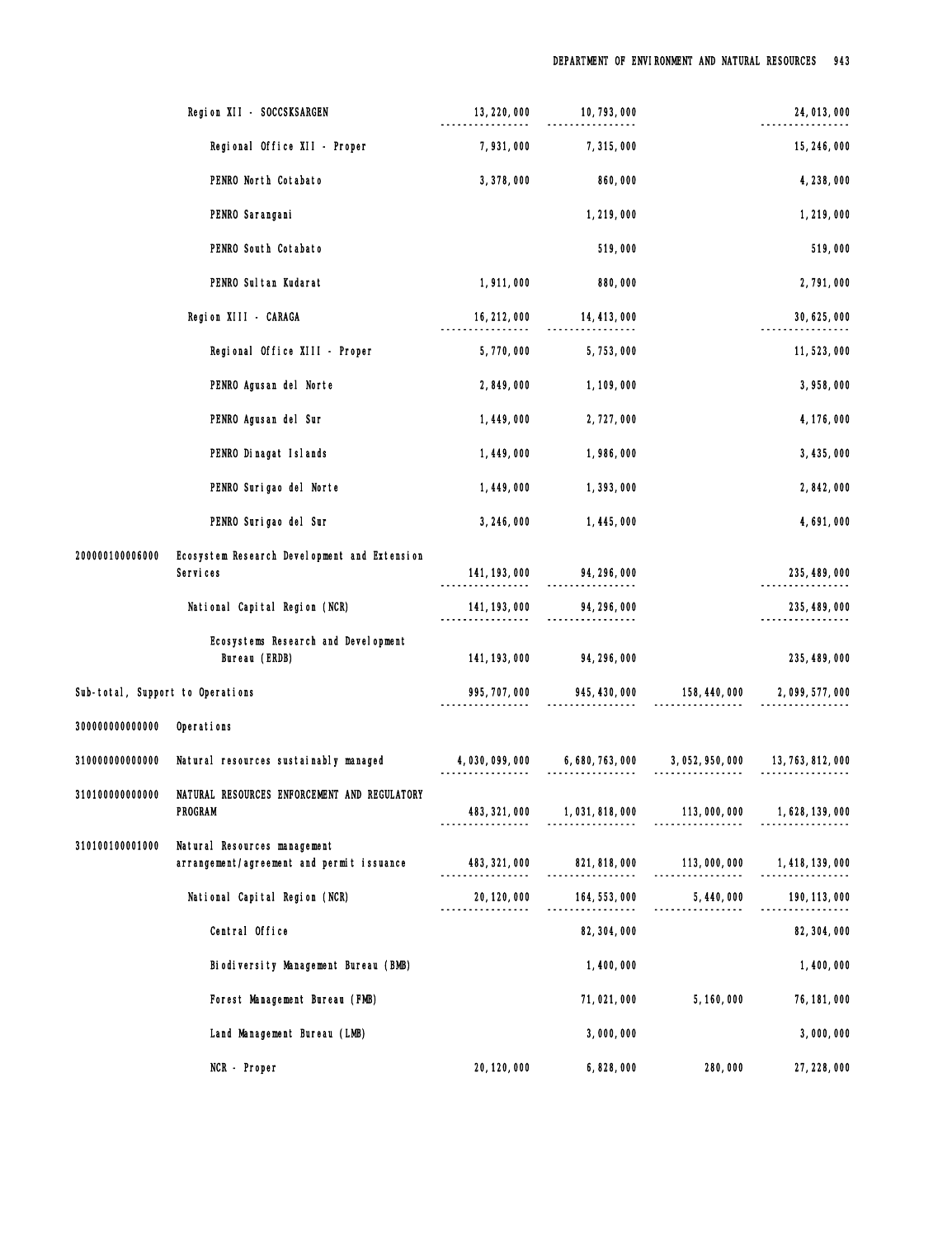| Code | Particulars | PS | MOOE | CO | Total |
|---|---|---|---|---|---|
| | Region XII - SOCCSKSARGEN | 13,220,000 | 10,793,000 | | 24,013,000 |
| | Regional Office XII - Proper | 7,931,000 | 7,315,000 | | 15,246,000 |
| | PENRO North Cotabato | 3,378,000 | 860,000 | | 4,238,000 |
| | PENRO Sarangani | | 1,219,000 | | 1,219,000 |
| | PENRO South Cotabato | | 519,000 | | 519,000 |
| | PENRO Sultan Kudarat | 1,911,000 | 880,000 | | 2,791,000 |
| | Region XIII - CARAGA | 16,212,000 | 14,413,000 | | 30,625,000 |
| | Regional Office XIII - Proper | 5,770,000 | 5,753,000 | | 11,523,000 |
| | PENRO Agusan del Norte | 2,849,000 | 1,109,000 | | 3,958,000 |
| | PENRO Agusan del Sur | 1,449,000 | 2,727,000 | | 4,176,000 |
| | PENRO Dinagat Islands | 1,449,000 | 1,986,000 | | 3,435,000 |
| | PENRO Surigao del Norte | 1,449,000 | 1,393,000 | | 2,842,000 |
| | PENRO Surigao del Sur | 3,246,000 | 1,445,000 | | 4,691,000 |
| 200000100006000 | Ecosystem Research Development and Extension Services | 141,193,000 | 94,296,000 | | 235,489,000 |
| | National Capital Region (NCR) | 141,193,000 | 94,296,000 | | 235,489,000 |
| | Ecosystems Research and Development Bureau (ERDB) | 141,193,000 | 94,296,000 | | 235,489,000 |
| | Sub-total, Support to Operations | 995,707,000 | 945,430,000 | 158,440,000 | 2,099,577,000 |
| 300000000000000 | Operations | | | | |
| 310000000000000 | Natural resources sustainably managed | 4,030,099,000 | 6,680,763,000 | 3,052,950,000 | 13,763,812,000 |
| 310100000000000 | NATURAL RESOURCES ENFORCEMENT AND REGULATORY PROGRAM | 483,321,000 | 1,031,818,000 | 113,000,000 | 1,628,139,000 |
| 310100100001000 | Natural Resources management arrangement/agreement and permit issuance | 483,321,000 | 821,818,000 | 113,000,000 | 1,418,139,000 |
| | National Capital Region (NCR) | 20,120,000 | 164,553,000 | 5,440,000 | 190,113,000 |
| | Central Office | | 82,304,000 | | 82,304,000 |
| | Biodiversity Management Bureau (BMB) | | 1,400,000 | | 1,400,000 |
| | Forest Management Bureau (FMB) | | 71,021,000 | 5,160,000 | 76,181,000 |
| | Land Management Bureau (LMB) | | 3,000,000 | | 3,000,000 |
| | NCR - Proper | 20,120,000 | 6,828,000 | 280,000 | 27,228,000 |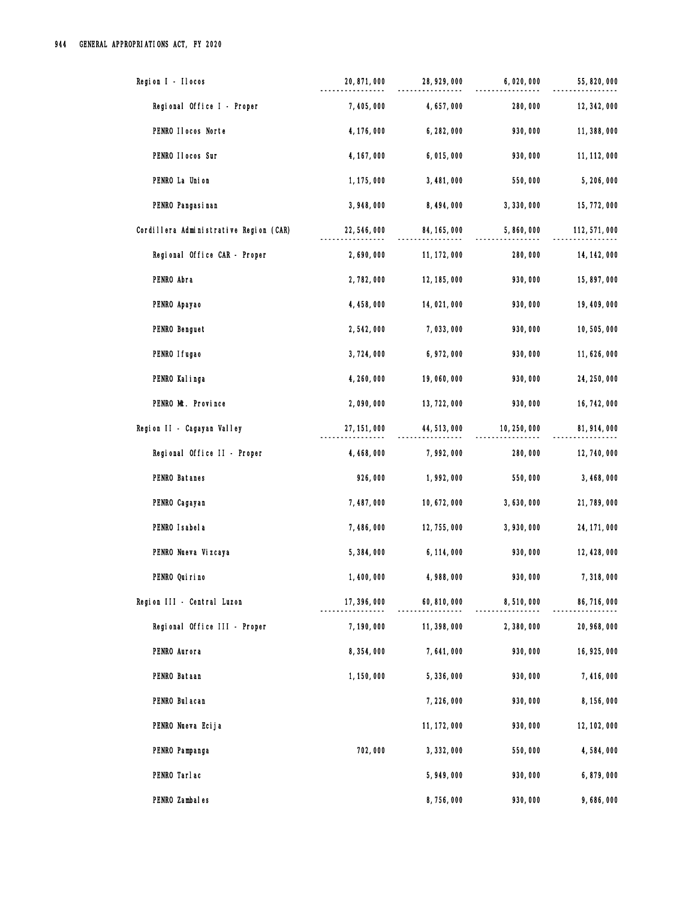| | | | | |
|---|---|---|---|---|
| Region I - Ilocos | 20,871,000 | 28,929,000 | 6,020,000 | 55,820,000 |
| Regional Office I - Proper | 7,405,000 | 4,657,000 | 280,000 | 12,342,000 |
| PENRO Ilocos Norte | 4,176,000 | 6,282,000 | 930,000 | 11,388,000 |
| PENRO Ilocos Sur | 4,167,000 | 6,015,000 | 930,000 | 11,112,000 |
| PENRO La Union | 1,175,000 | 3,481,000 | 550,000 | 5,206,000 |
| PENRO Pangasinan | 3,948,000 | 8,494,000 | 3,330,000 | 15,772,000 |
| Cordillera Administrative Region (CAR) | 22,546,000 | 84,165,000 | 5,860,000 | 112,571,000 |
| Regional Office CAR - Proper | 2,690,000 | 11,172,000 | 280,000 | 14,142,000 |
| PENRO Abra | 2,782,000 | 12,185,000 | 930,000 | 15,897,000 |
| PENRO Apayao | 4,458,000 | 14,021,000 | 930,000 | 19,409,000 |
| PENRO Benguet | 2,542,000 | 7,033,000 | 930,000 | 10,505,000 |
| PENRO Ifugao | 3,724,000 | 6,972,000 | 930,000 | 11,626,000 |
| PENRO Kalinga | 4,260,000 | 19,060,000 | 930,000 | 24,250,000 |
| PENRO Mt. Province | 2,090,000 | 13,722,000 | 930,000 | 16,742,000 |
| Region II - Cagayan Valley | 27,151,000 | 44,513,000 | 10,250,000 | 81,914,000 |
| Regional Office II - Proper | 4,468,000 | 7,992,000 | 280,000 | 12,740,000 |
| PENRO Batanes | 926,000 | 1,992,000 | 550,000 | 3,468,000 |
| PENRO Cagayan | 7,487,000 | 10,672,000 | 3,630,000 | 21,789,000 |
| PENRO Isabela | 7,486,000 | 12,755,000 | 3,930,000 | 24,171,000 |
| PENRO Nueva Vizcaya | 5,384,000 | 6,114,000 | 930,000 | 12,428,000 |
| PENRO Quirino | 1,400,000 | 4,988,000 | 930,000 | 7,318,000 |
| Region III - Central Luzon | 17,396,000 | 60,810,000 | 8,510,000 | 86,716,000 |
| Regional Office III - Proper | 7,190,000 | 11,398,000 | 2,380,000 | 20,968,000 |
| PENRO Aurora | 8,354,000 | 7,641,000 | 930,000 | 16,925,000 |
| PENRO Bataan | 1,150,000 | 5,336,000 | 930,000 | 7,416,000 |
| PENRO Bulacan | | 7,226,000 | 930,000 | 8,156,000 |
| PENRO Nueva Ecija | | 11,172,000 | 930,000 | 12,102,000 |
| PENRO Pampanga | 702,000 | 3,332,000 | 550,000 | 4,584,000 |
| PENRO Tarlac | | 5,949,000 | 930,000 | 6,879,000 |
| PENRO Zambales | | 8,756,000 | 930,000 | 9,686,000 |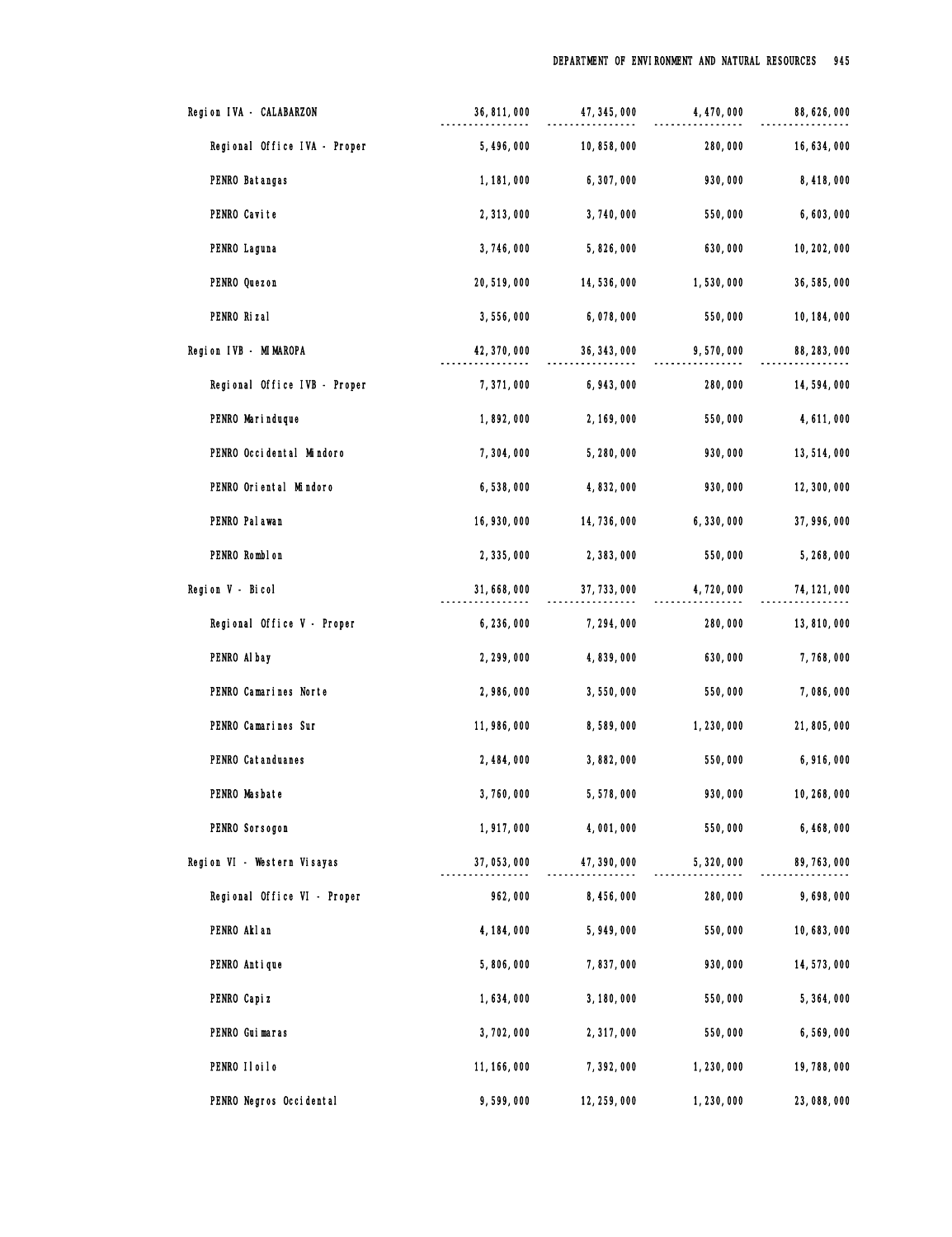| | | | | |
|---|---|---|---|---|
| Region IVA - CALABARZON | 36,811,000 | 47,345,000 | 4,470,000 | 88,626,000 |
| Regional Office IVA - Proper | 5,496,000 | 10,858,000 | 280,000 | 16,634,000 |
| PENRO Batangas | 1,181,000 | 6,307,000 | 930,000 | 8,418,000 |
| PENRO Cavite | 2,313,000 | 3,740,000 | 550,000 | 6,603,000 |
| PENRO Laguna | 3,746,000 | 5,826,000 | 630,000 | 10,202,000 |
| PENRO Quezon | 20,519,000 | 14,536,000 | 1,530,000 | 36,585,000 |
| PENRO Rizal | 3,556,000 | 6,078,000 | 550,000 | 10,184,000 |
| Region IVB - MIMAROPA | 42,370,000 | 36,343,000 | 9,570,000 | 88,283,000 |
| Regional Office IVB - Proper | 7,371,000 | 6,943,000 | 280,000 | 14,594,000 |
| PENRO Marinduque | 1,892,000 | 2,169,000 | 550,000 | 4,611,000 |
| PENRO Occidental Mindoro | 7,304,000 | 5,280,000 | 930,000 | 13,514,000 |
| PENRO Oriental Mindoro | 6,538,000 | 4,832,000 | 930,000 | 12,300,000 |
| PENRO Palawan | 16,930,000 | 14,736,000 | 6,330,000 | 37,996,000 |
| PENRO Romblon | 2,335,000 | 2,383,000 | 550,000 | 5,268,000 |
| Region V - Bicol | 31,668,000 | 37,733,000 | 4,720,000 | 74,121,000 |
| Regional Office V - Proper | 6,236,000 | 7,294,000 | 280,000 | 13,810,000 |
| PENRO Albay | 2,299,000 | 4,839,000 | 630,000 | 7,768,000 |
| PENRO Camarines Norte | 2,986,000 | 3,550,000 | 550,000 | 7,086,000 |
| PENRO Camarines Sur | 11,986,000 | 8,589,000 | 1,230,000 | 21,805,000 |
| PENRO Catanduanes | 2,484,000 | 3,882,000 | 550,000 | 6,916,000 |
| PENRO Masbate | 3,760,000 | 5,578,000 | 930,000 | 10,268,000 |
| PENRO Sorsogon | 1,917,000 | 4,001,000 | 550,000 | 6,468,000 |
| Region VI - Western Visayas | 37,053,000 | 47,390,000 | 5,320,000 | 89,763,000 |
| Regional Office VI - Proper | 962,000 | 8,456,000 | 280,000 | 9,698,000 |
| PENRO Aklan | 4,184,000 | 5,949,000 | 550,000 | 10,683,000 |
| PENRO Antique | 5,806,000 | 7,837,000 | 930,000 | 14,573,000 |
| PENRO Capiz | 1,634,000 | 3,180,000 | 550,000 | 5,364,000 |
| PENRO Guimaras | 3,702,000 | 2,317,000 | 550,000 | 6,569,000 |
| PENRO Iloilo | 11,166,000 | 7,392,000 | 1,230,000 | 19,788,000 |
| PENRO Negros Occidental | 9,599,000 | 12,259,000 | 1,230,000 | 23,088,000 |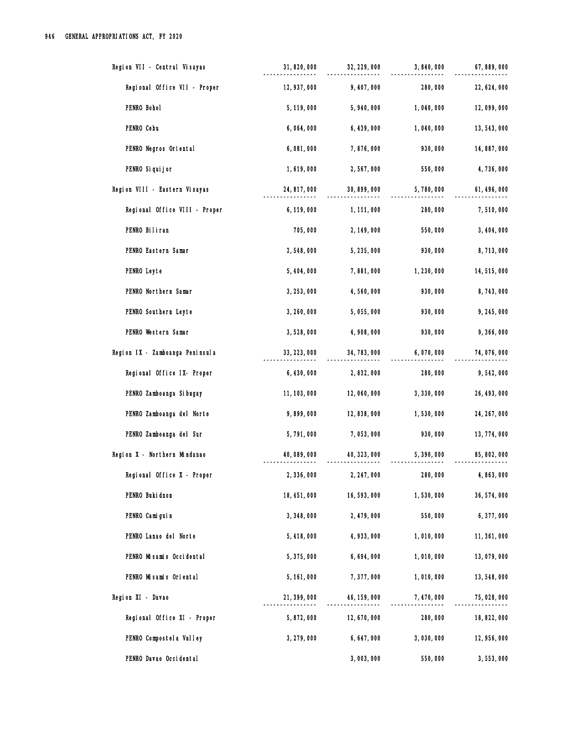| | | | | |
|---|---|---|---|---|
| Region VII - Central Visayas | 31,820,000 | 32,229,000 | 3,840,000 | 67,889,000 |
| Regional Office VII - Proper | 12,937,000 | 9,407,000 | 280,000 | 22,624,000 |
| PENRO Bohol | 5,119,000 | 5,940,000 | 1,040,000 | 12,099,000 |
| PENRO Cebu | 6,064,000 | 6,439,000 | 1,040,000 | 13,543,000 |
| PENRO Negros Oriental | 6,081,000 | 7,876,000 | 930,000 | 14,887,000 |
| PENRO Siquijor | 1,619,000 | 2,567,000 | 550,000 | 4,736,000 |
| Region VIII - Eastern Visayas | 24,817,000 | 30,899,000 | 5,780,000 | 61,496,000 |
| Regional Office VIII - Proper | 6,119,000 | 1,111,000 | 280,000 | 7,510,000 |
| PENRO Biliran | 705,000 | 2,149,000 | 550,000 | 3,404,000 |
| PENRO Eastern Samar | 2,548,000 | 5,235,000 | 930,000 | 8,713,000 |
| PENRO Leyte | 5,404,000 | 7,881,000 | 1,230,000 | 14,515,000 |
| PENRO Northern Samar | 3,253,000 | 4,560,000 | 930,000 | 8,743,000 |
| PENRO Southern Leyte | 3,260,000 | 5,055,000 | 930,000 | 9,245,000 |
| PENRO Western Samar | 3,528,000 | 4,908,000 | 930,000 | 9,366,000 |
| Region IX - Zamboanga Peninsula | 33,223,000 | 34,783,000 | 6,070,000 | 74,076,000 |
| Regional Office IX- Proper | 6,430,000 | 2,832,000 | 280,000 | 9,542,000 |
| PENRO Zamboanga Sibugay | 11,103,000 | 12,060,000 | 3,330,000 | 26,493,000 |
| PENRO Zamboanga del Norte | 9,899,000 | 12,838,000 | 1,530,000 | 24,267,000 |
| PENRO Zamboanga del Sur | 5,791,000 | 7,053,000 | 930,000 | 13,774,000 |
| Region X - Northern Mindanao | 40,089,000 | 40,323,000 | 5,390,000 | 85,802,000 |
| Regional Office X - Proper | 2,336,000 | 2,247,000 | 280,000 | 4,863,000 |
| PENRO Bukidnon | 18,451,000 | 16,593,000 | 1,530,000 | 36,574,000 |
| PENRO Camiguin | 3,348,000 | 2,479,000 | 550,000 | 6,377,000 |
| PENRO Lanao del Norte | 5,418,000 | 4,933,000 | 1,010,000 | 11,361,000 |
| PENRO Misamis Occidental | 5,375,000 | 6,694,000 | 1,010,000 | 13,079,000 |
| PENRO Misamis Oriental | 5,161,000 | 7,377,000 | 1,010,000 | 13,548,000 |
| Region XI - Davao | 21,399,000 | 46,159,000 | 7,470,000 | 75,028,000 |
| Regional Office XI - Proper | 5,872,000 | 12,670,000 | 280,000 | 18,822,000 |
| PENRO Compostela Valley | 3,279,000 | 6,647,000 | 3,030,000 | 12,956,000 |
| PENRO Davao Occidental | | 3,003,000 | 550,000 | 3,553,000 |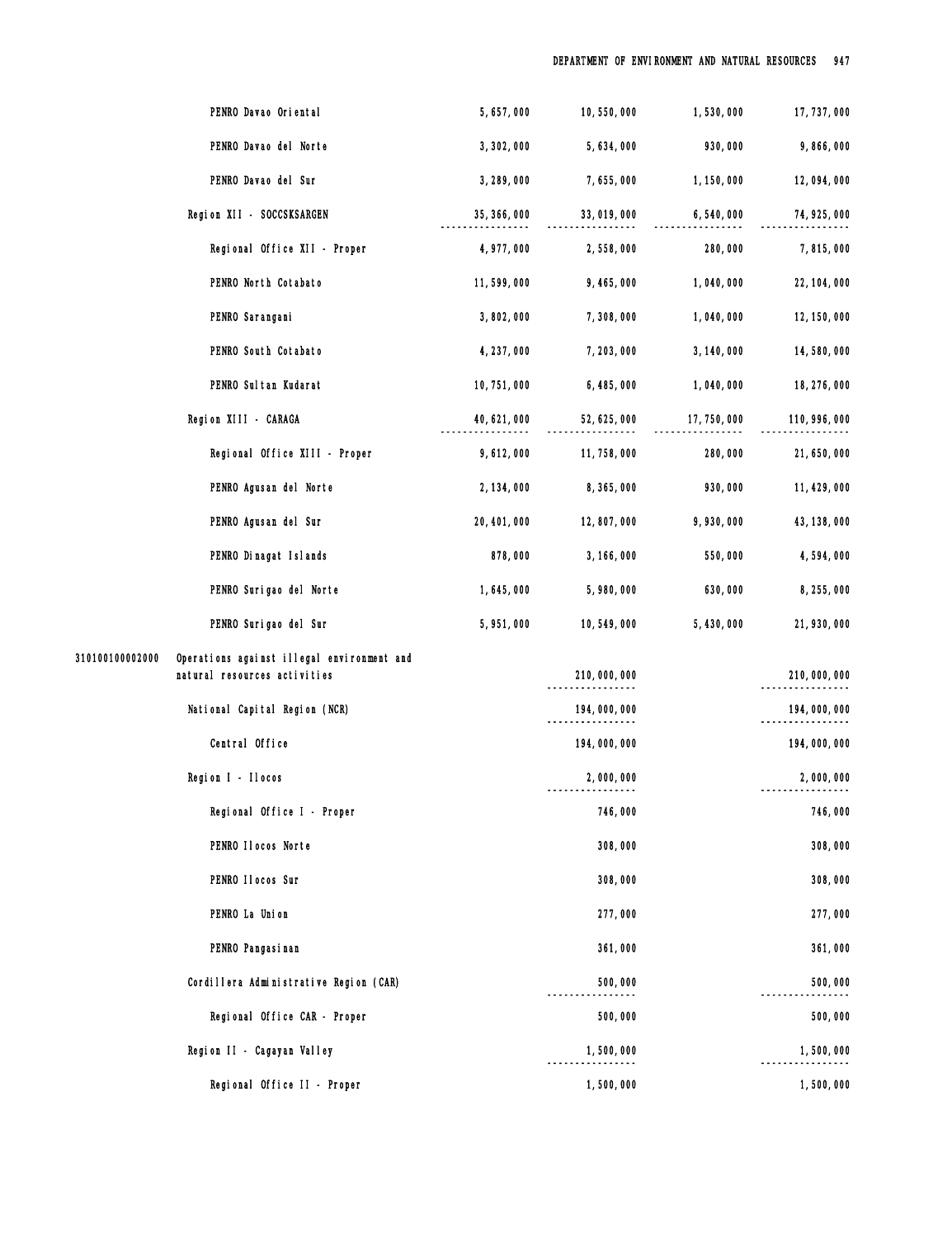| | | | | | |
|---|---|---|---|---|---|
| | PENRO Davao Oriental | 5,657,000 | 10,550,000 | 1,530,000 | 17,737,000 |
| | PENRO Davao del Norte | 3,302,000 | 5,634,000 | 930,000 | 9,866,000 |
| | PENRO Davao del Sur | 3,289,000 | 7,655,000 | 1,150,000 | 12,094,000 |
| | Region XII - SOCCSKSARGEN | 35,366,000 | 33,019,000 | 6,540,000 | 74,925,000 |
| | Regional Office XII - Proper | 4,977,000 | 2,558,000 | 280,000 | 7,815,000 |
| | PENRO North Cotabato | 11,599,000 | 9,465,000 | 1,040,000 | 22,104,000 |
| | PENRO Sarangani | 3,802,000 | 7,308,000 | 1,040,000 | 12,150,000 |
| | PENRO South Cotabato | 4,237,000 | 7,203,000 | 3,140,000 | 14,580,000 |
| | PENRO Sultan Kudarat | 10,751,000 | 6,485,000 | 1,040,000 | 18,276,000 |
| | Region XIII - CARAGA | 40,621,000 | 52,625,000 | 17,750,000 | 110,996,000 |
| | Regional Office XIII - Proper | 9,612,000 | 11,758,000 | 280,000 | 21,650,000 |
| | PENRO Agusan del Norte | 2,134,000 | 8,365,000 | 930,000 | 11,429,000 |
| | PENRO Agusan del Sur | 20,401,000 | 12,807,000 | 9,930,000 | 43,138,000 |
| | PENRO Dinagat Islands | 878,000 | 3,166,000 | 550,000 | 4,594,000 |
| | PENRO Surigao del Norte | 1,645,000 | 5,980,000 | 630,000 | 8,255,000 |
| | PENRO Surigao del Sur | 5,951,000 | 10,549,000 | 5,430,000 | 21,930,000 |
| 310100100002000 | Operations against illegal environment and natural resources activities | | 210,000,000 | | 210,000,000 |
| | National Capital Region (NCR) | | 194,000,000 | | 194,000,000 |
| | Central Office | | 194,000,000 | | 194,000,000 |
| | Region I - Ilocos | | 2,000,000 | | 2,000,000 |
| | Regional Office I - Proper | | 746,000 | | 746,000 |
| | PENRO Ilocos Norte | | 308,000 | | 308,000 |
| | PENRO Ilocos Sur | | 308,000 | | 308,000 |
| | PENRO La Union | | 277,000 | | 277,000 |
| | PENRO Pangasinan | | 361,000 | | 361,000 |
| | Cordillera Administrative Region (CAR) | | 500,000 | | 500,000 |
| | Regional Office CAR - Proper | | 500,000 | | 500,000 |
| | Region II - Cagayan Valley | | 1,500,000 | | 1,500,000 |
| | Regional Office II - Proper | | 1,500,000 | | 1,500,000 |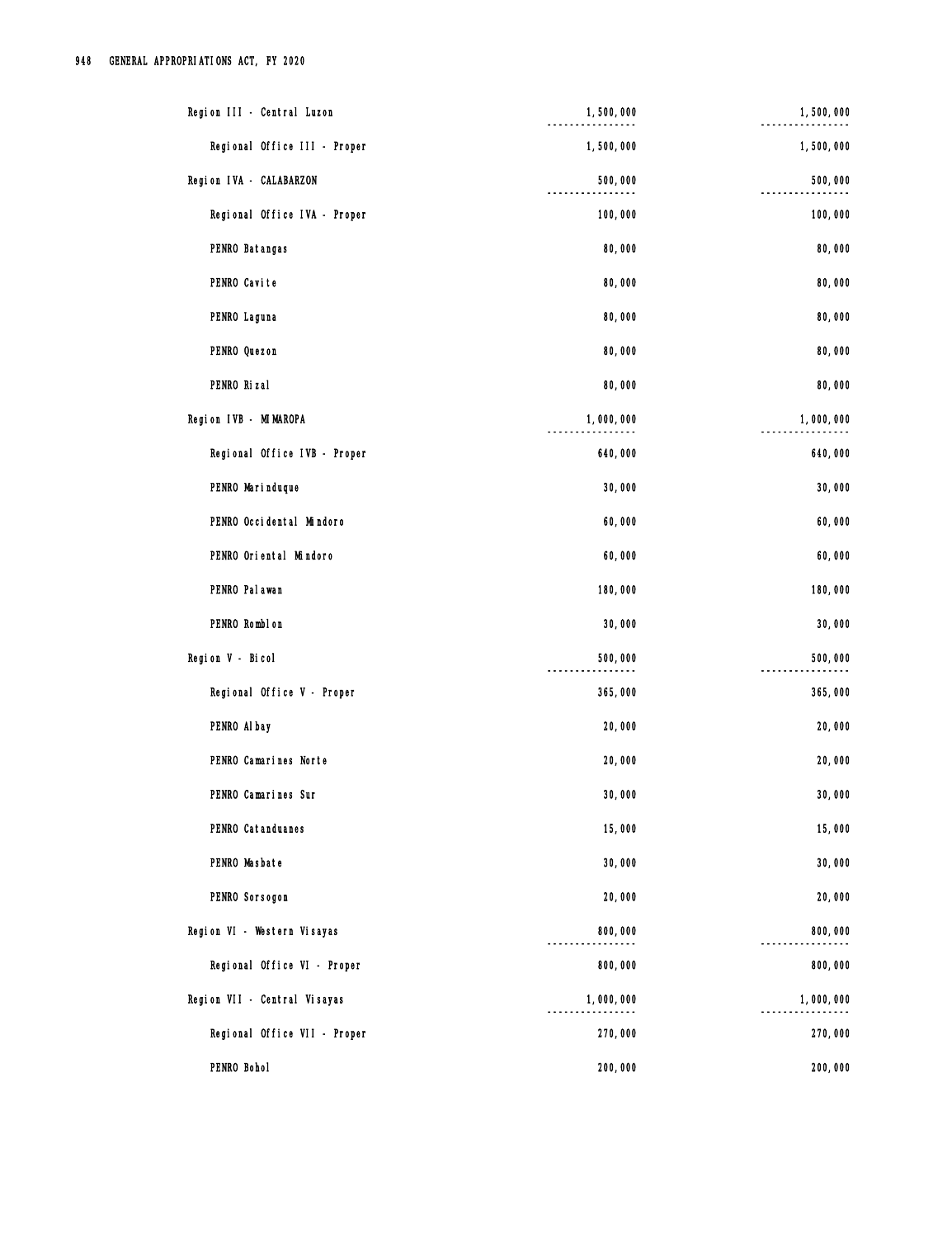| | | |
|---|---|---|
| Region III - Central Luzon | 1,500,000 | 1,500,000 |
| Regional Office III - Proper | 1,500,000 | 1,500,000 |
| Region IVA - CALABARZON | 500,000 | 500,000 |
| Regional Office IVA - Proper | 100,000 | 100,000 |
| PENRO Batangas | 80,000 | 80,000 |
| PENRO Cavite | 80,000 | 80,000 |
| PENRO Laguna | 80,000 | 80,000 |
| PENRO Quezon | 80,000 | 80,000 |
| PENRO Rizal | 80,000 | 80,000 |
| Region IVB - MIMAROPA | 1,000,000 | 1,000,000 |
| Regional Office IVB - Proper | 640,000 | 640,000 |
| PENRO Marinduque | 30,000 | 30,000 |
| PENRO Occidental Mindoro | 60,000 | 60,000 |
| PENRO Oriental Mindoro | 60,000 | 60,000 |
| PENRO Palawan | 180,000 | 180,000 |
| PENRO Romblon | 30,000 | 30,000 |
| Region V - Bicol | 500,000 | 500,000 |
| Regional Office V - Proper | 365,000 | 365,000 |
| PENRO Albay | 20,000 | 20,000 |
| PENRO Camarines Norte | 20,000 | 20,000 |
| PENRO Camarines Sur | 30,000 | 30,000 |
| PENRO Catanduanes | 15,000 | 15,000 |
| PENRO Masbate | 30,000 | 30,000 |
| PENRO Sorsogon | 20,000 | 20,000 |
| Region VI - Western Visayas | 800,000 | 800,000 |
| Regional Office VI - Proper | 800,000 | 800,000 |
| Region VII - Central Visayas | 1,000,000 | 1,000,000 |
| Regional Office VII - Proper | 270,000 | 270,000 |
| PENRO Bohol | 200,000 | 200,000 |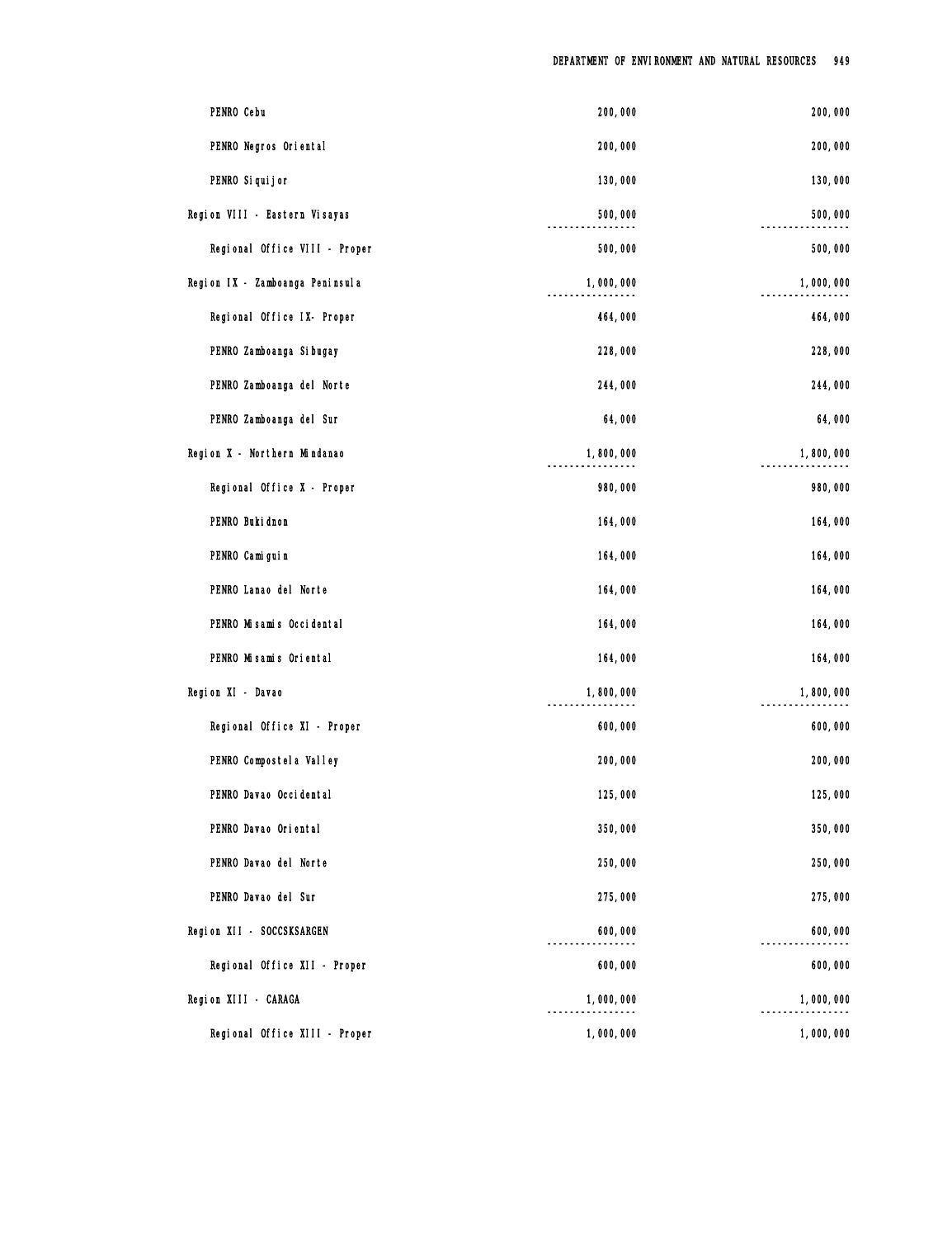| | | |
|---|---|---|
| PENRO Cebu | 200,000 | 200,000 |
| PENRO Negros Oriental | 200,000 | 200,000 |
| PENRO Siquijor | 130,000 | 130,000 |
| Region VIII - Eastern Visayas | 500,000 | 500,000 |
| Regional Office VIII - Proper | 500,000 | 500,000 |
| Region IX - Zamboanga Peninsula | 1,000,000 | 1,000,000 |
| Regional Office IX- Proper | 464,000 | 464,000 |
| PENRO Zamboanga Sibugay | 228,000 | 228,000 |
| PENRO Zamboanga del Norte | 244,000 | 244,000 |
| PENRO Zamboanga del Sur | 64,000 | 64,000 |
| Region X - Northern Mindanao | 1,800,000 | 1,800,000 |
| Regional Office X - Proper | 980,000 | 980,000 |
| PENRO Bukidnon | 164,000 | 164,000 |
| PENRO Camiguin | 164,000 | 164,000 |
| PENRO Lanao del Norte | 164,000 | 164,000 |
| PENRO Misamis Occidental | 164,000 | 164,000 |
| PENRO Misamis Oriental | 164,000 | 164,000 |
| Region XI - Davao | 1,800,000 | 1,800,000 |
| Regional Office XI - Proper | 600,000 | 600,000 |
| PENRO Compostela Valley | 200,000 | 200,000 |
| PENRO Davao Occidental | 125,000 | 125,000 |
| PENRO Davao Oriental | 350,000 | 350,000 |
| PENRO Davao del Norte | 250,000 | 250,000 |
| PENRO Davao del Sur | 275,000 | 275,000 |
| Region XII - SOCCSKSARGEN | 600,000 | 600,000 |
| Regional Office XII - Proper | 600,000 | 600,000 |
| Region XIII - CARAGA | 1,000,000 | 1,000,000 |
| Regional Office XIII - Proper | 1,000,000 | 1,000,000 |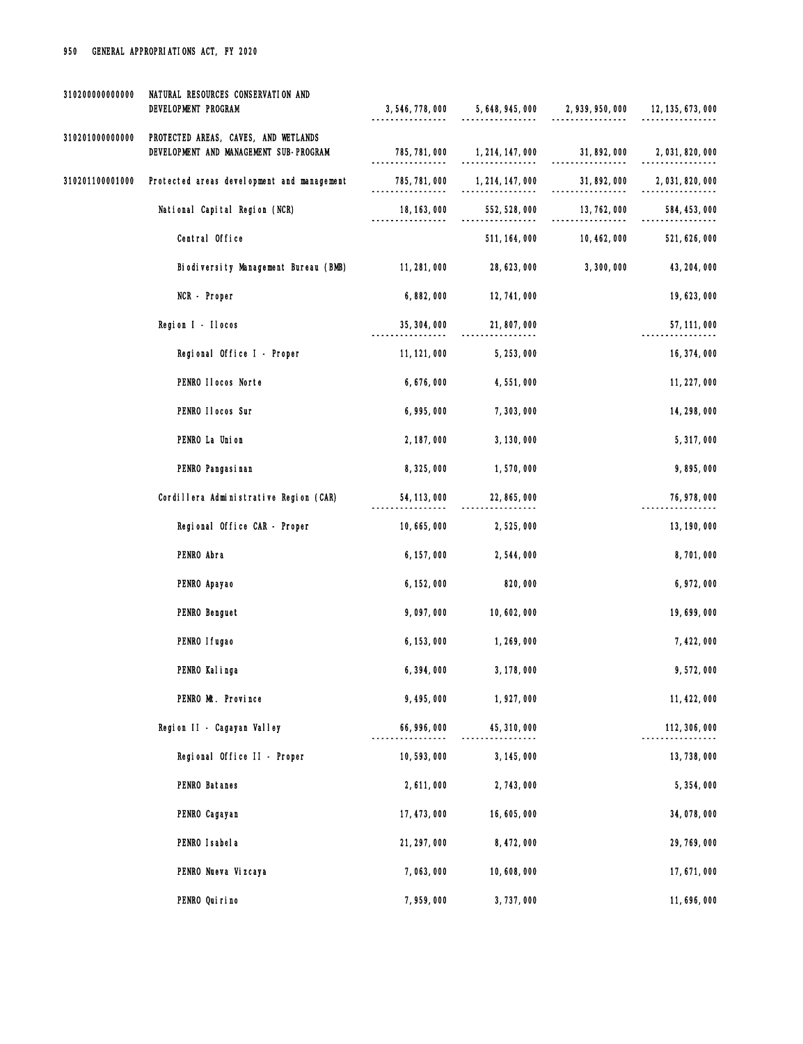| | | | | | |
|---|---|---|---|---|---|
| 310200000000000 | NATURAL RESOURCES CONSERVATION AND DEVELOPMENT PROGRAM | 3,546,778,000 | 5,648,945,000 | 2,939,950,000 | 12,135,673,000 |
| 310201000000000 | PROTECTED AREAS, CAVES, AND WETLANDS DEVELOPMENT AND MANAGEMENT SUB-PROGRAM | 785,781,000 | 1,214,147,000 | 31,892,000 | 2,031,820,000 |
| 310201100001000 | Protected areas development and management | 785,781,000 | 1,214,147,000 | 31,892,000 | 2,031,820,000 |
| | National Capital Region (NCR) | 18,163,000 | 552,528,000 | 13,762,000 | 584,453,000 |
| | Central Office | | 511,164,000 | 10,462,000 | 521,626,000 |
| | Biodiversity Management Bureau (BMB) | 11,281,000 | 28,623,000 | 3,300,000 | 43,204,000 |
| | NCR - Proper | 6,882,000 | 12,741,000 | | 19,623,000 |
| | Region I - Ilocos | 35,304,000 | 21,807,000 | | 57,111,000 |
| | Regional Office I - Proper | 11,121,000 | 5,253,000 | | 16,374,000 |
| | PENRO Ilocos Norte | 6,676,000 | 4,551,000 | | 11,227,000 |
| | PENRO Ilocos Sur | 6,995,000 | 7,303,000 | | 14,298,000 |
| | PENRO La Union | 2,187,000 | 3,130,000 | | 5,317,000 |
| | PENRO Pangasinan | 8,325,000 | 1,570,000 | | 9,895,000 |
| | Cordillera Administrative Region (CAR) | 54,113,000 | 22,865,000 | | 76,978,000 |
| | Regional Office CAR - Proper | 10,665,000 | 2,525,000 | | 13,190,000 |
| | PENRO Abra | 6,157,000 | 2,544,000 | | 8,701,000 |
| | PENRO Apayao | 6,152,000 | 820,000 | | 6,972,000 |
| | PENRO Benguet | 9,097,000 | 10,602,000 | | 19,699,000 |
| | PENRO Ifugao | 6,153,000 | 1,269,000 | | 7,422,000 |
| | PENRO Kalinga | 6,394,000 | 3,178,000 | | 9,572,000 |
| | PENRO Mt. Province | 9,495,000 | 1,927,000 | | 11,422,000 |
| | Region II - Cagayan Valley | 66,996,000 | 45,310,000 | | 112,306,000 |
| | Regional Office II - Proper | 10,593,000 | 3,145,000 | | 13,738,000 |
| | PENRO Batanes | 2,611,000 | 2,743,000 | | 5,354,000 |
| | PENRO Cagayan | 17,473,000 | 16,605,000 | | 34,078,000 |
| | PENRO Isabela | 21,297,000 | 8,472,000 | | 29,769,000 |
| | PENRO Nueva Vizcaya | 7,063,000 | 10,608,000 | | 17,671,000 |
| | PENRO Quirino | 7,959,000 | 3,737,000 | | 11,696,000 |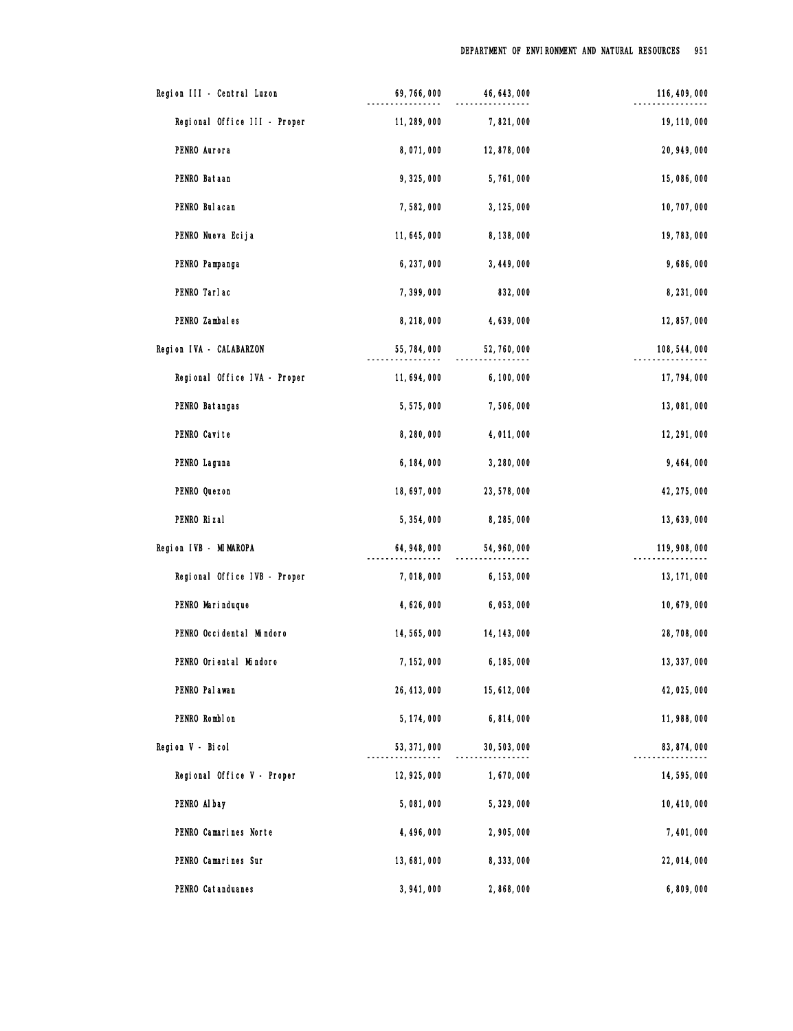| | | | |
|---|---|---|---|
| Region III - Central Luzon | 69,766,000 | 46,643,000 | 116,409,000 |
| Regional Office III - Proper | 11,289,000 | 7,821,000 | 19,110,000 |
| PENRO Aurora | 8,071,000 | 12,878,000 | 20,949,000 |
| PENRO Bataan | 9,325,000 | 5,761,000 | 15,086,000 |
| PENRO Bulacan | 7,582,000 | 3,125,000 | 10,707,000 |
| PENRO Nueva Ecija | 11,645,000 | 8,138,000 | 19,783,000 |
| PENRO Pampanga | 6,237,000 | 3,449,000 | 9,686,000 |
| PENRO Tarlac | 7,399,000 | 832,000 | 8,231,000 |
| PENRO Zambales | 8,218,000 | 4,639,000 | 12,857,000 |
| Region IVA - CALABARZON | 55,784,000 | 52,760,000 | 108,544,000 |
| Regional Office IVA - Proper | 11,694,000 | 6,100,000 | 17,794,000 |
| PENRO Batangas | 5,575,000 | 7,506,000 | 13,081,000 |
| PENRO Cavite | 8,280,000 | 4,011,000 | 12,291,000 |
| PENRO Laguna | 6,184,000 | 3,280,000 | 9,464,000 |
| PENRO Quezon | 18,697,000 | 23,578,000 | 42,275,000 |
| PENRO Rizal | 5,354,000 | 8,285,000 | 13,639,000 |
| Region IVB - MIMAROPA | 64,948,000 | 54,960,000 | 119,908,000 |
| Regional Office IVB - Proper | 7,018,000 | 6,153,000 | 13,171,000 |
| PENRO Marinduque | 4,626,000 | 6,053,000 | 10,679,000 |
| PENRO Occidental Mindoro | 14,565,000 | 14,143,000 | 28,708,000 |
| PENRO Oriental Mindoro | 7,152,000 | 6,185,000 | 13,337,000 |
| PENRO Palawan | 26,413,000 | 15,612,000 | 42,025,000 |
| PENRO Romblon | 5,174,000 | 6,814,000 | 11,988,000 |
| Region V - Bicol | 53,371,000 | 30,503,000 | 83,874,000 |
| Regional Office V - Proper | 12,925,000 | 1,670,000 | 14,595,000 |
| PENRO Albay | 5,081,000 | 5,329,000 | 10,410,000 |
| PENRO Camarines Norte | 4,496,000 | 2,905,000 | 7,401,000 |
| PENRO Camarines Sur | 13,681,000 | 8,333,000 | 22,014,000 |
| PENRO Catanduanes | 3,941,000 | 2,868,000 | 6,809,000 |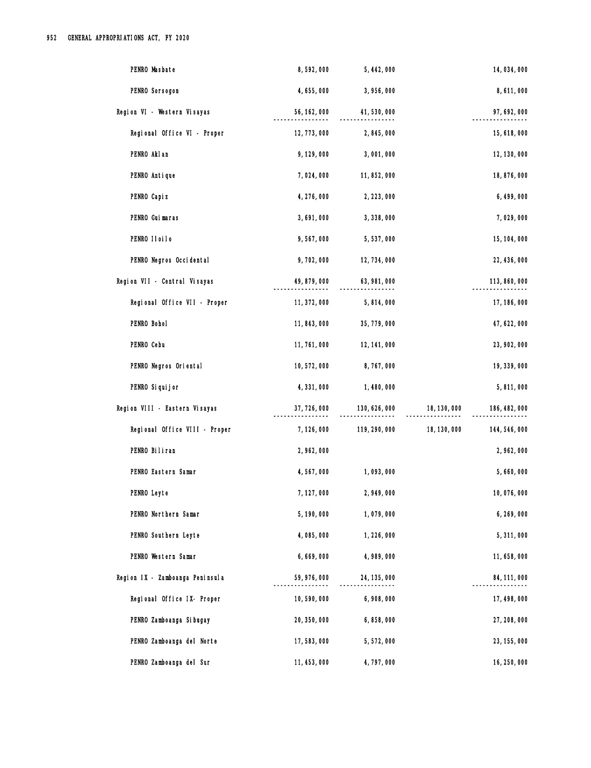| | | | | |
|---|---|---|---|---|
| PENRO Masbate | 8,592,000 | 5,442,000 | | 14,034,000 |
| PENRO Sorsogon | 4,655,000 | 3,956,000 | | 8,611,000 |
| Region VI - Western Visayas | 56,162,000 | 41,530,000 | | 97,692,000 |
| Regional Office VI - Proper | 12,773,000 | 2,845,000 | | 15,618,000 |
| PENRO Aklan | 9,129,000 | 3,001,000 | | 12,130,000 |
| PENRO Antique | 7,024,000 | 11,852,000 | | 18,876,000 |
| PENRO Capiz | 4,276,000 | 2,223,000 | | 6,499,000 |
| PENRO Guimaras | 3,691,000 | 3,338,000 | | 7,029,000 |
| PENRO Iloilo | 9,567,000 | 5,537,000 | | 15,104,000 |
| PENRO Negros Occidental | 9,702,000 | 12,734,000 | | 22,436,000 |
| Region VII - Central Visayas | 49,879,000 | 63,981,000 | | 113,860,000 |
| Regional Office VII - Proper | 11,372,000 | 5,814,000 | | 17,186,000 |
| PENRO Bohol | 11,843,000 | 35,779,000 | | 47,622,000 |
| PENRO Cebu | 11,761,000 | 12,141,000 | | 23,902,000 |
| PENRO Negros Oriental | 10,572,000 | 8,767,000 | | 19,339,000 |
| PENRO Siquijor | 4,331,000 | 1,480,000 | | 5,811,000 |
| Region VIII - Eastern Visayas | 37,726,000 | 130,626,000 | 18,130,000 | 186,482,000 |
| Regional Office VIII - Proper | 7,126,000 | 119,290,000 | 18,130,000 | 144,546,000 |
| PENRO Biliran | 2,962,000 | | | 2,962,000 |
| PENRO Eastern Samar | 4,567,000 | 1,093,000 | | 5,660,000 |
| PENRO Leyte | 7,127,000 | 2,949,000 | | 10,076,000 |
| PENRO Northern Samar | 5,190,000 | 1,079,000 | | 6,269,000 |
| PENRO Southern Leyte | 4,085,000 | 1,226,000 | | 5,311,000 |
| PENRO Western Samar | 6,669,000 | 4,989,000 | | 11,658,000 |
| Region IX - Zamboanga Peninsula | 59,976,000 | 24,135,000 | | 84,111,000 |
| Regional Office IX- Proper | 10,590,000 | 6,908,000 | | 17,498,000 |
| PENRO Zamboanga Sibugay | 20,350,000 | 6,858,000 | | 27,208,000 |
| PENRO Zamboanga del Norte | 17,583,000 | 5,572,000 | | 23,155,000 |
| PENRO Zamboanga del Sur | 11,453,000 | 4,797,000 | | 16,250,000 |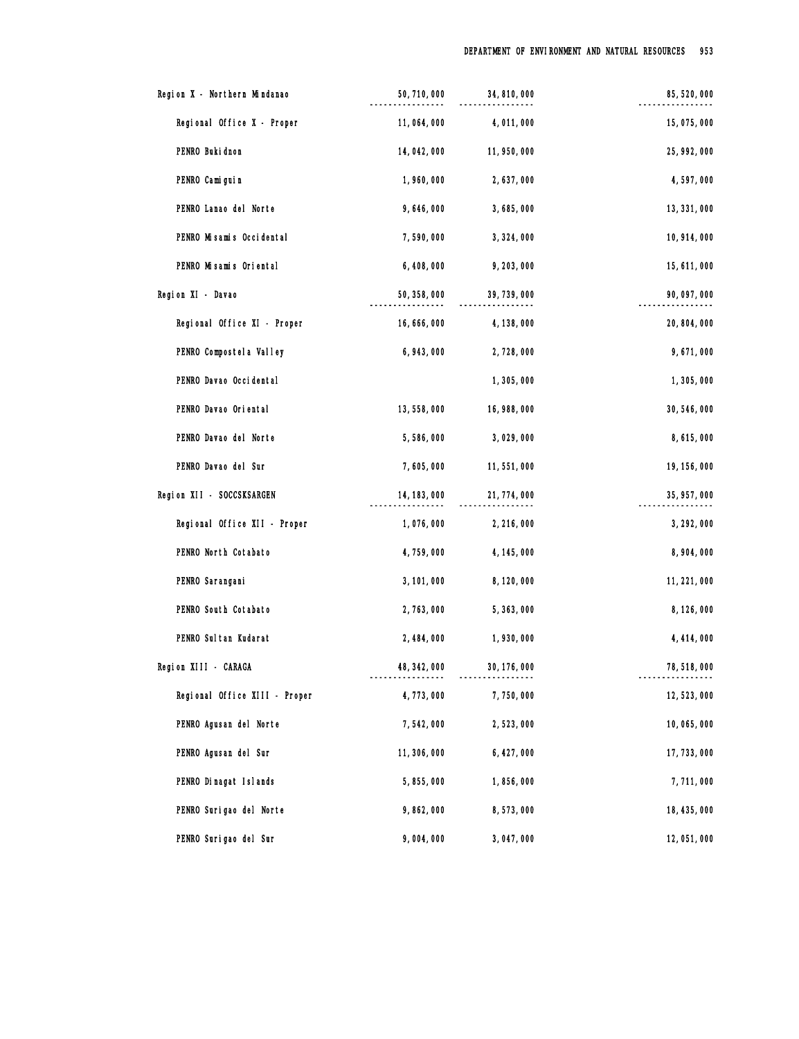| | | | |
|---|---|---|---|
| Region X - Northern Mindanao | 50,710,000 | 34,810,000 | 85,520,000 |
| Regional Office X - Proper | 11,064,000 | 4,011,000 | 15,075,000 |
| PENRO Bukidnon | 14,042,000 | 11,950,000 | 25,992,000 |
| PENRO Camiguin | 1,960,000 | 2,637,000 | 4,597,000 |
| PENRO Lanao del Norte | 9,646,000 | 3,685,000 | 13,331,000 |
| PENRO Misamis Occidental | 7,590,000 | 3,324,000 | 10,914,000 |
| PENRO Misamis Oriental | 6,408,000 | 9,203,000 | 15,611,000 |
| Region XI - Davao | 50,358,000 | 39,739,000 | 90,097,000 |
| Regional Office XI - Proper | 16,666,000 | 4,138,000 | 20,804,000 |
| PENRO Compostela Valley | 6,943,000 | 2,728,000 | 9,671,000 |
| PENRO Davao Occidental | | 1,305,000 | 1,305,000 |
| PENRO Davao Oriental | 13,558,000 | 16,988,000 | 30,546,000 |
| PENRO Davao del Norte | 5,586,000 | 3,029,000 | 8,615,000 |
| PENRO Davao del Sur | 7,605,000 | 11,551,000 | 19,156,000 |
| Region XII - SOCCSKSARGEN | 14,183,000 | 21,774,000 | 35,957,000 |
| Regional Office XII - Proper | 1,076,000 | 2,216,000 | 3,292,000 |
| PENRO North Cotabato | 4,759,000 | 4,145,000 | 8,904,000 |
| PENRO Sarangani | 3,101,000 | 8,120,000 | 11,221,000 |
| PENRO South Cotabato | 2,763,000 | 5,363,000 | 8,126,000 |
| PENRO Sultan Kudarat | 2,484,000 | 1,930,000 | 4,414,000 |
| Region XIII - CARAGA | 48,342,000 | 30,176,000 | 78,518,000 |
| Regional Office XIII - Proper | 4,773,000 | 7,750,000 | 12,523,000 |
| PENRO Agusan del Norte | 7,542,000 | 2,523,000 | 10,065,000 |
| PENRO Agusan del Sur | 11,306,000 | 6,427,000 | 17,733,000 |
| PENRO Dinagat Islands | 5,855,000 | 1,856,000 | 7,711,000 |
| PENRO Surigao del Norte | 9,862,000 | 8,573,000 | 18,435,000 |
| PENRO Surigao del Sur | 9,004,000 | 3,047,000 | 12,051,000 |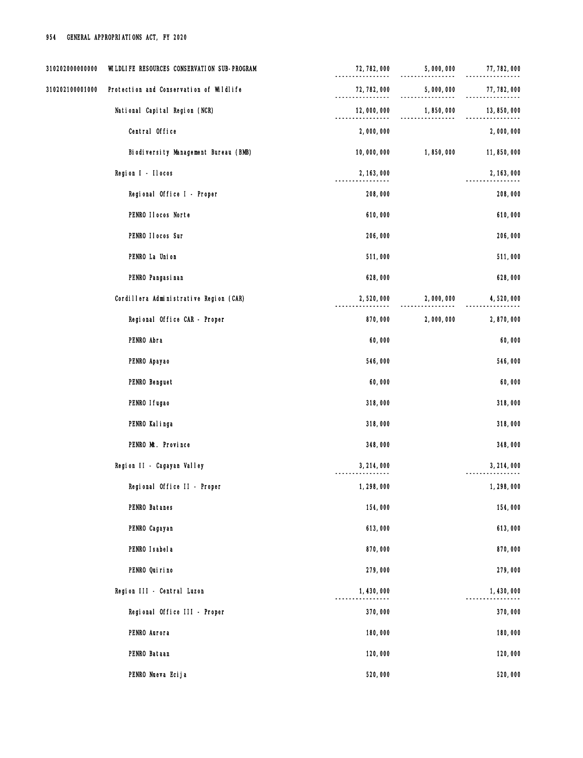| | | | | |
|---|---|---|---|---|
| 310202000000000 | WILDLIFE RESOURCES CONSERVATION SUB-PROGRAM | 72,782,000 | 5,000,000 | 77,782,000 |
| 310202100001000 | Protection and Conservation of Wildlife | 72,782,000 | 5,000,000 | 77,782,000 |
| | National Capital Region (NCR) | 12,000,000 | 1,850,000 | 13,850,000 |
| | Central Office | 2,000,000 | | 2,000,000 |
| | Biodiversity Management Bureau (BMB) | 10,000,000 | 1,850,000 | 11,850,000 |
| | Region I - Ilocos | 2,163,000 | | 2,163,000 |
| | Regional Office I - Proper | 208,000 | | 208,000 |
| | PENRO Ilocos Norte | 610,000 | | 610,000 |
| | PENRO Ilocos Sur | 206,000 | | 206,000 |
| | PENRO La Union | 511,000 | | 511,000 |
| | PENRO Pangasinan | 628,000 | | 628,000 |
| | Cordillera Administrative Region (CAR) | 2,520,000 | 2,000,000 | 4,520,000 |
| | Regional Office CAR - Proper | 870,000 | 2,000,000 | 2,870,000 |
| | PENRO Abra | 60,000 | | 60,000 |
| | PENRO Apayao | 546,000 | | 546,000 |
| | PENRO Benguet | 60,000 | | 60,000 |
| | PENRO Ifugao | 318,000 | | 318,000 |
| | PENRO Kalinga | 318,000 | | 318,000 |
| | PENRO Mt. Province | 348,000 | | 348,000 |
| | Region II - Cagayan Valley | 3,214,000 | | 3,214,000 |
| | Regional Office II - Proper | 1,298,000 | | 1,298,000 |
| | PENRO Batanes | 154,000 | | 154,000 |
| | PENRO Cagayan | 613,000 | | 613,000 |
| | PENRO Isabela | 870,000 | | 870,000 |
| | PENRO Quirino | 279,000 | | 279,000 |
| | Region III - Central Luzon | 1,430,000 | | 1,430,000 |
| | Regional Office III - Proper | 370,000 | | 370,000 |
| | PENRO Aurora | 180,000 | | 180,000 |
| | PENRO Bataan | 120,000 | | 120,000 |
| | PENRO Nueva Ecija | 520,000 | | 520,000 |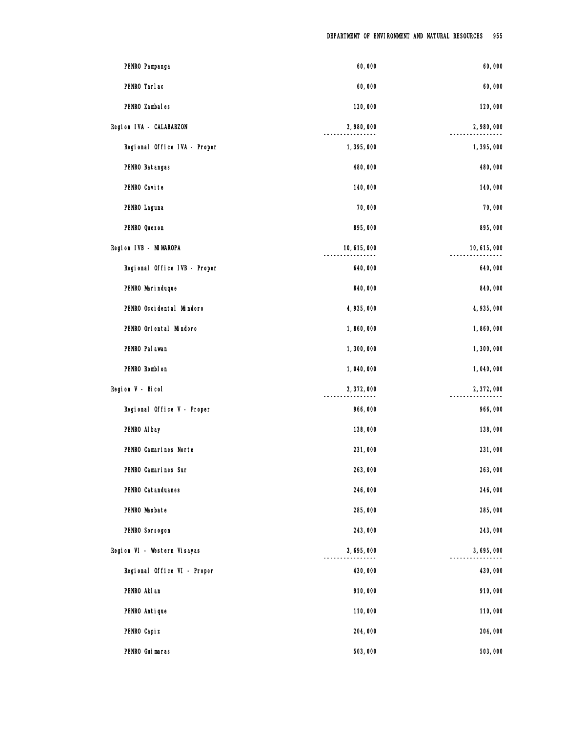| | | |
|---|---|---|
| PENRO Pampanga | 60,000 | 60,000 |
| PENRO Tarlac | 60,000 | 60,000 |
| PENRO Zambales | 120,000 | 120,000 |
| Region IVA - CALABARZON | 2,980,000 | 2,980,000 |
| Regional Office IVA - Proper | 1,395,000 | 1,395,000 |
| PENRO Batangas | 480,000 | 480,000 |
| PENRO Cavite | 140,000 | 140,000 |
| PENRO Laguna | 70,000 | 70,000 |
| PENRO Quezon | 895,000 | 895,000 |
| Region IVB - MIMAROPA | 10,615,000 | 10,615,000 |
| Regional Office IVB - Proper | 640,000 | 640,000 |
| PENRO Marinduque | 840,000 | 840,000 |
| PENRO Occidental Mindoro | 4,935,000 | 4,935,000 |
| PENRO Oriental Mindoro | 1,860,000 | 1,860,000 |
| PENRO Palawan | 1,300,000 | 1,300,000 |
| PENRO Romblon | 1,040,000 | 1,040,000 |
| Region V - Bicol | 2,372,000 | 2,372,000 |
| Regional Office V - Proper | 966,000 | 966,000 |
| PENRO Albay | 138,000 | 138,000 |
| PENRO Camarines Norte | 231,000 | 231,000 |
| PENRO Camarines Sur | 263,000 | 263,000 |
| PENRO Catanduanes | 246,000 | 246,000 |
| PENRO Masbate | 285,000 | 285,000 |
| PENRO Sorsogon | 243,000 | 243,000 |
| Region VI - Western Visayas | 3,695,000 | 3,695,000 |
| Regional Office VI - Proper | 430,000 | 430,000 |
| PENRO Aklan | 910,000 | 910,000 |
| PENRO Antique | 110,000 | 110,000 |
| PENRO Capiz | 204,000 | 204,000 |
| PENRO Guimaras | 503,000 | 503,000 |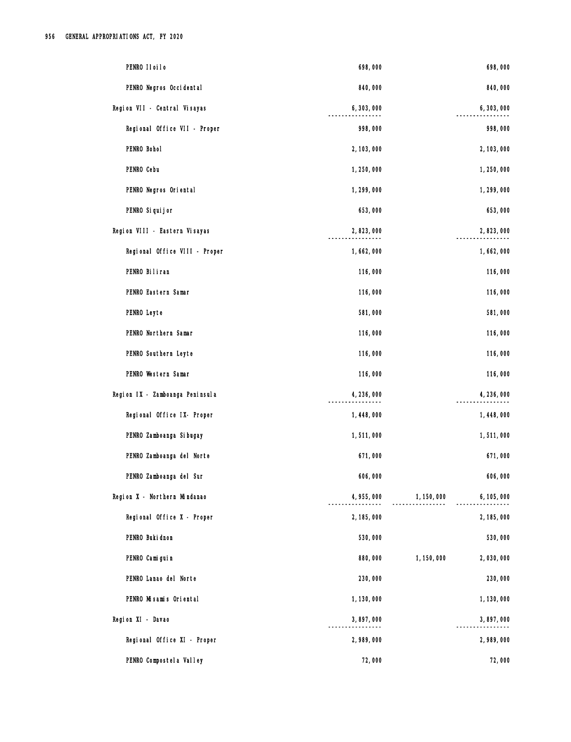| | | | |
|---|---|---|---|
| PENRO Iloilo | 698,000 | | 698,000 |
| PENRO Negros Occidental | 840,000 | | 840,000 |
| Region VII - Central Visayas | 6,303,000 | | 6,303,000 |
| Regional Office VII - Proper | 998,000 | | 998,000 |
| PENRO Bohol | 2,103,000 | | 2,103,000 |
| PENRO Cebu | 1,250,000 | | 1,250,000 |
| PENRO Negros Oriental | 1,299,000 | | 1,299,000 |
| PENRO Siquijor | 653,000 | | 653,000 |
| Region VIII - Eastern Visayas | 2,823,000 | | 2,823,000 |
| Regional Office VIII - Proper | 1,662,000 | | 1,662,000 |
| PENRO Biliran | 116,000 | | 116,000 |
| PENRO Eastern Samar | 116,000 | | 116,000 |
| PENRO Leyte | 581,000 | | 581,000 |
| PENRO Northern Samar | 116,000 | | 116,000 |
| PENRO Southern Leyte | 116,000 | | 116,000 |
| PENRO Western Samar | 116,000 | | 116,000 |
| Region IX - Zamboanga Peninsula | 4,236,000 | | 4,236,000 |
| Regional Office IX- Proper | 1,448,000 | | 1,448,000 |
| PENRO Zamboanga Sibugay | 1,511,000 | | 1,511,000 |
| PENRO Zamboanga del Norte | 671,000 | | 671,000 |
| PENRO Zamboanga del Sur | 606,000 | | 606,000 |
| Region X - Northern Mindanao | 4,955,000 | 1,150,000 | 6,105,000 |
| Regional Office X - Proper | 2,185,000 | | 2,185,000 |
| PENRO Bukidnon | 530,000 | | 530,000 |
| PENRO Camiguin | 880,000 | 1,150,000 | 2,030,000 |
| PENRO Lanao del Norte | 230,000 | | 230,000 |
| PENRO Misamis Oriental | 1,130,000 | | 1,130,000 |
| Region XI - Davao | 3,897,000 | | 3,897,000 |
| Regional Office XI - Proper | 2,989,000 | | 2,989,000 |
| PENRO Compostela Valley | 72,000 | | 72,000 |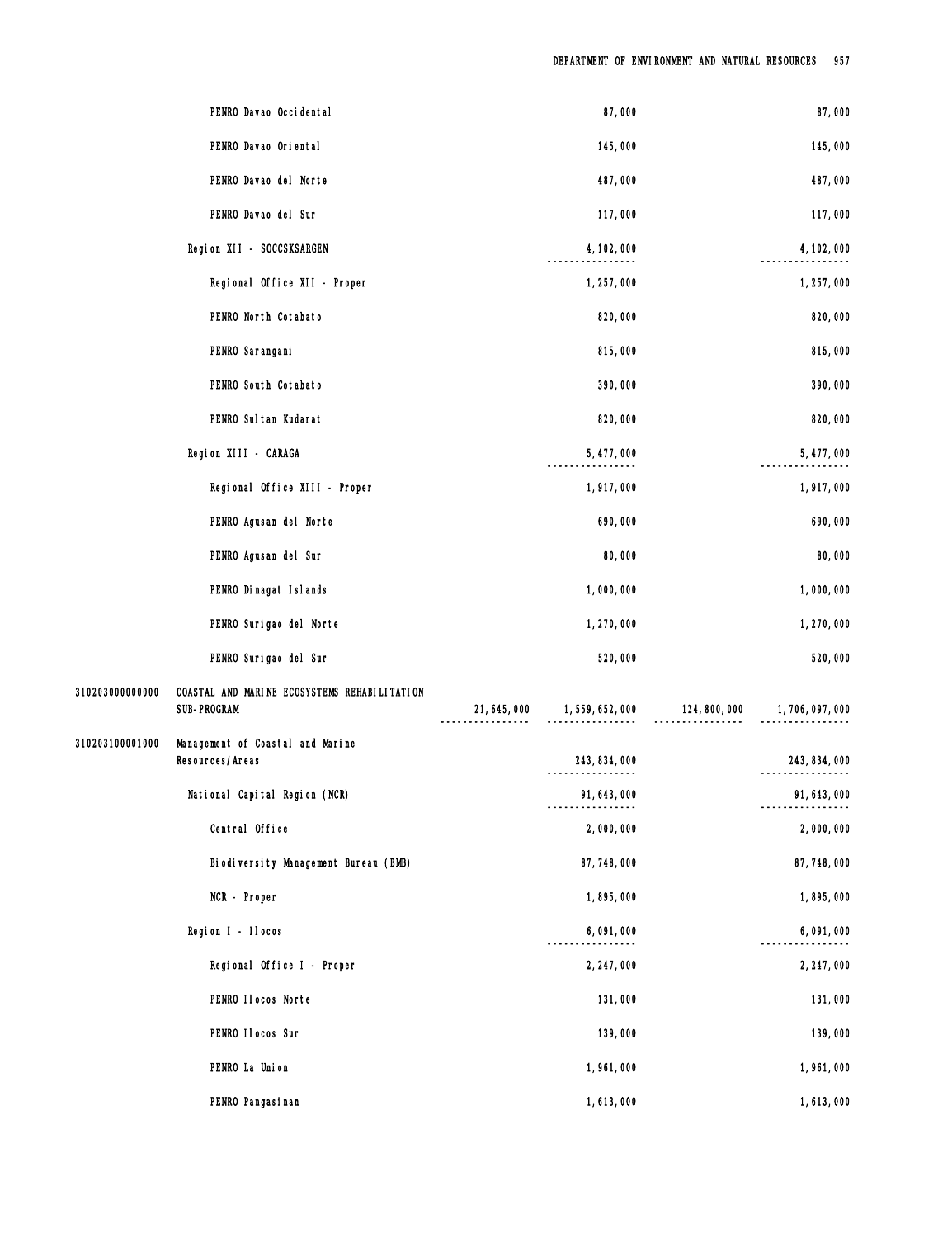| | | | | | |
|---|---|---|---|---|---|
| | PENRO Davao Occidental | | 87,000 | | 87,000 |
| | PENRO Davao Oriental | | 145,000 | | 145,000 |
| | PENRO Davao del Norte | | 487,000 | | 487,000 |
| | PENRO Davao del Sur | | 117,000 | | 117,000 |
| | Region XII - SOCCSKSARGEN | | 4,102,000 | | 4,102,000 |
| | Regional Office XII - Proper | | 1,257,000 | | 1,257,000 |
| | PENRO North Cotabato | | 820,000 | | 820,000 |
| | PENRO Sarangani | | 815,000 | | 815,000 |
| | PENRO South Cotabato | | 390,000 | | 390,000 |
| | PENRO Sultan Kudarat | | 820,000 | | 820,000 |
| | Region XIII - CARAGA | | 5,477,000 | | 5,477,000 |
| | Regional Office XIII - Proper | | 1,917,000 | | 1,917,000 |
| | PENRO Agusan del Norte | | 690,000 | | 690,000 |
| | PENRO Agusan del Sur | | 80,000 | | 80,000 |
| | PENRO Dinagat Islands | | 1,000,000 | | 1,000,000 |
| | PENRO Surigao del Norte | | 1,270,000 | | 1,270,000 |
| | PENRO Surigao del Sur | | 520,000 | | 520,000 |
| 310203000000000 | COASTAL AND MARINE ECOSYSTEMS REHABILITATION SUB-PROGRAM | 21,645,000 | 1,559,652,000 | 124,800,000 | 1,706,097,000 |
| 310203100001000 | Management of Coastal and Marine Resources/Areas | | 243,834,000 | | 243,834,000 |
| | National Capital Region (NCR) | | 91,643,000 | | 91,643,000 |
| | Central Office | | 2,000,000 | | 2,000,000 |
| | Biodiversity Management Bureau (BMB) | | 87,748,000 | | 87,748,000 |
| | NCR - Proper | | 1,895,000 | | 1,895,000 |
| | Region I - Ilocos | | 6,091,000 | | 6,091,000 |
| | Regional Office I - Proper | | 2,247,000 | | 2,247,000 |
| | PENRO Ilocos Norte | | 131,000 | | 131,000 |
| | PENRO Ilocos Sur | | 139,000 | | 139,000 |
| | PENRO La Union | | 1,961,000 | | 1,961,000 |
| | PENRO Pangasinan | | 1,613,000 | | 1,613,000 |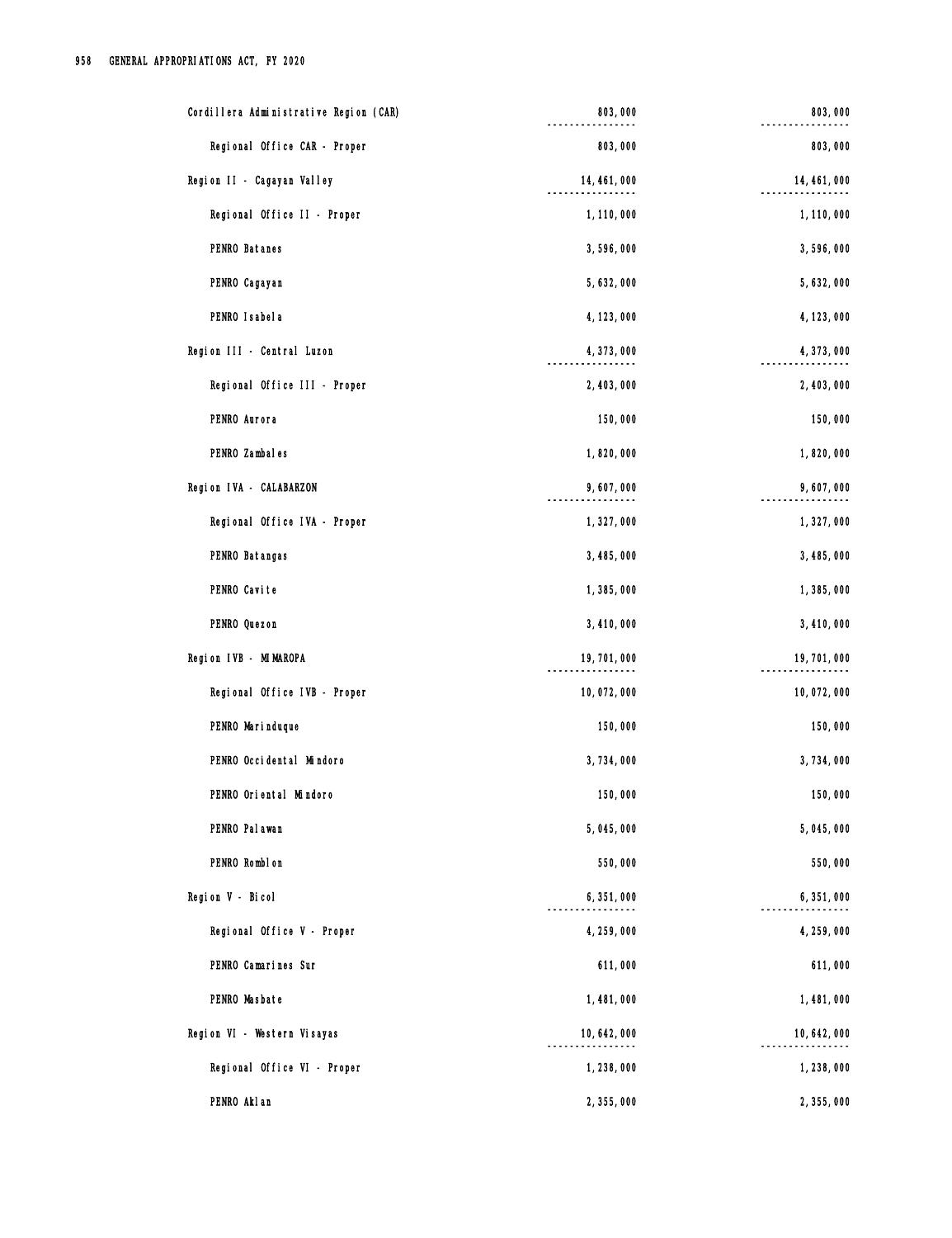| | | |
|---|---|---|
| Cordillera Administrative Region (CAR) | 803,000 | 803,000 |
| Regional Office CAR - Proper | 803,000 | 803,000 |
| Region II - Cagayan Valley | 14,461,000 | 14,461,000 |
| Regional Office II - Proper | 1,110,000 | 1,110,000 |
| PENRO Batanes | 3,596,000 | 3,596,000 |
| PENRO Cagayan | 5,632,000 | 5,632,000 |
| PENRO Isabela | 4,123,000 | 4,123,000 |
| Region III - Central Luzon | 4,373,000 | 4,373,000 |
| Regional Office III - Proper | 2,403,000 | 2,403,000 |
| PENRO Aurora | 150,000 | 150,000 |
| PENRO Zambales | 1,820,000 | 1,820,000 |
| Region IVA - CALABARZON | 9,607,000 | 9,607,000 |
| Regional Office IVA - Proper | 1,327,000 | 1,327,000 |
| PENRO Batangas | 3,485,000 | 3,485,000 |
| PENRO Cavite | 1,385,000 | 1,385,000 |
| PENRO Quezon | 3,410,000 | 3,410,000 |
| Region IVB - MIMAROPA | 19,701,000 | 19,701,000 |
| Regional Office IVB - Proper | 10,072,000 | 10,072,000 |
| PENRO Marinduque | 150,000 | 150,000 |
| PENRO Occidental Mindoro | 3,734,000 | 3,734,000 |
| PENRO Oriental Mindoro | 150,000 | 150,000 |
| PENRO Palawan | 5,045,000 | 5,045,000 |
| PENRO Romblon | 550,000 | 550,000 |
| Region V - Bicol | 6,351,000 | 6,351,000 |
| Regional Office V - Proper | 4,259,000 | 4,259,000 |
| PENRO Camarines Sur | 611,000 | 611,000 |
| PENRO Masbate | 1,481,000 | 1,481,000 |
| Region VI - Western Visayas | 10,642,000 | 10,642,000 |
| Regional Office VI - Proper | 1,238,000 | 1,238,000 |
| PENRO Aklan | 2,355,000 | 2,355,000 |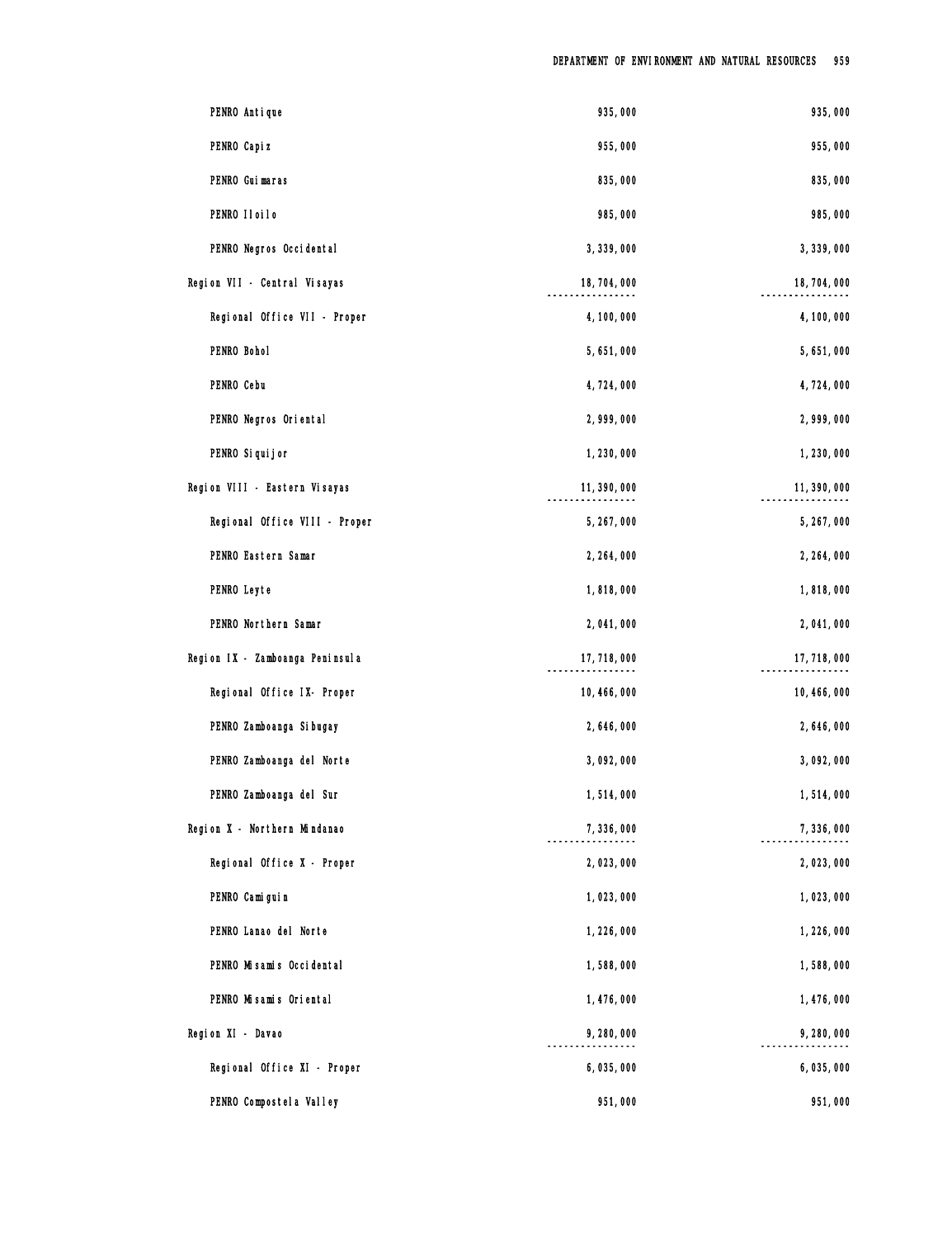| | | |
|---|---|---|
| PENRO Antique | 935,000 | 935,000 |
| PENRO Capiz | 955,000 | 955,000 |
| PENRO Guimaras | 835,000 | 835,000 |
| PENRO Iloilo | 985,000 | 985,000 |
| PENRO Negros Occidental | 3,339,000 | 3,339,000 |
| Region VII - Central Visayas | 18,704,000 | 18,704,000 |
| Regional Office VII - Proper | 4,100,000 | 4,100,000 |
| PENRO Bohol | 5,651,000 | 5,651,000 |
| PENRO Cebu | 4,724,000 | 4,724,000 |
| PENRO Negros Oriental | 2,999,000 | 2,999,000 |
| PENRO Siquijor | 1,230,000 | 1,230,000 |
| Region VIII - Eastern Visayas | 11,390,000 | 11,390,000 |
| Regional Office VIII - Proper | 5,267,000 | 5,267,000 |
| PENRO Eastern Samar | 2,264,000 | 2,264,000 |
| PENRO Leyte | 1,818,000 | 1,818,000 |
| PENRO Northern Samar | 2,041,000 | 2,041,000 |
| Region IX - Zamboanga Peninsula | 17,718,000 | 17,718,000 |
| Regional Office IX- Proper | 10,466,000 | 10,466,000 |
| PENRO Zamboanga Sibugay | 2,646,000 | 2,646,000 |
| PENRO Zamboanga del Norte | 3,092,000 | 3,092,000 |
| PENRO Zamboanga del Sur | 1,514,000 | 1,514,000 |
| Region X - Northern Mindanao | 7,336,000 | 7,336,000 |
| Regional Office X - Proper | 2,023,000 | 2,023,000 |
| PENRO Camiguin | 1,023,000 | 1,023,000 |
| PENRO Lanao del Norte | 1,226,000 | 1,226,000 |
| PENRO Misamis Occidental | 1,588,000 | 1,588,000 |
| PENRO Misamis Oriental | 1,476,000 | 1,476,000 |
| Region XI - Davao | 9,280,000 | 9,280,000 |
| Regional Office XI - Proper | 6,035,000 | 6,035,000 |
| PENRO Compostela Valley | 951,000 | 951,000 |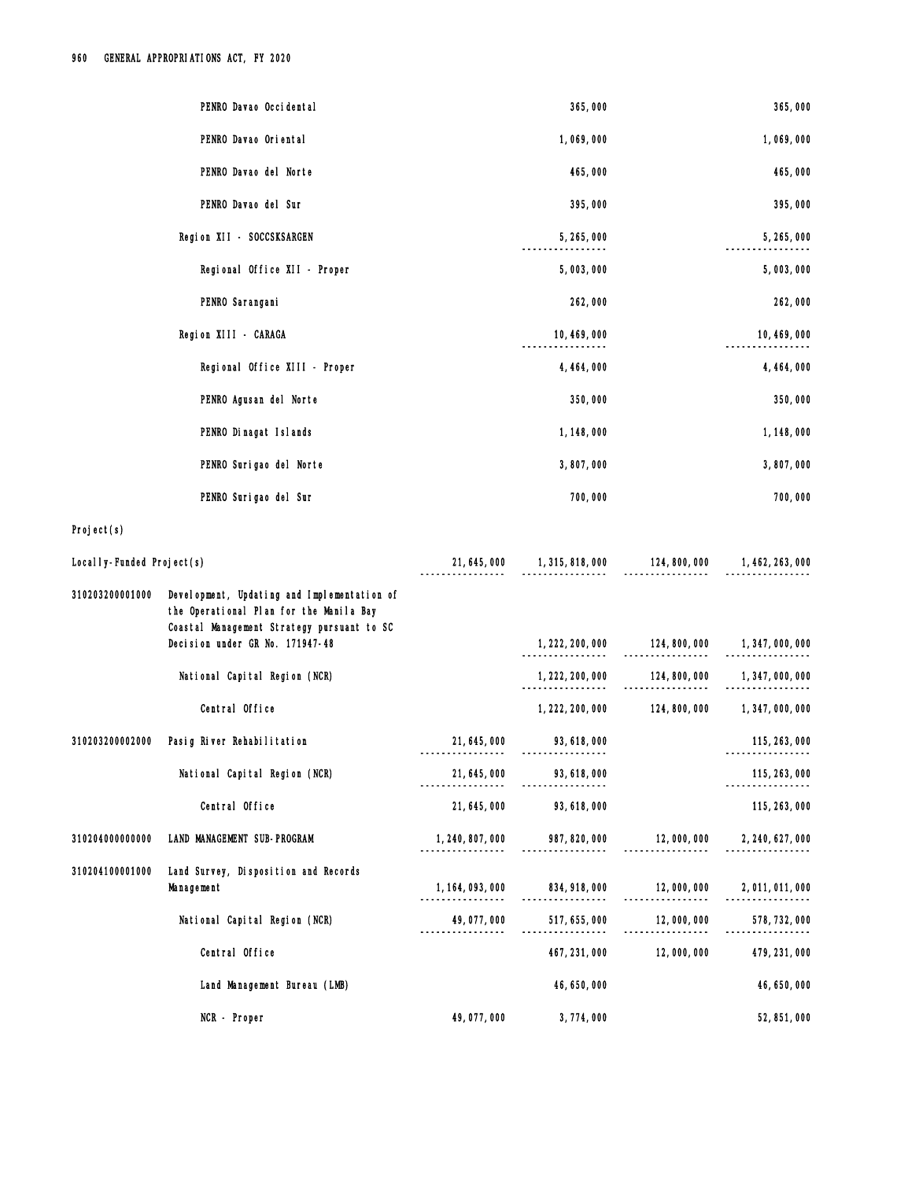| Code | Particulars | PS | MOOE | CO | Total |
|---|---|---|---|---|---|
| | PENRO Davao Occidental | | 365,000 | | 365,000 |
| | PENRO Davao Oriental | | 1,069,000 | | 1,069,000 |
| | PENRO Davao del Norte | | 465,000 | | 465,000 |
| | PENRO Davao del Sur | | 395,000 | | 395,000 |
| | Region XII - SOCCSKSARGEN | | 5,265,000 | | 5,265,000 |
| | Regional Office XII - Proper | | 5,003,000 | | 5,003,000 |
| | PENRO Sarangani | | 262,000 | | 262,000 |
| | Region XIII - CARAGA | | 10,469,000 | | 10,469,000 |
| | Regional Office XIII - Proper | | 4,464,000 | | 4,464,000 |
| | PENRO Agusan del Norte | | 350,000 | | 350,000 |
| | PENRO Dinagat Islands | | 1,148,000 | | 1,148,000 |
| | PENRO Surigao del Norte | | 3,807,000 | | 3,807,000 |
| | PENRO Surigao del Sur | | 700,000 | | 700,000 |
| Project(s) | | | | | |
| Locally-Funded Project(s) | | 21,645,000 | 1,315,818,000 | 124,800,000 | 1,462,263,000 |
| 310203200001000 | Development, Updating and Implementation of the Operational Plan for the Manila Bay Coastal Management Strategy pursuant to SC Decision under GR No. 171947-48 | | 1,222,200,000 | 124,800,000 | 1,347,000,000 |
| | National Capital Region (NCR) | | 1,222,200,000 | 124,800,000 | 1,347,000,000 |
| | Central Office | | 1,222,200,000 | 124,800,000 | 1,347,000,000 |
| 310203200002000 | Pasig River Rehabilitation | 21,645,000 | 93,618,000 | | 115,263,000 |
| | National Capital Region (NCR) | 21,645,000 | 93,618,000 | | 115,263,000 |
| | Central Office | 21,645,000 | 93,618,000 | | 115,263,000 |
| 310204000000000 | LAND MANAGEMENT SUB-PROGRAM | 1,240,807,000 | 987,820,000 | 12,000,000 | 2,240,627,000 |
| 310204100001000 | Land Survey, Disposition and Records Management | 1,164,093,000 | 834,918,000 | 12,000,000 | 2,011,011,000 |
| | National Capital Region (NCR) | 49,077,000 | 517,655,000 | 12,000,000 | 578,732,000 |
| | Central Office | | 467,231,000 | 12,000,000 | 479,231,000 |
| | Land Management Bureau (LMB) | | 46,650,000 | | 46,650,000 |
| | NCR - Proper | 49,077,000 | 3,774,000 | | 52,851,000 |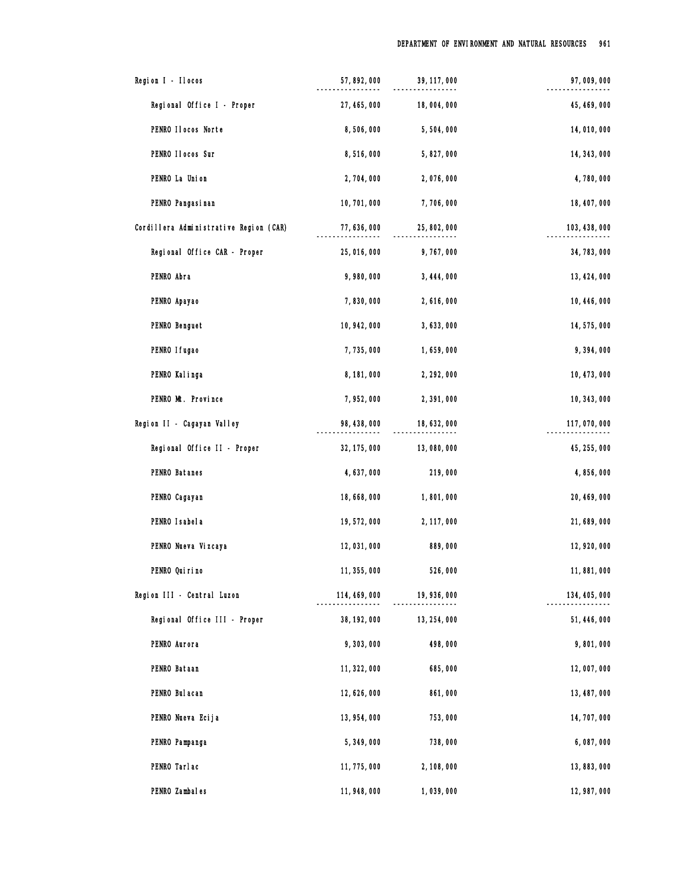| | | | |
|---|---|---|---|
| Region I - Ilocos | 57,892,000 | 39,117,000 | 97,009,000 |
| Regional Office I - Proper | 27,465,000 | 18,004,000 | 45,469,000 |
| PENRO Ilocos Norte | 8,506,000 | 5,504,000 | 14,010,000 |
| PENRO Ilocos Sur | 8,516,000 | 5,827,000 | 14,343,000 |
| PENRO La Union | 2,704,000 | 2,076,000 | 4,780,000 |
| PENRO Pangasinan | 10,701,000 | 7,706,000 | 18,407,000 |
| Cordillera Administrative Region (CAR) | 77,636,000 | 25,802,000 | 103,438,000 |
| Regional Office CAR - Proper | 25,016,000 | 9,767,000 | 34,783,000 |
| PENRO Abra | 9,980,000 | 3,444,000 | 13,424,000 |
| PENRO Apayao | 7,830,000 | 2,616,000 | 10,446,000 |
| PENRO Benguet | 10,942,000 | 3,633,000 | 14,575,000 |
| PENRO Ifugao | 7,735,000 | 1,659,000 | 9,394,000 |
| PENRO Kalinga | 8,181,000 | 2,292,000 | 10,473,000 |
| PENRO Mt. Province | 7,952,000 | 2,391,000 | 10,343,000 |
| Region II - Cagayan Valley | 98,438,000 | 18,632,000 | 117,070,000 |
| Regional Office II - Proper | 32,175,000 | 13,080,000 | 45,255,000 |
| PENRO Batanes | 4,637,000 | 219,000 | 4,856,000 |
| PENRO Cagayan | 18,668,000 | 1,801,000 | 20,469,000 |
| PENRO Isabela | 19,572,000 | 2,117,000 | 21,689,000 |
| PENRO Nueva Vizcaya | 12,031,000 | 889,000 | 12,920,000 |
| PENRO Quirino | 11,355,000 | 526,000 | 11,881,000 |
| Region III - Central Luzon | 114,469,000 | 19,936,000 | 134,405,000 |
| Regional Office III - Proper | 38,192,000 | 13,254,000 | 51,446,000 |
| PENRO Aurora | 9,303,000 | 498,000 | 9,801,000 |
| PENRO Bataan | 11,322,000 | 685,000 | 12,007,000 |
| PENRO Bulacan | 12,626,000 | 861,000 | 13,487,000 |
| PENRO Nueva Ecija | 13,954,000 | 753,000 | 14,707,000 |
| PENRO Pampanga | 5,349,000 | 738,000 | 6,087,000 |
| PENRO Tarlac | 11,775,000 | 2,108,000 | 13,883,000 |
| PENRO Zambales | 11,948,000 | 1,039,000 | 12,987,000 |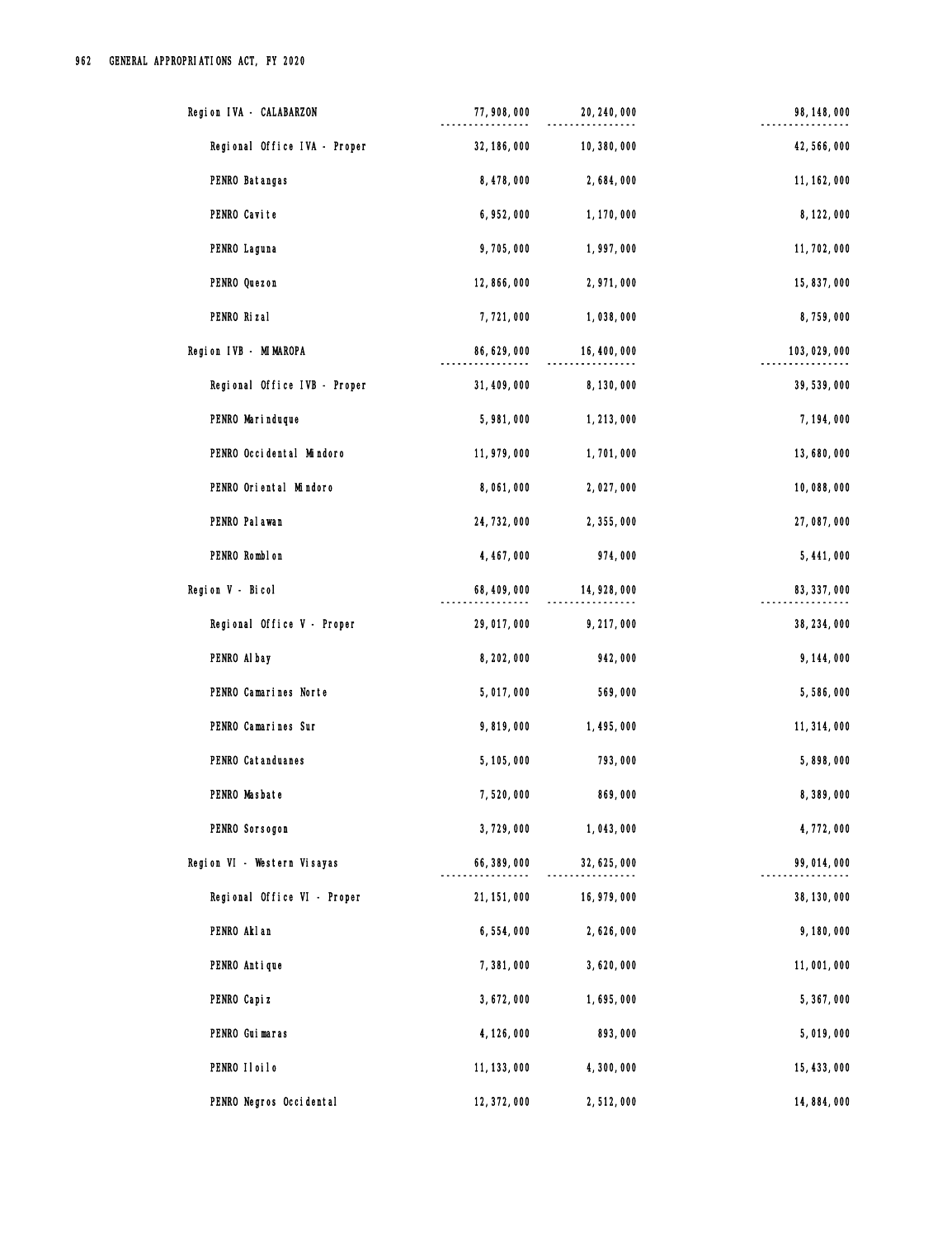| | | | |
|---|---|---|---|
| Region IVA - CALABARZON | 77,908,000 | 20,240,000 | 98,148,000 |
| Regional Office IVA - Proper | 32,186,000 | 10,380,000 | 42,566,000 |
| PENRO Batangas | 8,478,000 | 2,684,000 | 11,162,000 |
| PENRO Cavite | 6,952,000 | 1,170,000 | 8,122,000 |
| PENRO Laguna | 9,705,000 | 1,997,000 | 11,702,000 |
| PENRO Quezon | 12,866,000 | 2,971,000 | 15,837,000 |
| PENRO Rizal | 7,721,000 | 1,038,000 | 8,759,000 |
| Region IVB - MIMAROPA | 86,629,000 | 16,400,000 | 103,029,000 |
| Regional Office IVB - Proper | 31,409,000 | 8,130,000 | 39,539,000 |
| PENRO Marinduque | 5,981,000 | 1,213,000 | 7,194,000 |
| PENRO Occidental Mindoro | 11,979,000 | 1,701,000 | 13,680,000 |
| PENRO Oriental Mindoro | 8,061,000 | 2,027,000 | 10,088,000 |
| PENRO Palawan | 24,732,000 | 2,355,000 | 27,087,000 |
| PENRO Romblon | 4,467,000 | 974,000 | 5,441,000 |
| Region V - Bicol | 68,409,000 | 14,928,000 | 83,337,000 |
| Regional Office V - Proper | 29,017,000 | 9,217,000 | 38,234,000 |
| PENRO Albay | 8,202,000 | 942,000 | 9,144,000 |
| PENRO Camarines Norte | 5,017,000 | 569,000 | 5,586,000 |
| PENRO Camarines Sur | 9,819,000 | 1,495,000 | 11,314,000 |
| PENRO Catanduanes | 5,105,000 | 793,000 | 5,898,000 |
| PENRO Masbate | 7,520,000 | 869,000 | 8,389,000 |
| PENRO Sorsogon | 3,729,000 | 1,043,000 | 4,772,000 |
| Region VI - Western Visayas | 66,389,000 | 32,625,000 | 99,014,000 |
| Regional Office VI - Proper | 21,151,000 | 16,979,000 | 38,130,000 |
| PENRO Aklan | 6,554,000 | 2,626,000 | 9,180,000 |
| PENRO Antique | 7,381,000 | 3,620,000 | 11,001,000 |
| PENRO Capiz | 3,672,000 | 1,695,000 | 5,367,000 |
| PENRO Guimaras | 4,126,000 | 893,000 | 5,019,000 |
| PENRO Iloilo | 11,133,000 | 4,300,000 | 15,433,000 |
| PENRO Negros Occidental | 12,372,000 | 2,512,000 | 14,884,000 |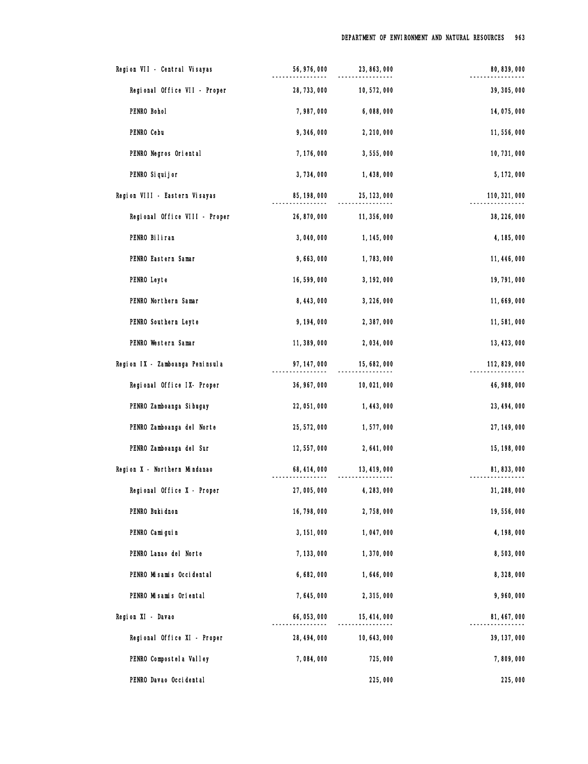| | | | |
|---|---|---|---|
| Region VII - Central Visayas | 56,976,000 | 23,863,000 | 80,839,000 |
| Regional Office VII - Proper | 28,733,000 | 10,572,000 | 39,305,000 |
| PENRO Bohol | 7,987,000 | 6,088,000 | 14,075,000 |
| PENRO Cebu | 9,346,000 | 2,210,000 | 11,556,000 |
| PENRO Negros Oriental | 7,176,000 | 3,555,000 | 10,731,000 |
| PENRO Siquijor | 3,734,000 | 1,438,000 | 5,172,000 |
| Region VIII - Eastern Visayas | 85,198,000 | 25,123,000 | 110,321,000 |
| Regional Office VIII - Proper | 26,870,000 | 11,356,000 | 38,226,000 |
| PENRO Biliran | 3,040,000 | 1,145,000 | 4,185,000 |
| PENRO Eastern Samar | 9,663,000 | 1,783,000 | 11,446,000 |
| PENRO Leyte | 16,599,000 | 3,192,000 | 19,791,000 |
| PENRO Northern Samar | 8,443,000 | 3,226,000 | 11,669,000 |
| PENRO Southern Leyte | 9,194,000 | 2,387,000 | 11,581,000 |
| PENRO Western Samar | 11,389,000 | 2,034,000 | 13,423,000 |
| Region IX - Zamboanga Peninsula | 97,147,000 | 15,682,000 | 112,829,000 |
| Regional Office IX- Proper | 36,967,000 | 10,021,000 | 46,988,000 |
| PENRO Zamboanga Sibugay | 22,051,000 | 1,443,000 | 23,494,000 |
| PENRO Zamboanga del Norte | 25,572,000 | 1,577,000 | 27,149,000 |
| PENRO Zamboanga del Sur | 12,557,000 | 2,641,000 | 15,198,000 |
| Region X - Northern Mindanao | 68,414,000 | 13,419,000 | 81,833,000 |
| Regional Office X - Proper | 27,005,000 | 4,283,000 | 31,288,000 |
| PENRO Bukidnon | 16,798,000 | 2,758,000 | 19,556,000 |
| PENRO Camiguin | 3,151,000 | 1,047,000 | 4,198,000 |
| PENRO Lanao del Norte | 7,133,000 | 1,370,000 | 8,503,000 |
| PENRO Misamis Occidental | 6,682,000 | 1,646,000 | 8,328,000 |
| PENRO Misamis Oriental | 7,645,000 | 2,315,000 | 9,960,000 |
| Region XI - Davao | 66,053,000 | 15,414,000 | 81,467,000 |
| Regional Office XI - Proper | 28,494,000 | 10,643,000 | 39,137,000 |
| PENRO Compostela Valley | 7,084,000 | 725,000 | 7,809,000 |
| PENRO Davao Occidental | | 225,000 | 225,000 |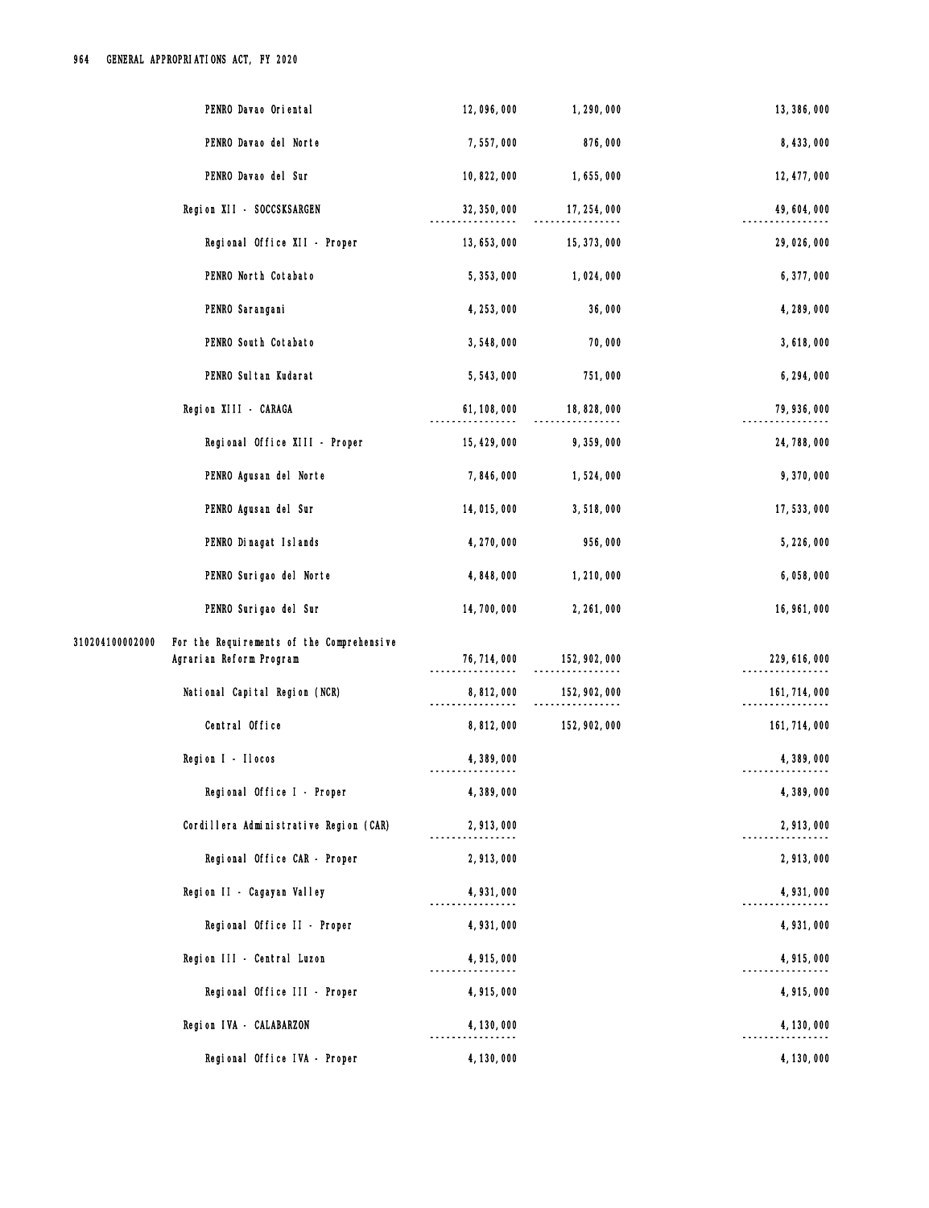| | | | | |
|---|---|---|---|---|
| | PENRO Davao Oriental | 12,096,000 | 1,290,000 | 13,386,000 |
| | PENRO Davao del Norte | 7,557,000 | 876,000 | 8,433,000 |
| | PENRO Davao del Sur | 10,822,000 | 1,655,000 | 12,477,000 |
| | Region XII - SOCCSKSARGEN | 32,350,000 | 17,254,000 | 49,604,000 |
| | Regional Office XII - Proper | 13,653,000 | 15,373,000 | 29,026,000 |
| | PENRO North Cotabato | 5,353,000 | 1,024,000 | 6,377,000 |
| | PENRO Sarangani | 4,253,000 | 36,000 | 4,289,000 |
| | PENRO South Cotabato | 3,548,000 | 70,000 | 3,618,000 |
| | PENRO Sultan Kudarat | 5,543,000 | 751,000 | 6,294,000 |
| | Region XIII - CARAGA | 61,108,000 | 18,828,000 | 79,936,000 |
| | Regional Office XIII - Proper | 15,429,000 | 9,359,000 | 24,788,000 |
| | PENRO Agusan del Norte | 7,846,000 | 1,524,000 | 9,370,000 |
| | PENRO Agusan del Sur | 14,015,000 | 3,518,000 | 17,533,000 |
| | PENRO Dinagat Islands | 4,270,000 | 956,000 | 5,226,000 |
| | PENRO Surigao del Norte | 4,848,000 | 1,210,000 | 6,058,000 |
| | PENRO Surigao del Sur | 14,700,000 | 2,261,000 | 16,961,000 |
| 310204100002000 | For the Requirements of the Comprehensive Agrarian Reform Program | 76,714,000 | 152,902,000 | 229,616,000 |
| | National Capital Region (NCR) | 8,812,000 | 152,902,000 | 161,714,000 |
| | Central Office | 8,812,000 | 152,902,000 | 161,714,000 |
| | Region I - Ilocos | 4,389,000 | | 4,389,000 |
| | Regional Office I - Proper | 4,389,000 | | 4,389,000 |
| | Cordillera Administrative Region (CAR) | 2,913,000 | | 2,913,000 |
| | Regional Office CAR - Proper | 2,913,000 | | 2,913,000 |
| | Region II - Cagayan Valley | 4,931,000 | | 4,931,000 |
| | Regional Office II - Proper | 4,931,000 | | 4,931,000 |
| | Region III - Central Luzon | 4,915,000 | | 4,915,000 |
| | Regional Office III - Proper | 4,915,000 | | 4,915,000 |
| | Region IVA - CALABARZON | 4,130,000 | | 4,130,000 |
| | Regional Office IVA - Proper | 4,130,000 | | 4,130,000 |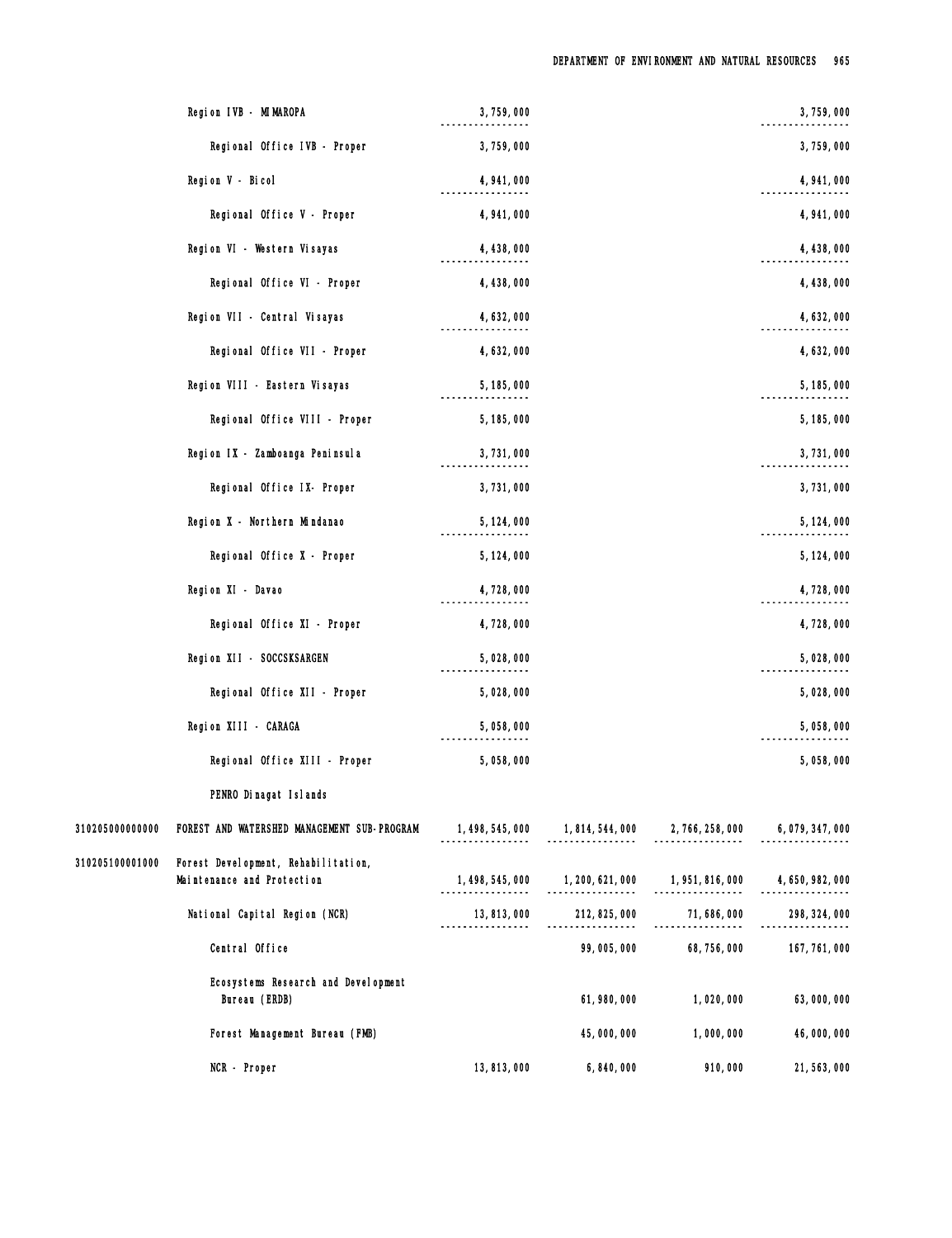| | | | | | |
|---|---|---|---|---|---|
| | Region IVB - MIMAROPA | 3,759,000 | | | 3,759,000 |
| | Regional Office IVB - Proper | 3,759,000 | | | 3,759,000 |
| | Region V - Bicol | 4,941,000 | | | 4,941,000 |
| | Regional Office V - Proper | 4,941,000 | | | 4,941,000 |
| | Region VI - Western Visayas | 4,438,000 | | | 4,438,000 |
| | Regional Office VI - Proper | 4,438,000 | | | 4,438,000 |
| | Region VII - Central Visayas | 4,632,000 | | | 4,632,000 |
| | Regional Office VII - Proper | 4,632,000 | | | 4,632,000 |
| | Region VIII - Eastern Visayas | 5,185,000 | | | 5,185,000 |
| | Regional Office VIII - Proper | 5,185,000 | | | 5,185,000 |
| | Region IX - Zamboanga Peninsula | 3,731,000 | | | 3,731,000 |
| | Regional Office IX- Proper | 3,731,000 | | | 3,731,000 |
| | Region X - Northern Mindanao | 5,124,000 | | | 5,124,000 |
| | Regional Office X - Proper | 5,124,000 | | | 5,124,000 |
| | Region XI - Davao | 4,728,000 | | | 4,728,000 |
| | Regional Office XI - Proper | 4,728,000 | | | 4,728,000 |
| | Region XII - SOCCSKSARGEN | 5,028,000 | | | 5,028,000 |
| | Regional Office XII - Proper | 5,028,000 | | | 5,028,000 |
| | Region XIII - CARAGA | 5,058,000 | | | 5,058,000 |
| | Regional Office XIII - Proper | 5,058,000 | | | 5,058,000 |
| | PENRO Dinagat Islands | | | | |
| 310205000000000 | FOREST AND WATERSHED MANAGEMENT SUB-PROGRAM | 1,498,545,000 | 1,814,544,000 | 2,766,258,000 | 6,079,347,000 |
| 310205100001000 | Forest Development, Rehabilitation, Maintenance and Protection | 1,498,545,000 | 1,200,621,000 | 1,951,816,000 | 4,650,982,000 |
| | National Capital Region (NCR) | 13,813,000 | 212,825,000 | 71,686,000 | 298,324,000 |
| | Central Office | | 99,005,000 | 68,756,000 | 167,761,000 |
| | Ecosystems Research and Development Bureau (ERDB) | | 61,980,000 | 1,020,000 | 63,000,000 |
| | Forest Management Bureau (FMB) | | 45,000,000 | 1,000,000 | 46,000,000 |
| | NCR - Proper | 13,813,000 | 6,840,000 | 910,000 | 21,563,000 |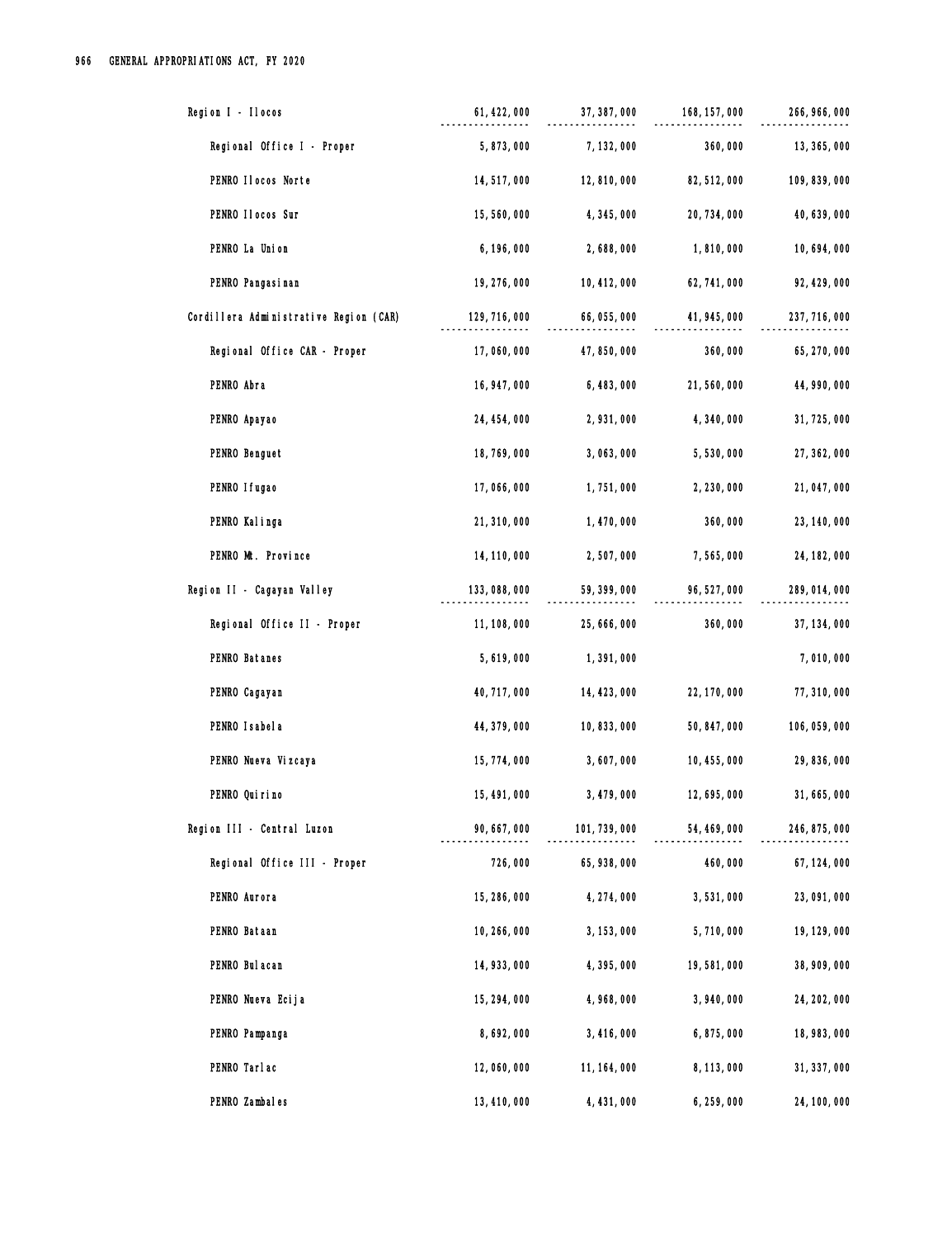| | | | | |
|---|---|---|---|---|
| Region I - Ilocos | 61,422,000 | 37,387,000 | 168,157,000 | 266,966,000 |
| Regional Office I - Proper | 5,873,000 | 7,132,000 | 360,000 | 13,365,000 |
| PENRO Ilocos Norte | 14,517,000 | 12,810,000 | 82,512,000 | 109,839,000 |
| PENRO Ilocos Sur | 15,560,000 | 4,345,000 | 20,734,000 | 40,639,000 |
| PENRO La Union | 6,196,000 | 2,688,000 | 1,810,000 | 10,694,000 |
| PENRO Pangasinan | 19,276,000 | 10,412,000 | 62,741,000 | 92,429,000 |
| Cordillera Administrative Region (CAR) | 129,716,000 | 66,055,000 | 41,945,000 | 237,716,000 |
| Regional Office CAR - Proper | 17,060,000 | 47,850,000 | 360,000 | 65,270,000 |
| PENRO Abra | 16,947,000 | 6,483,000 | 21,560,000 | 44,990,000 |
| PENRO Apayao | 24,454,000 | 2,931,000 | 4,340,000 | 31,725,000 |
| PENRO Benguet | 18,769,000 | 3,063,000 | 5,530,000 | 27,362,000 |
| PENRO Ifugao | 17,066,000 | 1,751,000 | 2,230,000 | 21,047,000 |
| PENRO Kalinga | 21,310,000 | 1,470,000 | 360,000 | 23,140,000 |
| PENRO Mt. Province | 14,110,000 | 2,507,000 | 7,565,000 | 24,182,000 |
| Region II - Cagayan Valley | 133,088,000 | 59,399,000 | 96,527,000 | 289,014,000 |
| Regional Office II - Proper | 11,108,000 | 25,666,000 | 360,000 | 37,134,000 |
| PENRO Batanes | 5,619,000 | 1,391,000 | | 7,010,000 |
| PENRO Cagayan | 40,717,000 | 14,423,000 | 22,170,000 | 77,310,000 |
| PENRO Isabela | 44,379,000 | 10,833,000 | 50,847,000 | 106,059,000 |
| PENRO Nueva Vizcaya | 15,774,000 | 3,607,000 | 10,455,000 | 29,836,000 |
| PENRO Quirino | 15,491,000 | 3,479,000 | 12,695,000 | 31,665,000 |
| Region III - Central Luzon | 90,667,000 | 101,739,000 | 54,469,000 | 246,875,000 |
| Regional Office III - Proper | 726,000 | 65,938,000 | 460,000 | 67,124,000 |
| PENRO Aurora | 15,286,000 | 4,274,000 | 3,531,000 | 23,091,000 |
| PENRO Bataan | 10,266,000 | 3,153,000 | 5,710,000 | 19,129,000 |
| PENRO Bulacan | 14,933,000 | 4,395,000 | 19,581,000 | 38,909,000 |
| PENRO Nueva Ecija | 15,294,000 | 4,968,000 | 3,940,000 | 24,202,000 |
| PENRO Pampanga | 8,692,000 | 3,416,000 | 6,875,000 | 18,983,000 |
| PENRO Tarlac | 12,060,000 | 11,164,000 | 8,113,000 | 31,337,000 |
| PENRO Zambales | 13,410,000 | 4,431,000 | 6,259,000 | 24,100,000 |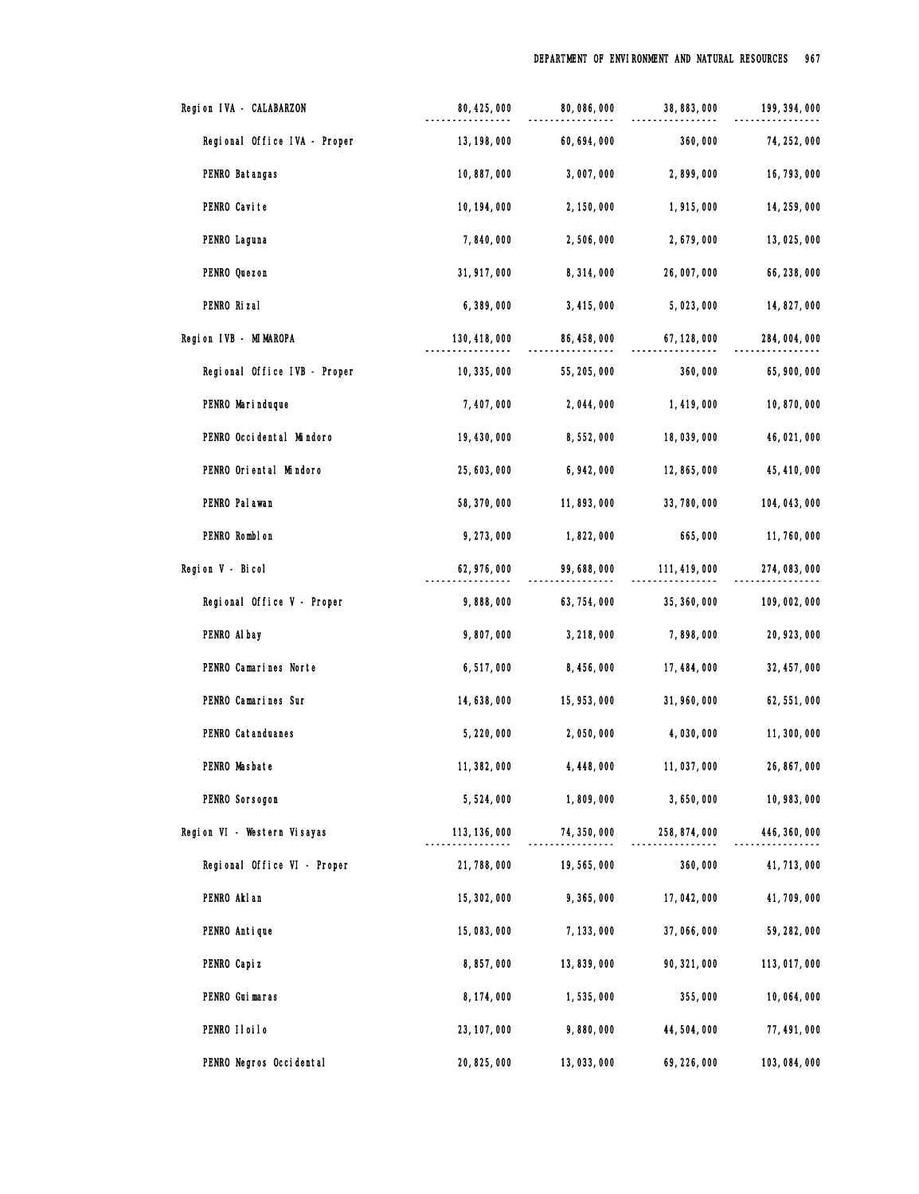| | | | | |
|---|---|---|---|---|
| Region IVA - CALABARZON | 80,425,000 | 80,086,000 | 38,883,000 | 199,394,000 |
| Regional Office IVA - Proper | 13,198,000 | 60,694,000 | 360,000 | 74,252,000 |
| PENRO Batangas | 10,887,000 | 3,007,000 | 2,899,000 | 16,793,000 |
| PENRO Cavite | 10,194,000 | 2,150,000 | 1,915,000 | 14,259,000 |
| PENRO Laguna | 7,840,000 | 2,506,000 | 2,679,000 | 13,025,000 |
| PENRO Quezon | 31,917,000 | 8,314,000 | 26,007,000 | 66,238,000 |
| PENRO Rizal | 6,389,000 | 3,415,000 | 5,023,000 | 14,827,000 |
| Region IVB - MIMAROPA | 130,418,000 | 86,458,000 | 67,128,000 | 284,004,000 |
| Regional Office IVB - Proper | 10,335,000 | 55,205,000 | 360,000 | 65,900,000 |
| PENRO Marinduque | 7,407,000 | 2,044,000 | 1,419,000 | 10,870,000 |
| PENRO Occidental Mindoro | 19,430,000 | 8,552,000 | 18,039,000 | 46,021,000 |
| PENRO Oriental Mindoro | 25,603,000 | 6,942,000 | 12,865,000 | 45,410,000 |
| PENRO Palawan | 58,370,000 | 11,893,000 | 33,780,000 | 104,043,000 |
| PENRO Romblon | 9,273,000 | 1,822,000 | 665,000 | 11,760,000 |
| Region V - Bicol | 62,976,000 | 99,688,000 | 111,419,000 | 274,083,000 |
| Regional Office V - Proper | 9,888,000 | 63,754,000 | 35,360,000 | 109,002,000 |
| PENRO Albay | 9,807,000 | 3,218,000 | 7,898,000 | 20,923,000 |
| PENRO Camarines Norte | 6,517,000 | 8,456,000 | 17,484,000 | 32,457,000 |
| PENRO Camarines Sur | 14,638,000 | 15,953,000 | 31,960,000 | 62,551,000 |
| PENRO Catanduanes | 5,220,000 | 2,050,000 | 4,030,000 | 11,300,000 |
| PENRO Masbate | 11,382,000 | 4,448,000 | 11,037,000 | 26,867,000 |
| PENRO Sorsogon | 5,524,000 | 1,809,000 | 3,650,000 | 10,983,000 |
| Region VI - Western Visayas | 113,136,000 | 74,350,000 | 258,874,000 | 446,360,000 |
| Regional Office VI - Proper | 21,788,000 | 19,565,000 | 360,000 | 41,713,000 |
| PENRO Aklan | 15,302,000 | 9,365,000 | 17,042,000 | 41,709,000 |
| PENRO Antique | 15,083,000 | 7,133,000 | 37,066,000 | 59,282,000 |
| PENRO Capiz | 8,857,000 | 13,839,000 | 90,321,000 | 113,017,000 |
| PENRO Guimaras | 8,174,000 | 1,535,000 | 355,000 | 10,064,000 |
| PENRO Iloilo | 23,107,000 | 9,880,000 | 44,504,000 | 77,491,000 |
| PENRO Negros Occidental | 20,825,000 | 13,033,000 | 69,226,000 | 103,084,000 |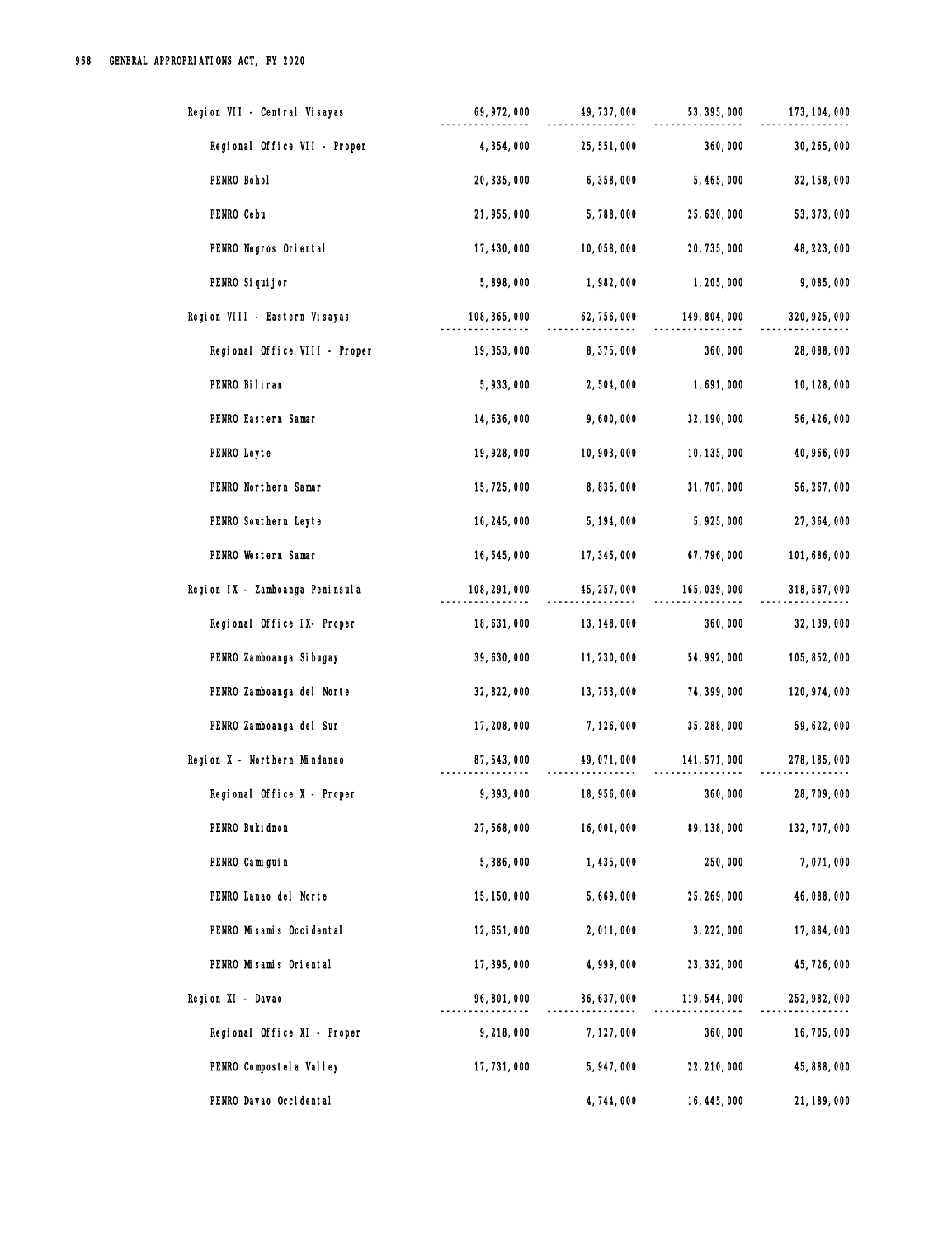| | | | | |
|---|---|---|---|---|
| Region VII - Central Visayas | 69,972,000 | 49,737,000 | 53,395,000 | 173,104,000 |
| Regional Office VII - Proper | 4,354,000 | 25,551,000 | 360,000 | 30,265,000 |
| PENRO Bohol | 20,335,000 | 6,358,000 | 5,465,000 | 32,158,000 |
| PENRO Cebu | 21,955,000 | 5,788,000 | 25,630,000 | 53,373,000 |
| PENRO Negros Oriental | 17,430,000 | 10,058,000 | 20,735,000 | 48,223,000 |
| PENRO Siquijor | 5,898,000 | 1,982,000 | 1,205,000 | 9,085,000 |
| Region VIII - Eastern Visayas | 108,365,000 | 62,756,000 | 149,804,000 | 320,925,000 |
| Regional Office VIII - Proper | 19,353,000 | 8,375,000 | 360,000 | 28,088,000 |
| PENRO Biliran | 5,933,000 | 2,504,000 | 1,691,000 | 10,128,000 |
| PENRO Eastern Samar | 14,636,000 | 9,600,000 | 32,190,000 | 56,426,000 |
| PENRO Leyte | 19,928,000 | 10,903,000 | 10,135,000 | 40,966,000 |
| PENRO Northern Samar | 15,725,000 | 8,835,000 | 31,707,000 | 56,267,000 |
| PENRO Southern Leyte | 16,245,000 | 5,194,000 | 5,925,000 | 27,364,000 |
| PENRO Western Samar | 16,545,000 | 17,345,000 | 67,796,000 | 101,686,000 |
| Region IX - Zamboanga Peninsula | 108,291,000 | 45,257,000 | 165,039,000 | 318,587,000 |
| Regional Office IX- Proper | 18,631,000 | 13,148,000 | 360,000 | 32,139,000 |
| PENRO Zamboanga Sibugay | 39,630,000 | 11,230,000 | 54,992,000 | 105,852,000 |
| PENRO Zamboanga del Norte | 32,822,000 | 13,753,000 | 74,399,000 | 120,974,000 |
| PENRO Zamboanga del Sur | 17,208,000 | 7,126,000 | 35,288,000 | 59,622,000 |
| Region X - Northern Mindanao | 87,543,000 | 49,071,000 | 141,571,000 | 278,185,000 |
| Regional Office X - Proper | 9,393,000 | 18,956,000 | 360,000 | 28,709,000 |
| PENRO Bukidnon | 27,568,000 | 16,001,000 | 89,138,000 | 132,707,000 |
| PENRO Camiguin | 5,386,000 | 1,435,000 | 250,000 | 7,071,000 |
| PENRO Lanao del Norte | 15,150,000 | 5,669,000 | 25,269,000 | 46,088,000 |
| PENRO Misamis Occidental | 12,651,000 | 2,011,000 | 3,222,000 | 17,884,000 |
| PENRO Misamis Oriental | 17,395,000 | 4,999,000 | 23,332,000 | 45,726,000 |
| Region XI - Davao | 96,801,000 | 36,637,000 | 119,544,000 | 252,982,000 |
| Regional Office XI - Proper | 9,218,000 | 7,127,000 | 360,000 | 16,705,000 |
| PENRO Compostela Valley | 17,731,000 | 5,947,000 | 22,210,000 | 45,888,000 |
| PENRO Davao Occidental | | 4,744,000 | 16,445,000 | 21,189,000 |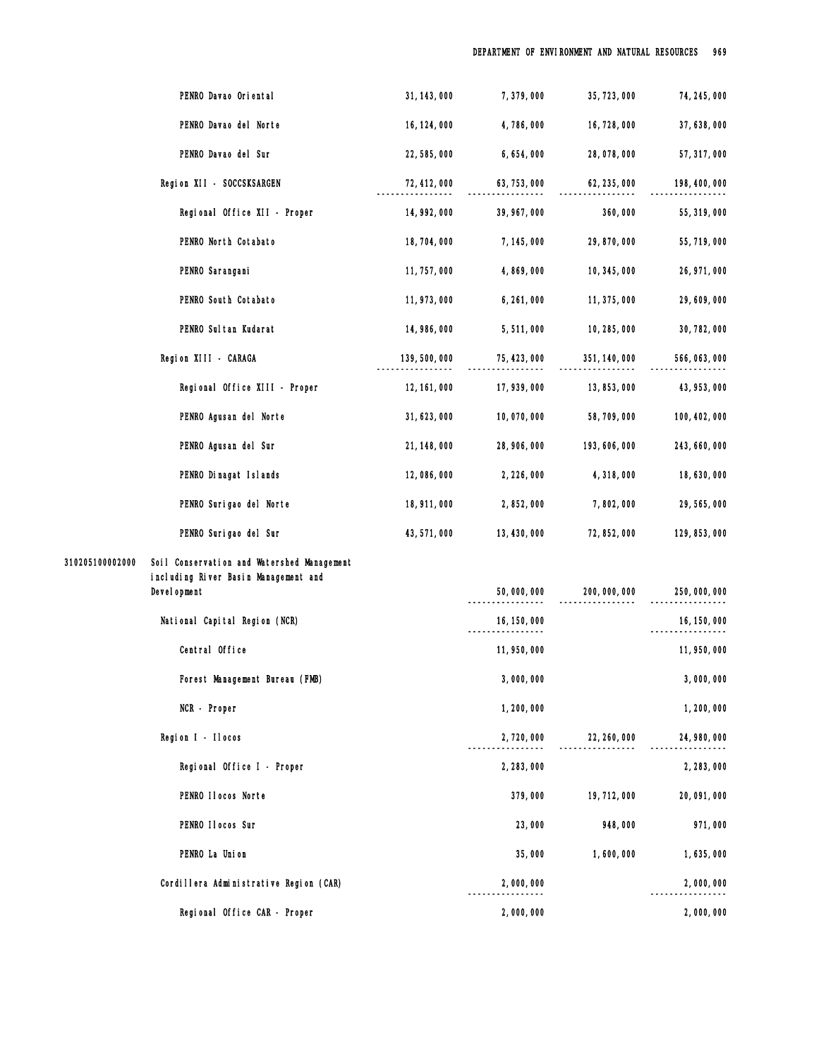| | | | | | |
|---|---|---|---|---|---|
| | PENRO Davao Oriental | 31,143,000 | 7,379,000 | 35,723,000 | 74,245,000 |
| | PENRO Davao del Norte | 16,124,000 | 4,786,000 | 16,728,000 | 37,638,000 |
| | PENRO Davao del Sur | 22,585,000 | 6,654,000 | 28,078,000 | 57,317,000 |
| | Region XII - SOCCSKSARGEN | 72,412,000 | 63,753,000 | 62,235,000 | 198,400,000 |
| | Regional Office XII - Proper | 14,992,000 | 39,967,000 | 360,000 | 55,319,000 |
| | PENRO North Cotabato | 18,704,000 | 7,145,000 | 29,870,000 | 55,719,000 |
| | PENRO Sarangani | 11,757,000 | 4,869,000 | 10,345,000 | 26,971,000 |
| | PENRO South Cotabato | 11,973,000 | 6,261,000 | 11,375,000 | 29,609,000 |
| | PENRO Sultan Kudarat | 14,986,000 | 5,511,000 | 10,285,000 | 30,782,000 |
| | Region XIII - CARAGA | 139,500,000 | 75,423,000 | 351,140,000 | 566,063,000 |
| | Regional Office XIII - Proper | 12,161,000 | 17,939,000 | 13,853,000 | 43,953,000 |
| | PENRO Agusan del Norte | 31,623,000 | 10,070,000 | 58,709,000 | 100,402,000 |
| | PENRO Agusan del Sur | 21,148,000 | 28,906,000 | 193,606,000 | 243,660,000 |
| | PENRO Dinagat Islands | 12,086,000 | 2,226,000 | 4,318,000 | 18,630,000 |
| | PENRO Surigao del Norte | 18,911,000 | 2,852,000 | 7,802,000 | 29,565,000 |
| | PENRO Surigao del Sur | 43,571,000 | 13,430,000 | 72,852,000 | 129,853,000 |
| 310205100002000 | Soil Conservation and Watershed Management including River Basin Management and Development | | 50,000,000 | 200,000,000 | 250,000,000 |
| | National Capital Region (NCR) | | 16,150,000 | | 16,150,000 |
| | Central Office | | 11,950,000 | | 11,950,000 |
| | Forest Management Bureau (FMB) | | 3,000,000 | | 3,000,000 |
| | NCR - Proper | | 1,200,000 | | 1,200,000 |
| | Region I - Ilocos | | 2,720,000 | 22,260,000 | 24,980,000 |
| | Regional Office I - Proper | | 2,283,000 | | 2,283,000 |
| | PENRO Ilocos Norte | | 379,000 | 19,712,000 | 20,091,000 |
| | PENRO Ilocos Sur | | 23,000 | 948,000 | 971,000 |
| | PENRO La Union | | 35,000 | 1,600,000 | 1,635,000 |
| | Cordillera Administrative Region (CAR) | | 2,000,000 | | 2,000,000 |
| | Regional Office CAR - Proper | | 2,000,000 | | 2,000,000 |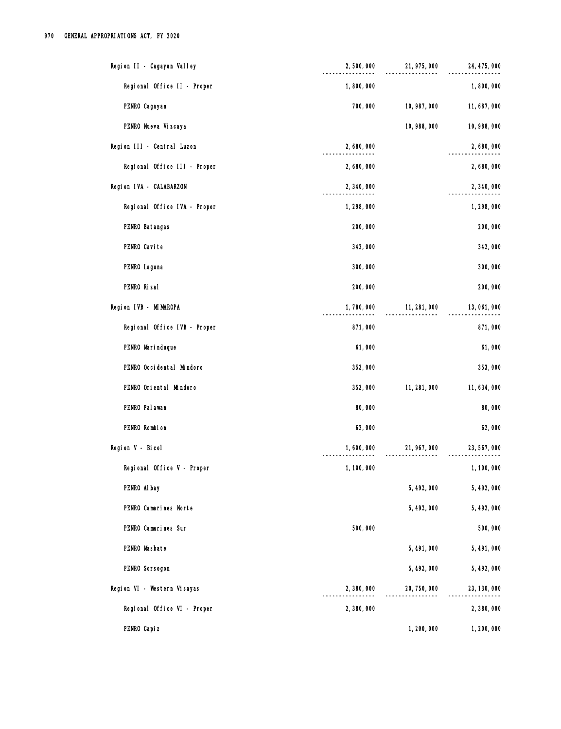| | | | |
|---|---|---|---|
| Region II - Cagayan Valley | 2,500,000 | 21,975,000 | 24,475,000 |
| Regional Office II - Proper | 1,800,000 | | 1,800,000 |
| PENRO Cagayan | 700,000 | 10,987,000 | 11,687,000 |
| PENRO Nueva Vizcaya | | 10,988,000 | 10,988,000 |
| Region III - Central Luzon | 2,680,000 | | 2,680,000 |
| Regional Office III - Proper | 2,680,000 | | 2,680,000 |
| Region IVA - CALABARZON | 2,340,000 | | 2,340,000 |
| Regional Office IVA - Proper | 1,298,000 | | 1,298,000 |
| PENRO Batangas | 200,000 | | 200,000 |
| PENRO Cavite | 342,000 | | 342,000 |
| PENRO Laguna | 300,000 | | 300,000 |
| PENRO Rizal | 200,000 | | 200,000 |
| Region IVB - MIMAROPA | 1,780,000 | 11,281,000 | 13,061,000 |
| Regional Office IVB - Proper | 871,000 | | 871,000 |
| PENRO Marinduque | 61,000 | | 61,000 |
| PENRO Occidental Mindoro | 353,000 | | 353,000 |
| PENRO Oriental Mindoro | 353,000 | 11,281,000 | 11,634,000 |
| PENRO Palawan | 80,000 | | 80,000 |
| PENRO Romblon | 62,000 | | 62,000 |
| Region V - Bicol | 1,600,000 | 21,967,000 | 23,567,000 |
| Regional Office V - Proper | 1,100,000 | | 1,100,000 |
| PENRO Albay | | 5,492,000 | 5,492,000 |
| PENRO Camarines Norte | | 5,492,000 | 5,492,000 |
| PENRO Camarines Sur | 500,000 | | 500,000 |
| PENRO Masbate | | 5,491,000 | 5,491,000 |
| PENRO Sorsogon | | 5,492,000 | 5,492,000 |
| Region VI - Western Visayas | 2,380,000 | 20,750,000 | 23,130,000 |
| Regional Office VI - Proper | 2,380,000 | | 2,380,000 |
| PENRO Capiz | | 1,200,000 | 1,200,000 |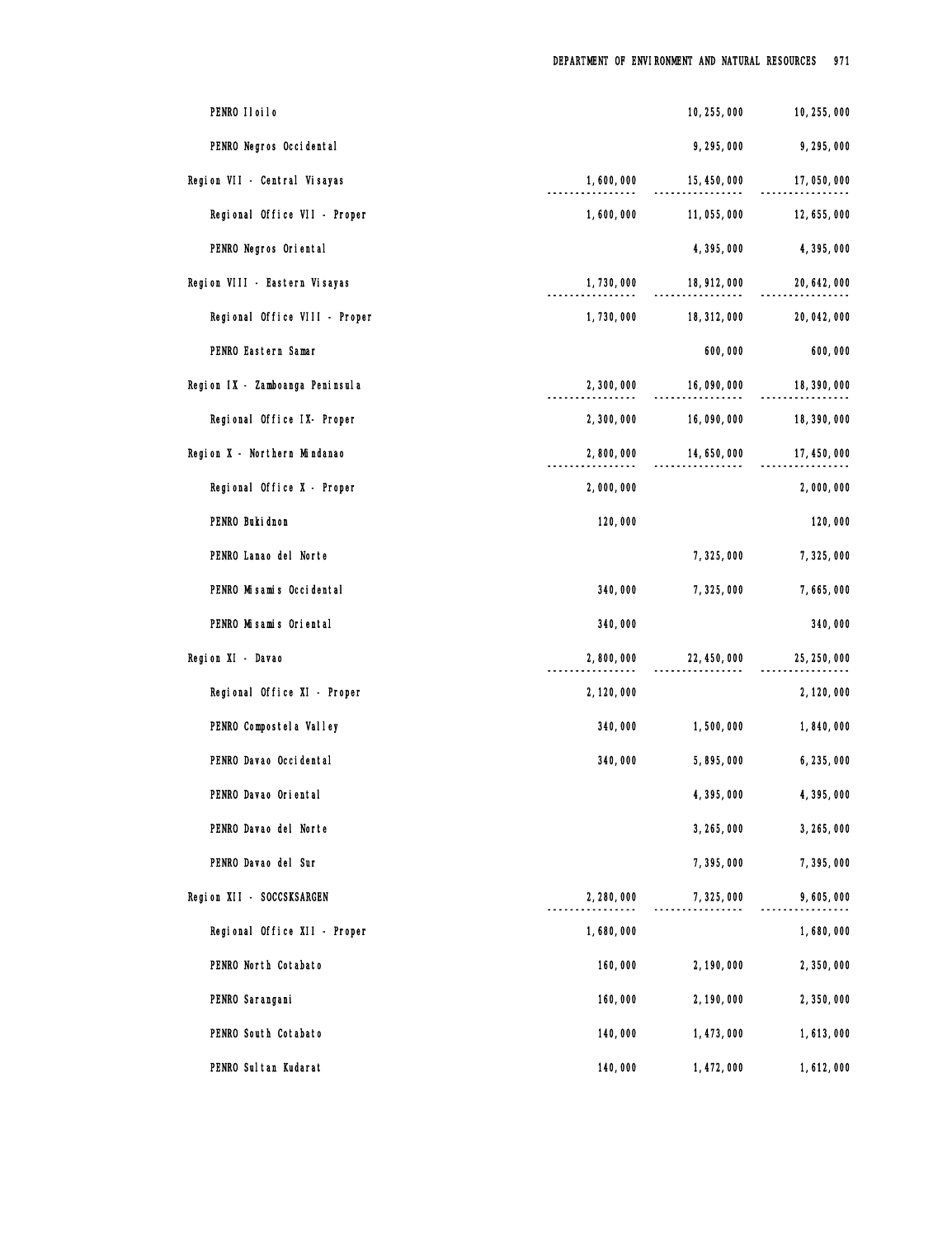| | | | |
|---|---|---|---|
| PENRO Iloilo | | 10,255,000 | 10,255,000 |
| PENRO Negros Occidental | | 9,295,000 | 9,295,000 |
| Region VII - Central Visayas | 1,600,000 | 15,450,000 | 17,050,000 |
| Regional Office VII - Proper | 1,600,000 | 11,055,000 | 12,655,000 |
| PENRO Negros Oriental | | 4,395,000 | 4,395,000 |
| Region VIII - Eastern Visayas | 1,730,000 | 18,912,000 | 20,642,000 |
| Regional Office VIII - Proper | 1,730,000 | 18,312,000 | 20,042,000 |
| PENRO Eastern Samar | | 600,000 | 600,000 |
| Region IX - Zamboanga Peninsula | 2,300,000 | 16,090,000 | 18,390,000 |
| Regional Office IX- Proper | 2,300,000 | 16,090,000 | 18,390,000 |
| Region X - Northern Mindanao | 2,800,000 | 14,650,000 | 17,450,000 |
| Regional Office X - Proper | 2,000,000 | | 2,000,000 |
| PENRO Bukidnon | 120,000 | | 120,000 |
| PENRO Lanao del Norte | | 7,325,000 | 7,325,000 |
| PENRO Misamis Occidental | 340,000 | 7,325,000 | 7,665,000 |
| PENRO Misamis Oriental | 340,000 | | 340,000 |
| Region XI - Davao | 2,800,000 | 22,450,000 | 25,250,000 |
| Regional Office XI - Proper | 2,120,000 | | 2,120,000 |
| PENRO Compostela Valley | 340,000 | 1,500,000 | 1,840,000 |
| PENRO Davao Occidental | 340,000 | 5,895,000 | 6,235,000 |
| PENRO Davao Oriental | | 4,395,000 | 4,395,000 |
| PENRO Davao del Norte | | 3,265,000 | 3,265,000 |
| PENRO Davao del Sur | | 7,395,000 | 7,395,000 |
| Region XII - SOCCSKSARGEN | 2,280,000 | 7,325,000 | 9,605,000 |
| Regional Office XII - Proper | 1,680,000 | | 1,680,000 |
| PENRO North Cotabato | 160,000 | 2,190,000 | 2,350,000 |
| PENRO Sarangani | 160,000 | 2,190,000 | 2,350,000 |
| PENRO South Cotabato | 140,000 | 1,473,000 | 1,613,000 |
| PENRO Sultan Kudarat | 140,000 | 1,472,000 | 1,612,000 |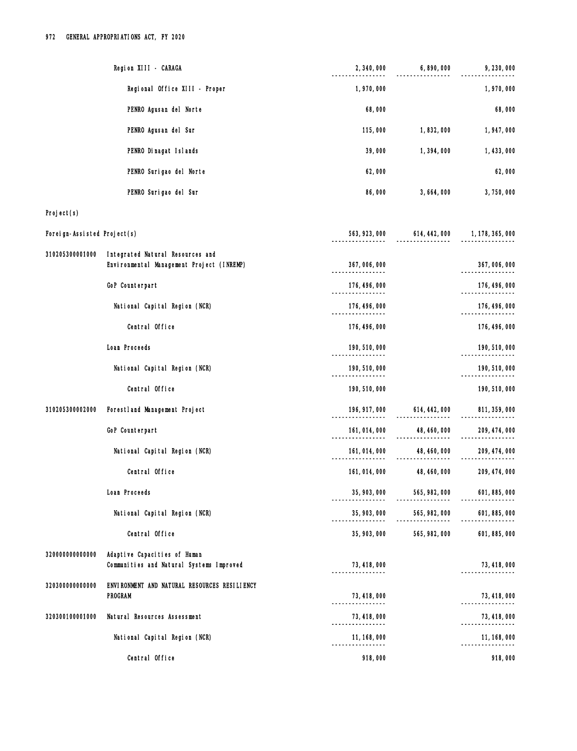| Code | Particulars | | | |
|---|---|---|---|---|
| | Region XIII - CARAGA | 2,340,000 | 6,890,000 | 9,230,000 |
| | Regional Office XIII - Proper | 1,970,000 | | 1,970,000 |
| | PENRO Agusan del Norte | 68,000 | | 68,000 |
| | PENRO Agusan del Sur | 115,000 | 1,832,000 | 1,947,000 |
| | PENRO Dinagat Islands | 39,000 | 1,394,000 | 1,433,000 |
| | PENRO Surigao del Norte | 62,000 | | 62,000 |
| | PENRO Surigao del Sur | 86,000 | 3,664,000 | 3,750,000 |
| Project(s) | | | | |
| Foreign-Assisted Project(s) | | 563,923,000 | 614,442,000 | 1,178,365,000 |
| 310205300001000 | Integrated Natural Resources and Environmental Management Project (INREMP) | 367,006,000 | | 367,006,000 |
| | GoP Counterpart | 176,496,000 | | 176,496,000 |
| | National Capital Region (NCR) | 176,496,000 | | 176,496,000 |
| | Central Office | 176,496,000 | | 176,496,000 |
| | Loan Proceeds | 190,510,000 | | 190,510,000 |
| | National Capital Region (NCR) | 190,510,000 | | 190,510,000 |
| | Central Office | 190,510,000 | | 190,510,000 |
| 310205300002000 | Forestland Management Project | 196,917,000 | 614,442,000 | 811,359,000 |
| | GoP Counterpart | 161,014,000 | 48,460,000 | 209,474,000 |
| | National Capital Region (NCR) | 161,014,000 | 48,460,000 | 209,474,000 |
| | Central Office | 161,014,000 | 48,460,000 | 209,474,000 |
| | Loan Proceeds | 35,903,000 | 565,982,000 | 601,885,000 |
| | National Capital Region (NCR) | 35,903,000 | 565,982,000 | 601,885,000 |
| | Central Office | 35,903,000 | 565,982,000 | 601,885,000 |
| 320000000000000 | Adaptive Capacities of Human Communities and Natural Systems Improved | 73,418,000 | | 73,418,000 |
| 320300000000000 | ENVIRONMENT AND NATURAL RESOURCES RESILIENCY PROGRAM | 73,418,000 | | 73,418,000 |
| 320300100001000 | Natural Resources Assessment | 73,418,000 | | 73,418,000 |
| | National Capital Region (NCR) | 11,168,000 | | 11,168,000 |
| | Central Office | 918,000 | | 918,000 |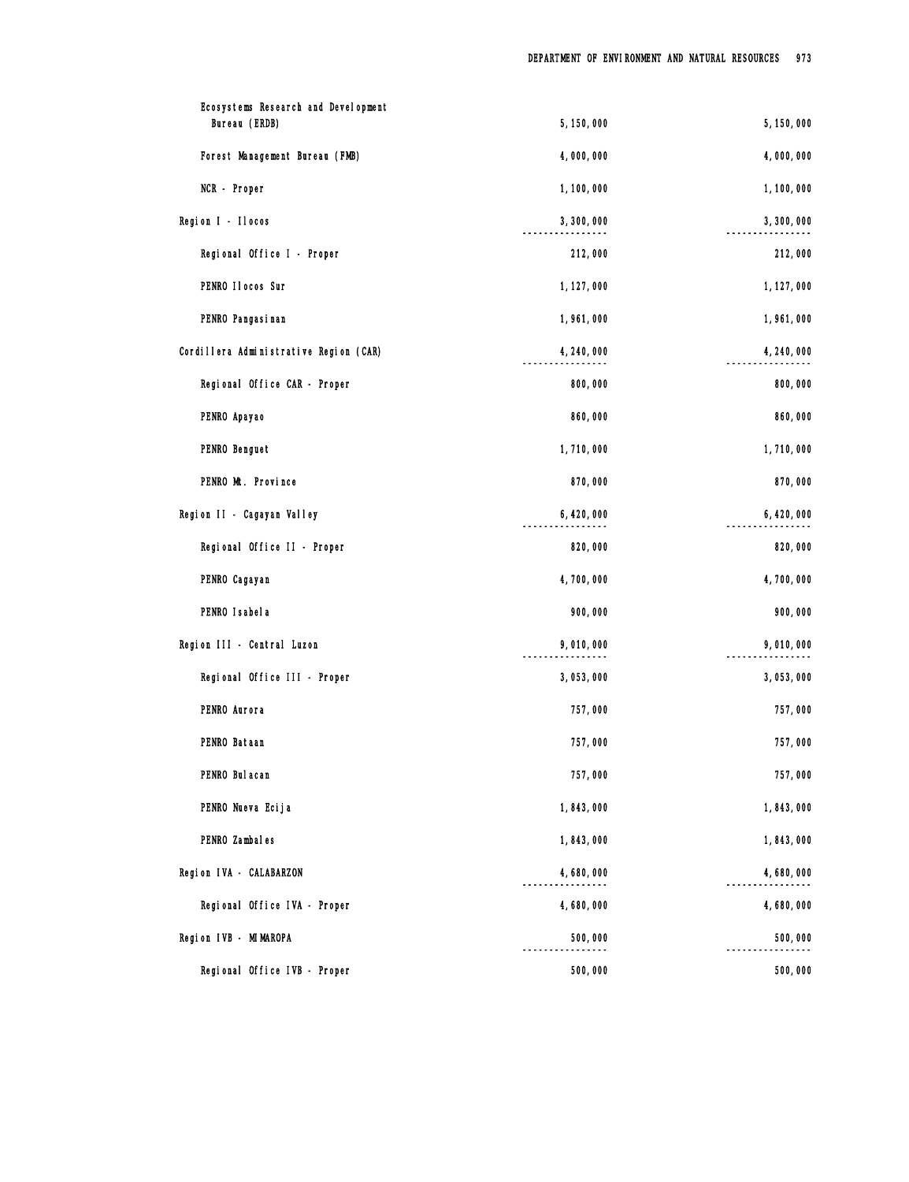| | | |
|---|---|---|
| Ecosystems Research and Development Bureau (ERDB) | 5,150,000 | 5,150,000 |
| Forest Management Bureau (FMB) | 4,000,000 | 4,000,000 |
| NCR - Proper | 1,100,000 | 1,100,000 |
| Region I - Ilocos | 3,300,000 | 3,300,000 |
| Regional Office I - Proper | 212,000 | 212,000 |
| PENRO Ilocos Sur | 1,127,000 | 1,127,000 |
| PENRO Pangasinan | 1,961,000 | 1,961,000 |
| Cordillera Administrative Region (CAR) | 4,240,000 | 4,240,000 |
| Regional Office CAR - Proper | 800,000 | 800,000 |
| PENRO Apayao | 860,000 | 860,000 |
| PENRO Benguet | 1,710,000 | 1,710,000 |
| PENRO Mt. Province | 870,000 | 870,000 |
| Region II - Cagayan Valley | 6,420,000 | 6,420,000 |
| Regional Office II - Proper | 820,000 | 820,000 |
| PENRO Cagayan | 4,700,000 | 4,700,000 |
| PENRO Isabela | 900,000 | 900,000 |
| Region III - Central Luzon | 9,010,000 | 9,010,000 |
| Regional Office III - Proper | 3,053,000 | 3,053,000 |
| PENRO Aurora | 757,000 | 757,000 |
| PENRO Bataan | 757,000 | 757,000 |
| PENRO Bulacan | 757,000 | 757,000 |
| PENRO Nueva Ecija | 1,843,000 | 1,843,000 |
| PENRO Zambales | 1,843,000 | 1,843,000 |
| Region IVA - CALABARZON | 4,680,000 | 4,680,000 |
| Regional Office IVA - Proper | 4,680,000 | 4,680,000 |
| Region IVB - MIMAROPA | 500,000 | 500,000 |
| Regional Office IVB - Proper | 500,000 | 500,000 |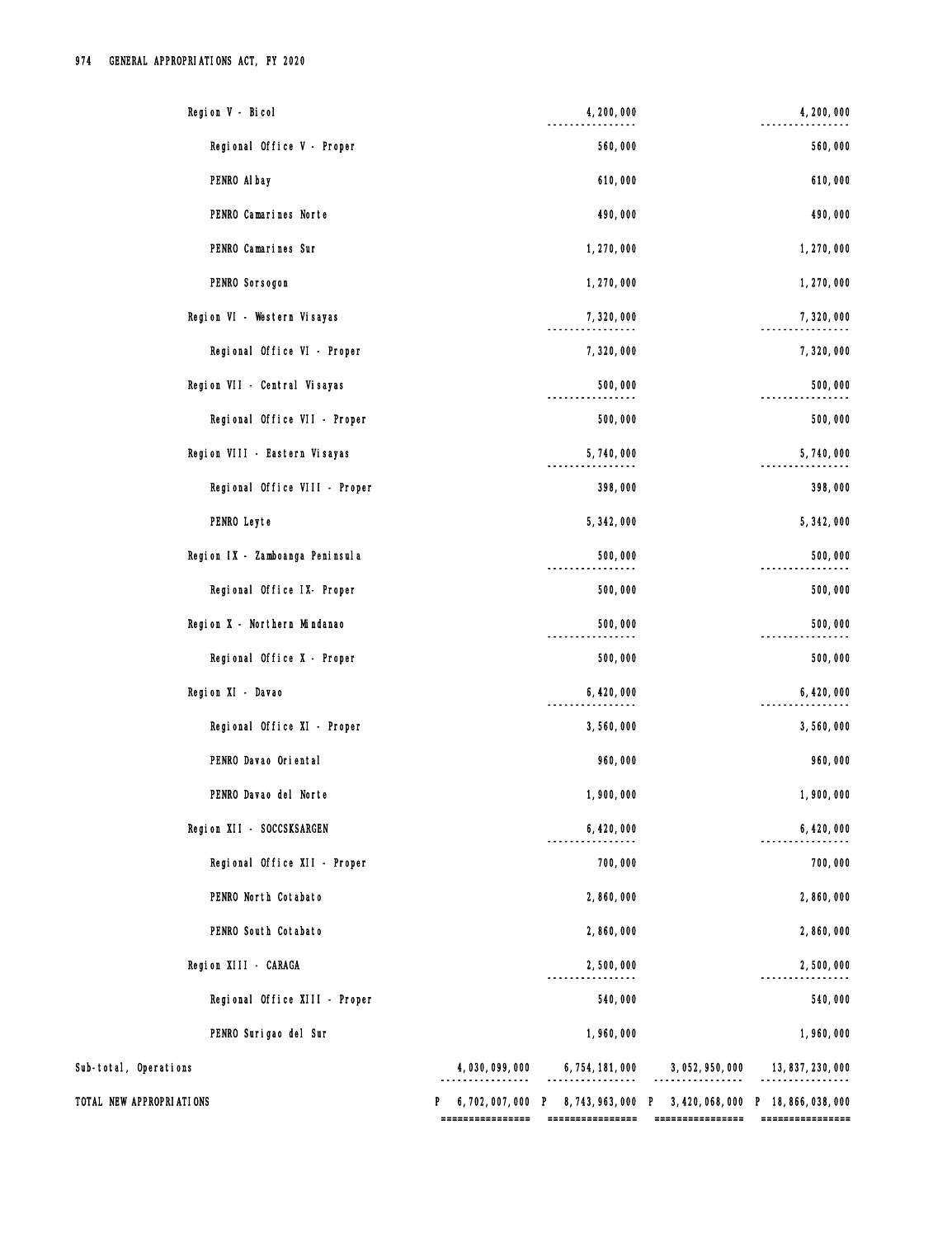| | | | | |
|---|---|---|---|---|
| Region V - Bicol | | 4,200,000 | | 4,200,000 |
| Regional Office V - Proper | | 560,000 | | 560,000 |
| PENRO Albay | | 610,000 | | 610,000 |
| PENRO Camarines Norte | | 490,000 | | 490,000 |
| PENRO Camarines Sur | | 1,270,000 | | 1,270,000 |
| PENRO Sorsogon | | 1,270,000 | | 1,270,000 |
| Region VI - Western Visayas | | 7,320,000 | | 7,320,000 |
| Regional Office VI - Proper | | 7,320,000 | | 7,320,000 |
| Region VII - Central Visayas | | 500,000 | | 500,000 |
| Regional Office VII - Proper | | 500,000 | | 500,000 |
| Region VIII - Eastern Visayas | | 5,740,000 | | 5,740,000 |
| Regional Office VIII - Proper | | 398,000 | | 398,000 |
| PENRO Leyte | | 5,342,000 | | 5,342,000 |
| Region IX - Zamboanga Peninsula | | 500,000 | | 500,000 |
| Regional Office IX- Proper | | 500,000 | | 500,000 |
| Region X - Northern Mindanao | | 500,000 | | 500,000 |
| Regional Office X - Proper | | 500,000 | | 500,000 |
| Region XI - Davao | | 6,420,000 | | 6,420,000 |
| Regional Office XI - Proper | | 3,560,000 | | 3,560,000 |
| PENRO Davao Oriental | | 960,000 | | 960,000 |
| PENRO Davao del Norte | | 1,900,000 | | 1,900,000 |
| Region XII - SOCCSKSARGEN | | 6,420,000 | | 6,420,000 |
| Regional Office XII - Proper | | 700,000 | | 700,000 |
| PENRO North Cotabato | | 2,860,000 | | 2,860,000 |
| PENRO South Cotabato | | 2,860,000 | | 2,860,000 |
| Region XIII - CARAGA | | 2,500,000 | | 2,500,000 |
| Regional Office XIII - Proper | | 540,000 | | 540,000 |
| PENRO Surigao del Sur | | 1,960,000 | | 1,960,000 |
| Sub-total, Operations | 4,030,099,000 | 6,754,181,000 | 3,052,950,000 | 13,837,230,000 |
| TOTAL NEW APPROPRIATIONS | P 6,702,007,000 | P 8,743,963,000 | P 3,420,068,000 | P 18,866,038,000 |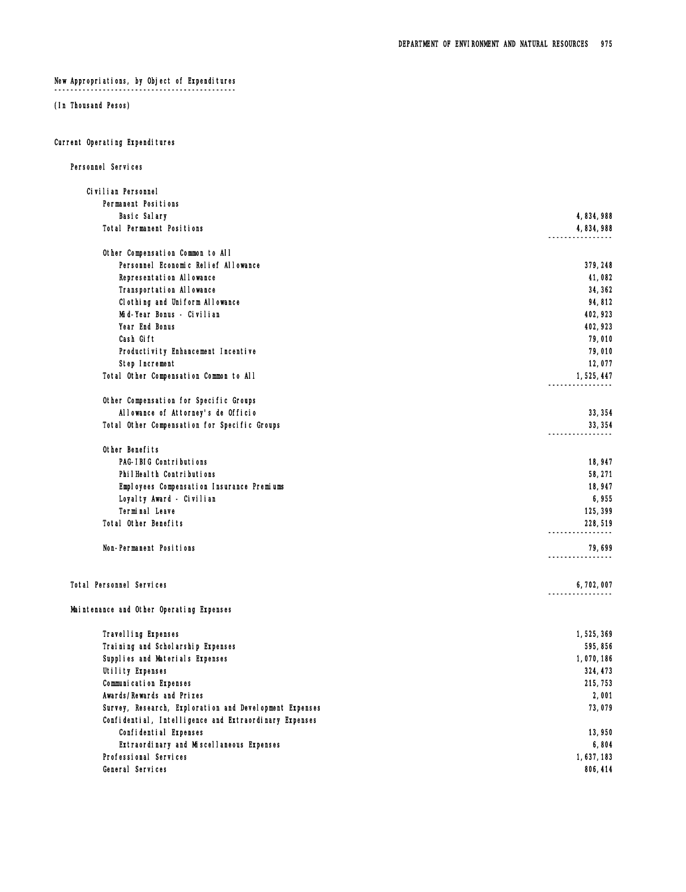## New Appropriations, by Object of Expenditures

(In Thousand Pesos)

### Current Operating Expenditures

#### Personnel Services

| | |
|---|---:|
| **Civilian Personnel** | |
| Permanent Positions | |
| Basic Salary | 4,834,988 |
| Total Permanent Positions | 4,834,988 |
| | |
| Other Compensation Common to All | |
| Personnel Economic Relief Allowance | 379,248 |
| Representation Allowance | 41,082 |
| Transportation Allowance | 34,362 |
| Clothing and Uniform Allowance | 94,812 |
| Mid-Year Bonus - Civilian | 402,923 |
| Year End Bonus | 402,923 |
| Cash Gift | 79,010 |
| Productivity Enhancement Incentive | 79,010 |
| Step Increment | 12,077 |
| Total Other Compensation Common to All | 1,525,447 |
| | |
| Other Compensation for Specific Groups | |
| Allowance of Attorney's de Officio | 33,354 |
| Total Other Compensation for Specific Groups | 33,354 |
| | |
| Other Benefits | |
| PAG-IBIG Contributions | 18,947 |
| PhilHealth Contributions | 58,271 |
| Employees Compensation Insurance Premiums | 18,947 |
| Loyalty Award - Civilian | 6,955 |
| Terminal Leave | 125,399 |
| Total Other Benefits | 228,519 |
| | |
| Non-Permanent Positions | 79,699 |
| | |
| **Total Personnel Services** | **6,702,007** |

#### Maintenance and Other Operating Expenses

| | |
|---|---:|
| Travelling Expenses | 1,525,369 |
| Training and Scholarship Expenses | 595,856 |
| Supplies and Materials Expenses | 1,070,186 |
| Utility Expenses | 324,473 |
| Communication Expenses | 215,753 |
| Awards/Rewards and Prizes | 2,001 |
| Survey, Research, Exploration and Development Expenses | 73,079 |
| Confidential, Intelligence and Extraordinary Expenses | |
| Confidential Expenses | 13,950 |
| Extraordinary and Miscellaneous Expenses | 6,804 |
| Professional Services | 1,637,183 |
| General Services | 806,414 |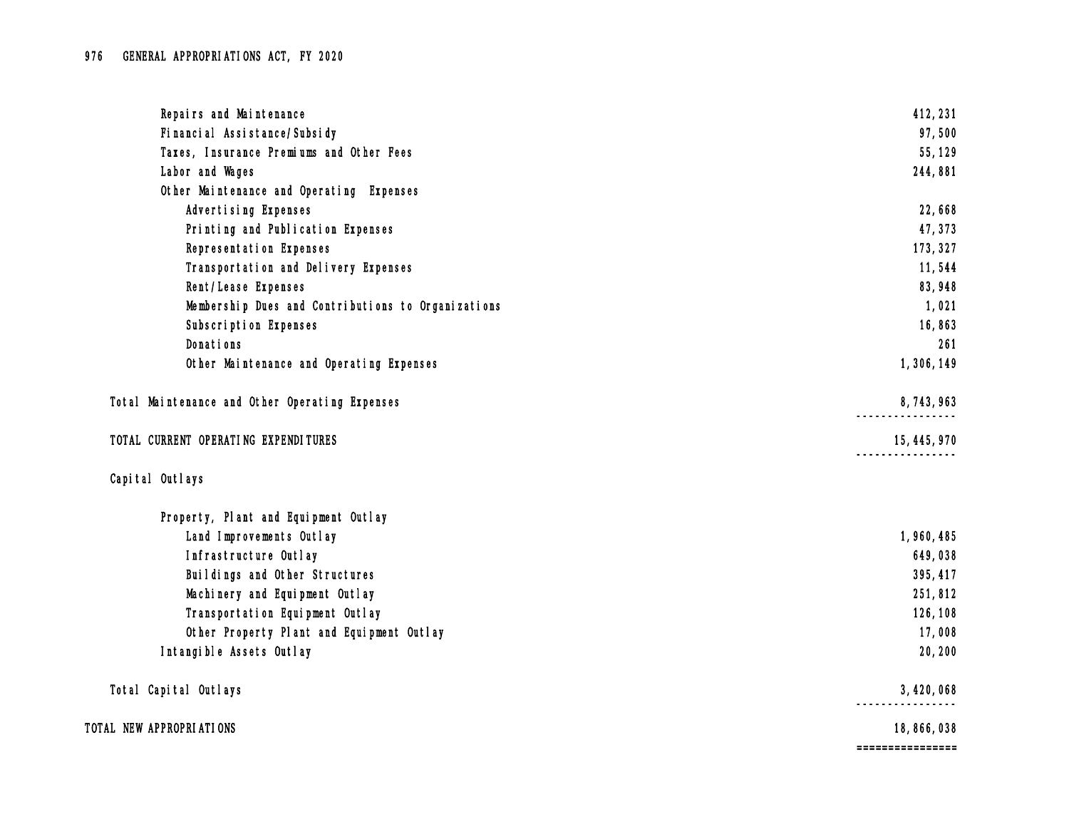| | |
|---|---|
| Repairs and Maintenance | 412,231 |
| Financial Assistance/Subsidy | 97,500 |
| Taxes, Insurance Premiums and Other Fees | 55,129 |
| Labor and Wages | 244,881 |
| Other Maintenance and Operating Expenses | |
| Advertising Expenses | 22,668 |
| Printing and Publication Expenses | 47,373 |
| Representation Expenses | 173,327 |
| Transportation and Delivery Expenses | 11,544 |
| Rent/Lease Expenses | 83,948 |
| Membership Dues and Contributions to Organizations | 1,021 |
| Subscription Expenses | 16,863 |
| Donations | 261 |
| Other Maintenance and Operating Expenses | 1,306,149 |
| Total Maintenance and Other Operating Expenses | 8,743,963 |
| TOTAL CURRENT OPERATING EXPENDITURES | 15,445,970 |
| Capital Outlays | |
| Property, Plant and Equipment Outlay | |
| Land Improvements Outlay | 1,960,485 |
| Infrastructure Outlay | 649,038 |
| Buildings and Other Structures | 395,417 |
| Machinery and Equipment Outlay | 251,812 |
| Transportation Equipment Outlay | 126,108 |
| Other Property Plant and Equipment Outlay | 17,008 |
| Intangible Assets Outlay | 20,200 |
| Total Capital Outlays | 3,420,068 |
| TOTAL NEW APPROPRIATIONS | 18,866,038 |